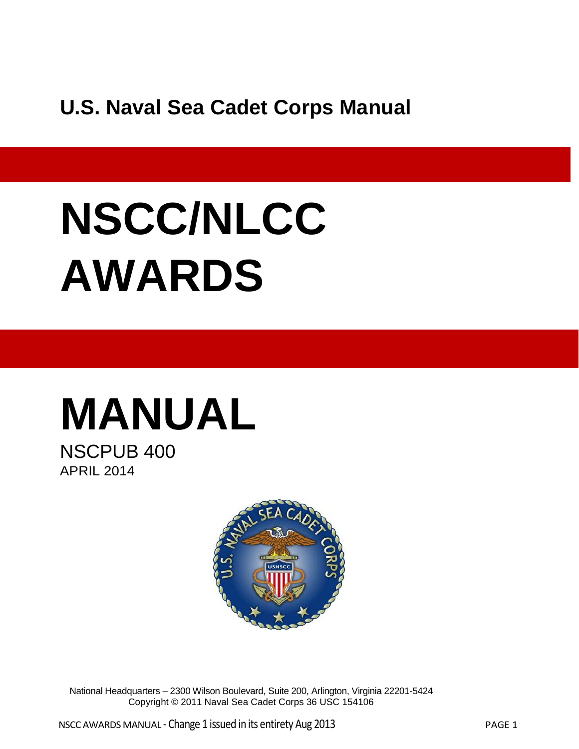**U.S. Naval Sea Cadet Corps Manual**

# NSCC/NLCC AWARDS

# MANUAL

NSCPUB 400

APRIL 2014

National Headquarters – 2300 Wilson Boulevard, Suite 200, Arlington, Virginia 22201-5424
Copyright © 2011 Naval Sea Cadet Corps 36 USC 154106

NSCC AWARDS MANUAL - Change 1 issued in its entirety Aug 2013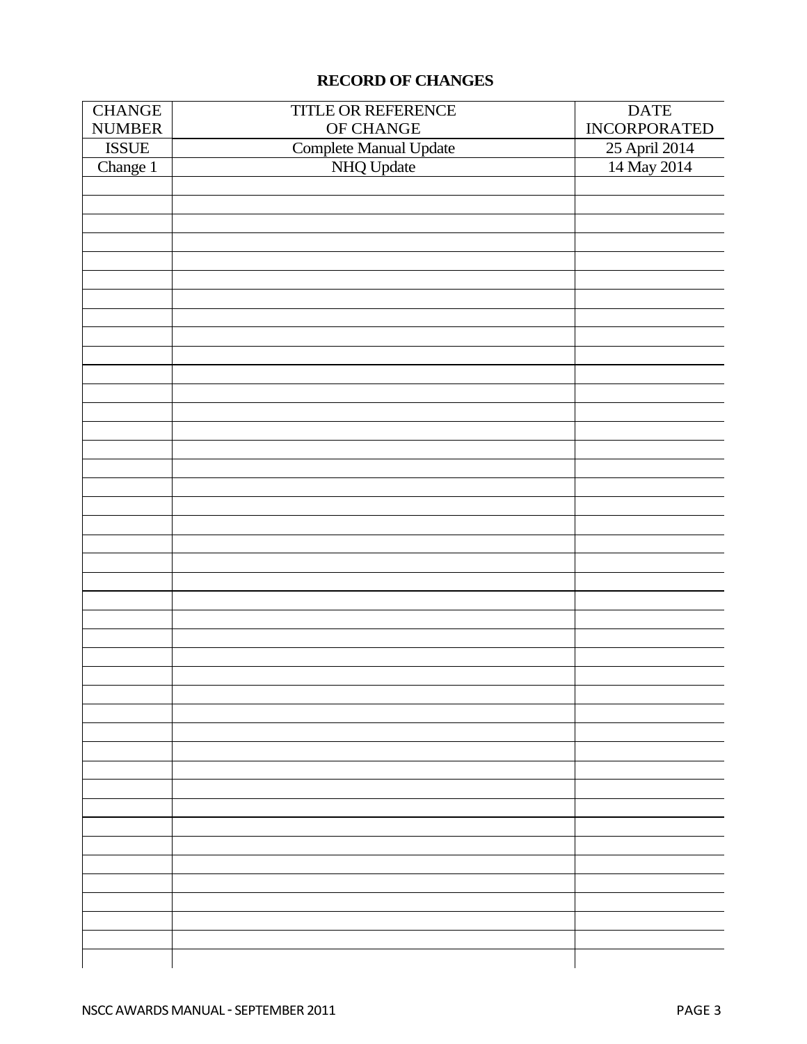## RECORD OF CHANGES

| CHANGE NUMBER | TITLE OR REFERENCE OF CHANGE | DATE INCORPORATED |
|---|---|---|
| ISSUE | Complete Manual Update | 25 April 2014 |
| Change 1 | NHQ Update | 14 May 2014 |
| | | |
| | | |
| | | |
| | | |
| | | |
| | | |
| | | |
| | | |
| | | |
| | | |
| | | |
| | | |
| | | |
| | | |
| | | |
| | | |
| | | |
| | | |
| | | |
| | | |
| | | |
| | | |
| | | |
| | | |
| | | |
| | | |
| | | |
| | | |
| | | |
| | | |
| | | |
| | | |
| | | |
| | | |
| | | |
| | | |
| | | |
| | | |
| | | |
| | | |
| | | |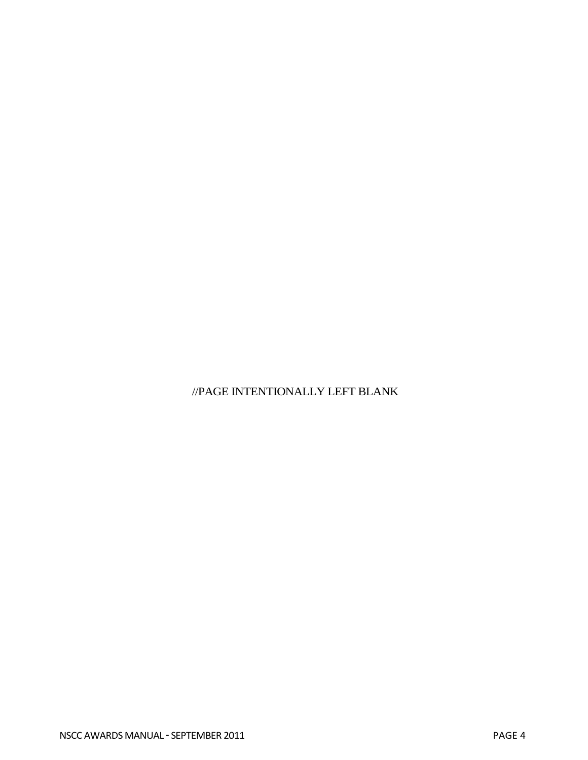//PAGE INTENTIONALLY LEFT BLANK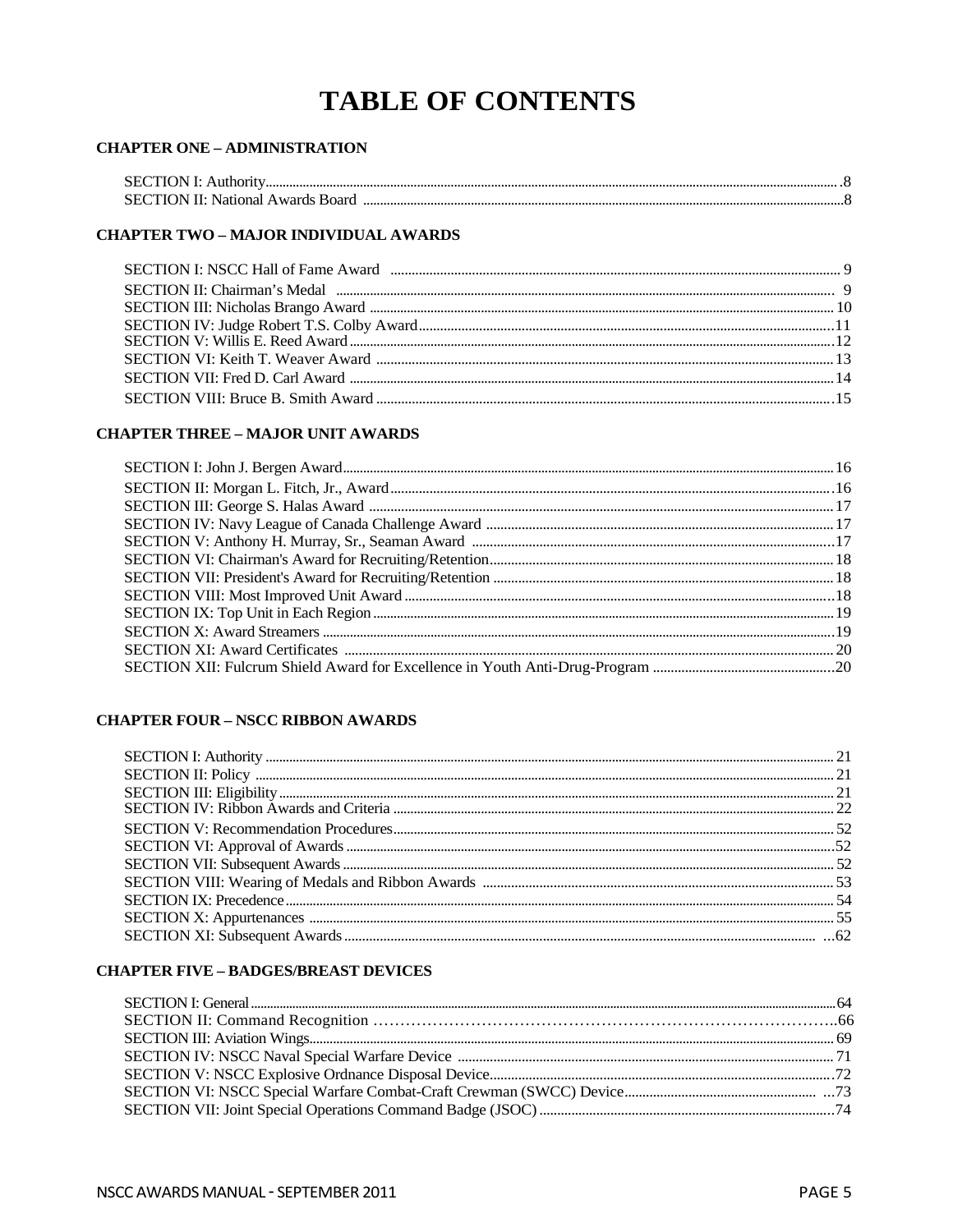# TABLE OF CONTENTS

**CHAPTER ONE – ADMINISTRATION**

SECTION I: Authority .......... 8
SECTION II: National Awards Board .......... 8

**CHAPTER TWO – MAJOR INDIVIDUAL AWARDS**

SECTION I: NSCC Hall of Fame Award .......... 9
SECTION II: Chairman's Medal .......... 9
SECTION III: Nicholas Brango Award .......... 10
SECTION IV: Judge Robert T.S. Colby Award .......... 11
SECTION V: Willis E. Reed Award .......... 12
SECTION VI: Keith T. Weaver Award .......... 13
SECTION VII: Fred D. Carl Award .......... 14
SECTION VIII: Bruce B. Smith Award .......... 15

**CHAPTER THREE – MAJOR UNIT AWARDS**

SECTION I: John J. Bergen Award .......... 16
SECTION II: Morgan L. Fitch, Jr., Award .......... 16
SECTION III: George S. Halas Award .......... 17
SECTION IV: Navy League of Canada Challenge Award .......... 17
SECTION V: Anthony H. Murray, Sr., Seaman Award .......... 17
SECTION VI: Chairman's Award for Recruiting/Retention .......... 18
SECTION VII: President's Award for Recruiting/Retention .......... 18
SECTION VIII: Most Improved Unit Award .......... 18
SECTION IX: Top Unit in Each Region .......... 19
SECTION X: Award Streamers .......... 19
SECTION XI: Award Certificates .......... 20
SECTION XII: Fulcrum Shield Award for Excellence in Youth Anti-Drug-Program .......... 20

**CHAPTER FOUR – NSCC RIBBON AWARDS**

SECTION I: Authority .......... 21
SECTION II: Policy .......... 21
SECTION III: Eligibility .......... 21
SECTION IV: Ribbon Awards and Criteria .......... 22
SECTION V: Recommendation Procedures .......... 52
SECTION VI: Approval of Awards .......... 52
SECTION VII: Subsequent Awards .......... 52
SECTION VIII: Wearing of Medals and Ribbon Awards .......... 53
SECTION IX: Precedence .......... 54
SECTION X: Appurtenances .......... 55
SECTION XI: Subsequent Awards .......... 62

**CHAPTER FIVE – BADGES/BREAST DEVICES**

SECTION I: General .......... 64
SECTION II: Command Recognition .......... 66
SECTION III: Aviation Wings .......... 69
SECTION IV: NSCC Naval Special Warfare Device .......... 71
SECTION V: NSCC Explosive Ordnance Disposal Device .......... 72
SECTION VI: NSCC Special Warfare Combat-Craft Crewman (SWCC) Device .......... 73
SECTION VII: Joint Special Operations Command Badge (JSOC) .......... 74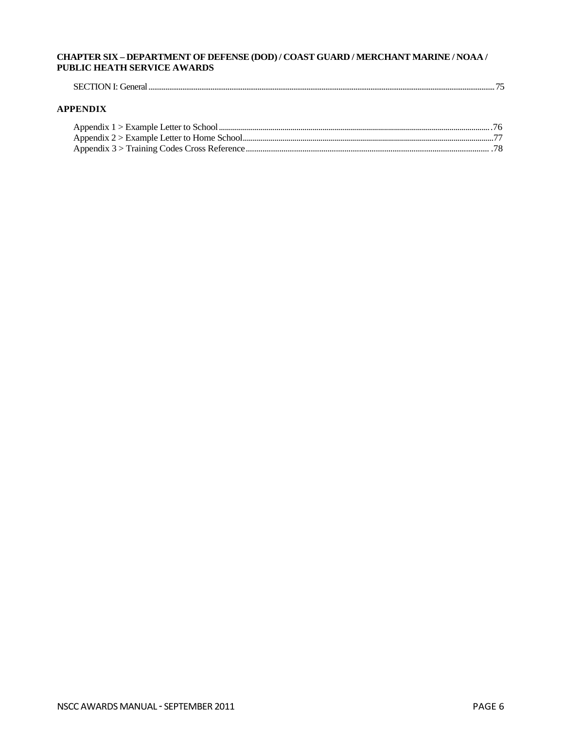**CHAPTER SIX – DEPARTMENT OF DEFENSE (DOD) / COAST GUARD / MERCHANT MARINE / NOAA / PUBLIC HEATH SERVICE AWARDS**

SECTION I: General ........................................................................................ 75

## APPENDIX

Appendix 1 > Example Letter to School ........................................................................................ 76
Appendix 2 > Example Letter to Home School ........................................................................................ 77
Appendix 3 > Training Codes Cross Reference ........................................................................................ 78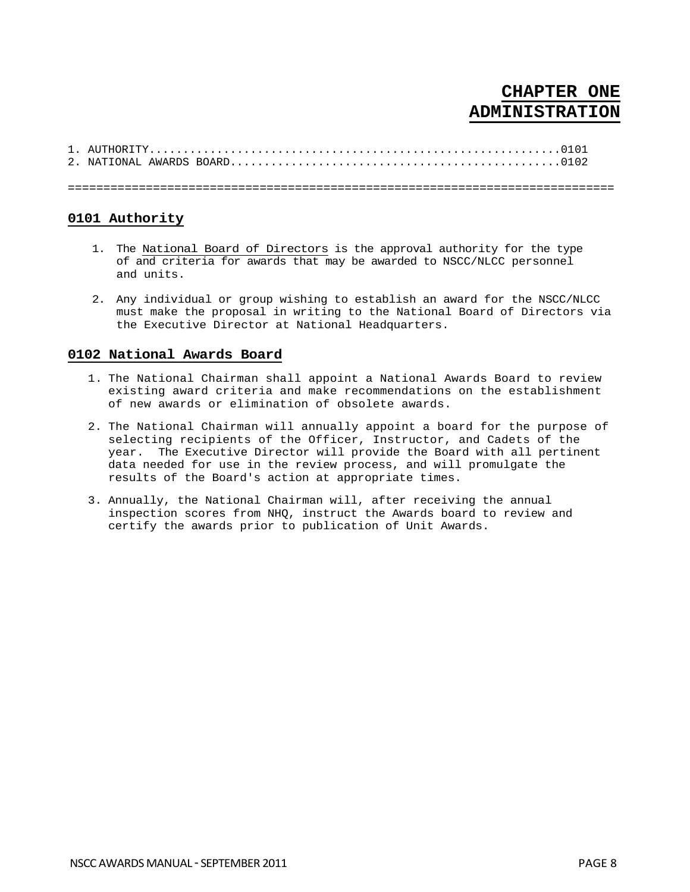# CHAPTER ONE
# ADMINISTRATION

1. AUTHORITY.............................................................0101
2. NATIONAL AWARDS BOARD................................................0102

===========================================================================

## 0101 Authority

1. The National Board of Directors is the approval authority for the type of and criteria for awards that may be awarded to NSCC/NLCC personnel and units.

2. Any individual or group wishing to establish an award for the NSCC/NLCC must make the proposal in writing to the National Board of Directors via the Executive Director at National Headquarters.

## 0102 National Awards Board

1. The National Chairman shall appoint a National Awards Board to review existing award criteria and make recommendations on the establishment of new awards or elimination of obsolete awards.

2. The National Chairman will annually appoint a board for the purpose of selecting recipients of the Officer, Instructor, and Cadets of the year. The Executive Director will provide the Board with all pertinent data needed for use in the review process, and will promulgate the results of the Board's action at appropriate times.

3. Annually, the National Chairman will, after receiving the annual inspection scores from NHQ, instruct the Awards board to review and certify the awards prior to publication of Unit Awards.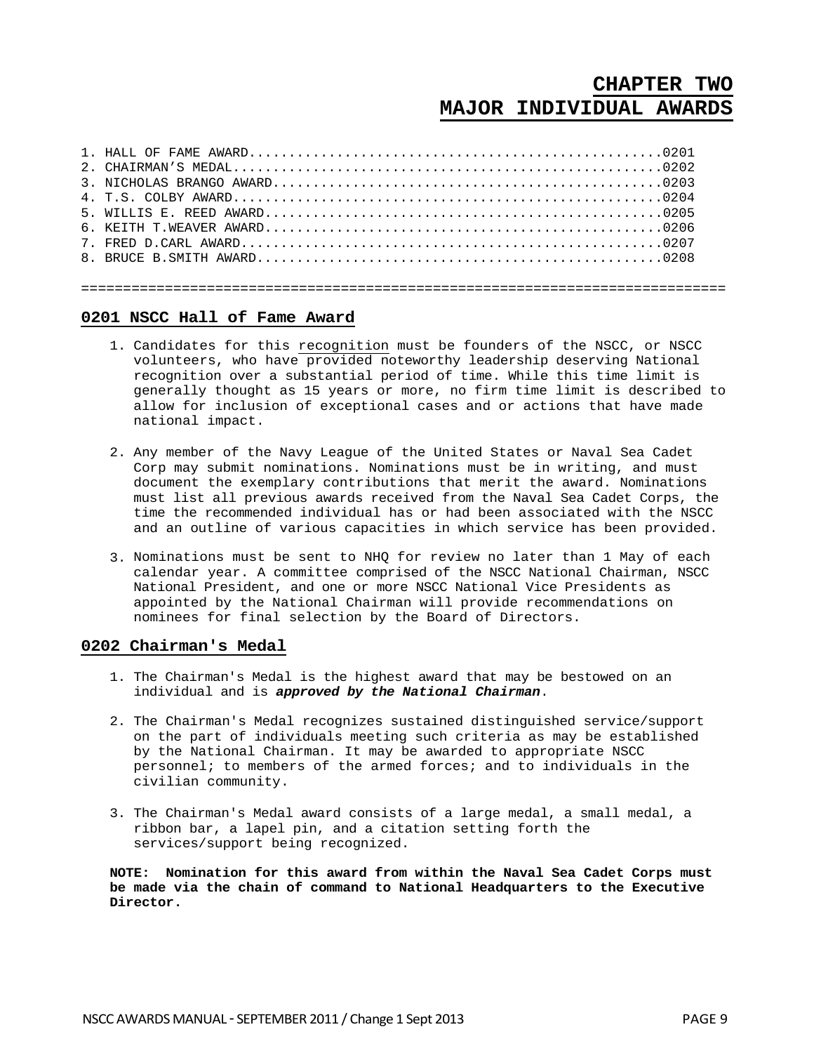# CHAPTER TWO
# MAJOR INDIVIDUAL AWARDS

1. HALL OF FAME AWARD....................................................0201
2. CHAIRMAN'S MEDAL......................................................0202
3. NICHOLAS BRANGO AWARD.................................................0203
4. T.S. COLBY AWARD......................................................0204
5. WILLIS E. REED AWARD..................................................0205
6. KEITH T.WEAVER AWARD..................................................0206
7. FRED D.CARL AWARD.....................................................0207
8. BRUCE B.SMITH AWARD...................................................0208

===============================================================================

## 0201 NSCC Hall of Fame Award

1. Candidates for this recognition must be founders of the NSCC, or NSCC volunteers, who have provided noteworthy leadership deserving National recognition over a substantial period of time. While this time limit is generally thought as 15 years or more, no firm time limit is described to allow for inclusion of exceptional cases and or actions that have made national impact.

2. Any member of the Navy League of the United States or Naval Sea Cadet Corp may submit nominations. Nominations must be in writing, and must document the exemplary contributions that merit the award. Nominations must list all previous awards received from the Naval Sea Cadet Corps, the time the recommended individual has or had been associated with the NSCC and an outline of various capacities in which service has been provided.

3. Nominations must be sent to NHQ for review no later than 1 May of each calendar year. A committee comprised of the NSCC National Chairman, NSCC National President, and one or more NSCC National Vice Presidents as appointed by the National Chairman will provide recommendations on nominees for final selection by the Board of Directors.

## 0202 Chairman's Medal

1. The Chairman's Medal is the highest award that may be bestowed on an individual and is ***approved by the National Chairman***.

2. The Chairman's Medal recognizes sustained distinguished service/support on the part of individuals meeting such criteria as may be established by the National Chairman. It may be awarded to appropriate NSCC personnel; to members of the armed forces; and to individuals in the civilian community.

3. The Chairman's Medal award consists of a large medal, a small medal, a ribbon bar, a lapel pin, and a citation setting forth the services/support being recognized.

**NOTE: Nomination for this award from within the Naval Sea Cadet Corps must be made via the chain of command to National Headquarters to the Executive Director.**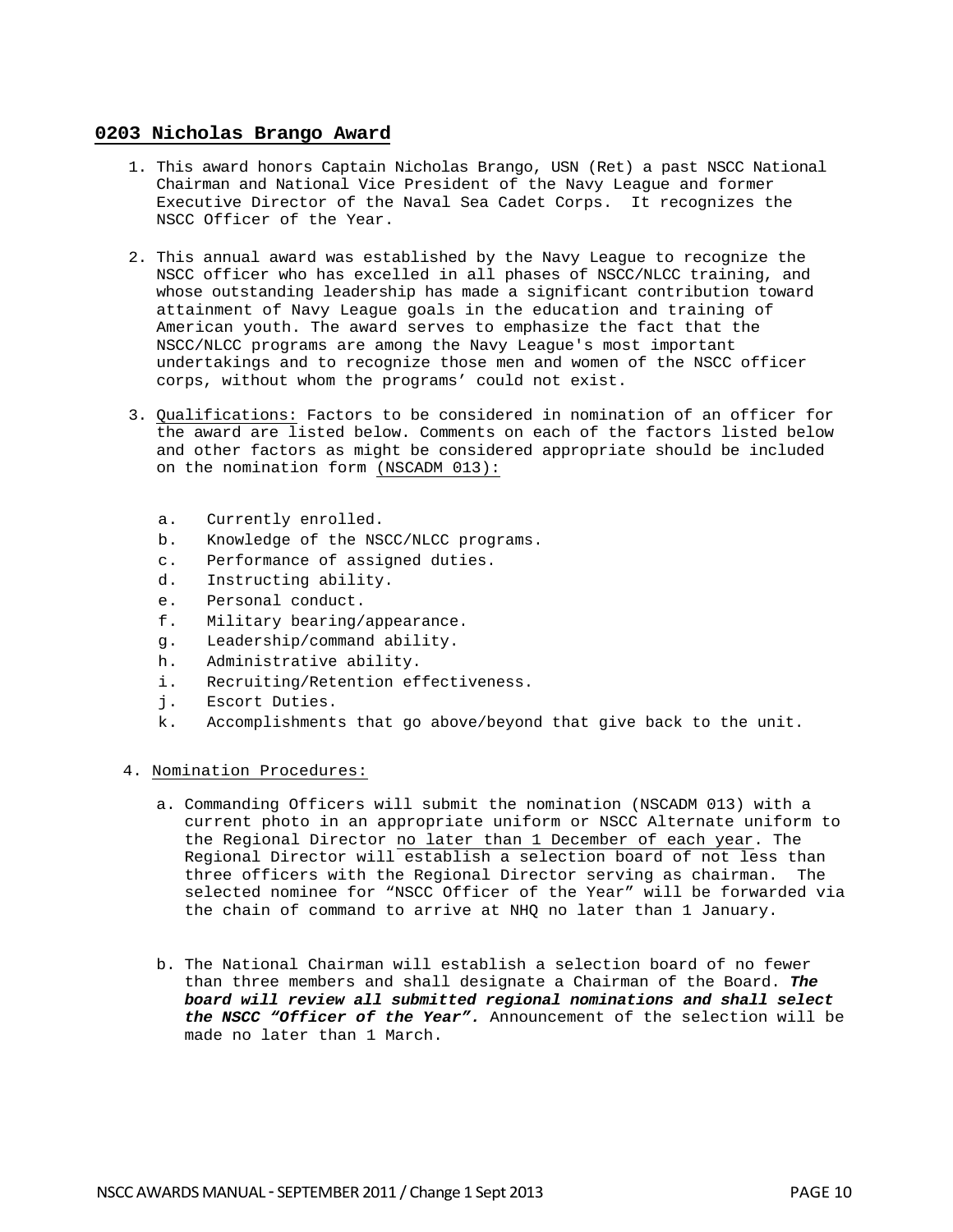## **0203 Nicholas Brango Award**

1. This award honors Captain Nicholas Brango, USN (Ret) a past NSCC National Chairman and National Vice President of the Navy League and former Executive Director of the Naval Sea Cadet Corps. It recognizes the NSCC Officer of the Year.

2. This annual award was established by the Navy League to recognize the NSCC officer who has excelled in all phases of NSCC/NLCC training, and whose outstanding leadership has made a significant contribution toward attainment of Navy League goals in the education and training of American youth. The award serves to emphasize the fact that the NSCC/NLCC programs are among the Navy League's most important undertakings and to recognize those men and women of the NSCC officer corps, without whom the programs' could not exist.

3. Qualifications: Factors to be considered in nomination of an officer for the award are listed below. Comments on each of the factors listed below and other factors as might be considered appropriate should be included on the nomination form (NSCADM 013):

   a. Currently enrolled.
   b. Knowledge of the NSCC/NLCC programs.
   c. Performance of assigned duties.
   d. Instructing ability.
   e. Personal conduct.
   f. Military bearing/appearance.
   g. Leadership/command ability.
   h. Administrative ability.
   i. Recruiting/Retention effectiveness.
   j. Escort Duties.
   k. Accomplishments that go above/beyond that give back to the unit.

4. Nomination Procedures:

   a. Commanding Officers will submit the nomination (NSCADM 013) with a current photo in an appropriate uniform or NSCC Alternate uniform to the Regional Director no later than 1 December of each year. The Regional Director will establish a selection board of not less than three officers with the Regional Director serving as chairman. The selected nominee for "NSCC Officer of the Year" will be forwarded via the chain of command to arrive at NHQ no later than 1 January.

   b. The National Chairman will establish a selection board of no fewer than three members and shall designate a Chairman of the Board. ***The board will review all submitted regional nominations and shall select the NSCC "Officer of the Year".*** Announcement of the selection will be made no later than 1 March.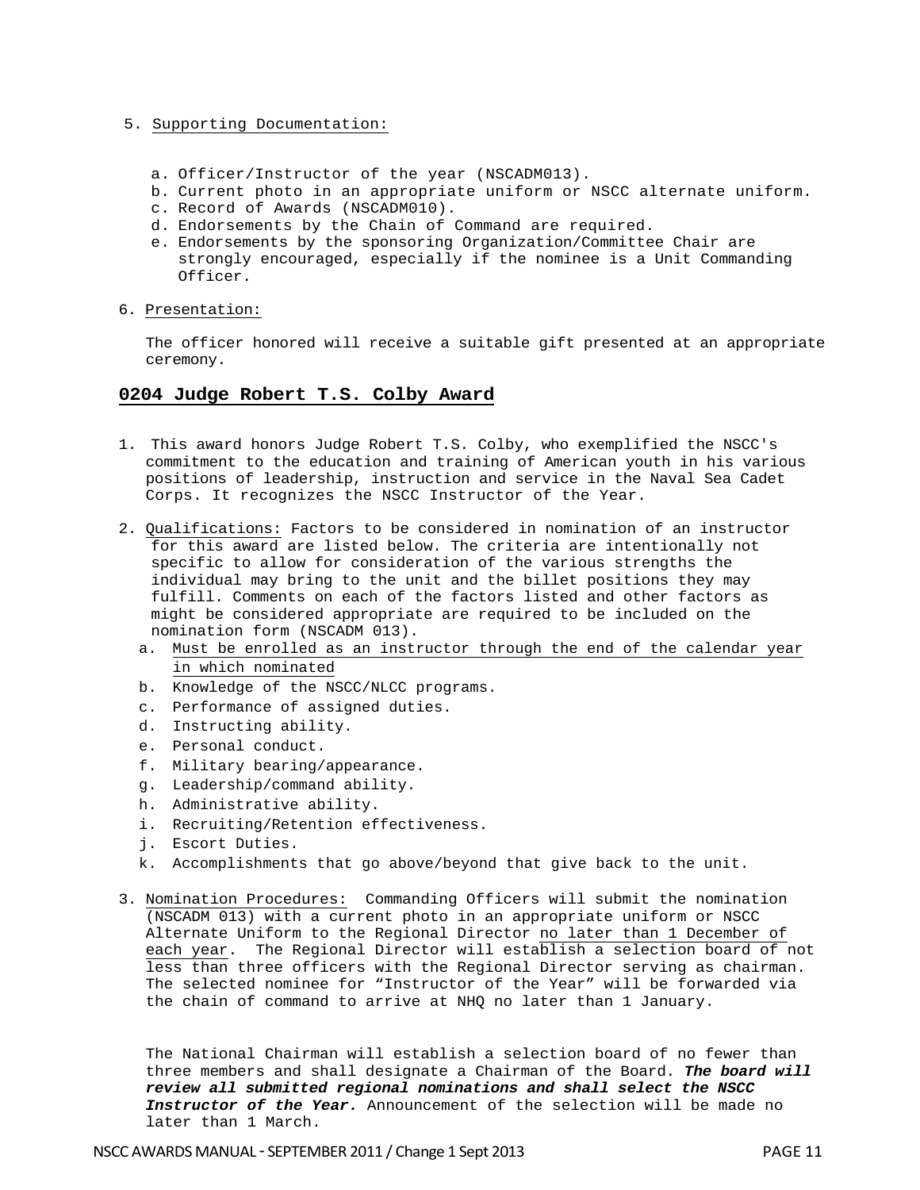5. Supporting Documentation:

   a. Officer/Instructor of the year (NSCADM013).
   b. Current photo in an appropriate uniform or NSCC alternate uniform.
   c. Record of Awards (NSCADM010).
   d. Endorsements by the Chain of Command are required.
   e. Endorsements by the sponsoring Organization/Committee Chair are strongly encouraged, especially if the nominee is a Unit Commanding Officer.

6. Presentation:

   The officer honored will receive a suitable gift presented at an appropriate ceremony.

## 0204 Judge Robert T.S. Colby Award

1. This award honors Judge Robert T.S. Colby, who exemplified the NSCC's commitment to the education and training of American youth in his various positions of leadership, instruction and service in the Naval Sea Cadet Corps. It recognizes the NSCC Instructor of the Year.

2. Qualifications: Factors to be considered in nomination of an instructor for this award are listed below. The criteria are intentionally not specific to allow for consideration of the various strengths the individual may bring to the unit and the billet positions they may fulfill. Comments on each of the factors listed and other factors as might be considered appropriate are required to be included on the nomination form (NSCADM 013).
   a. Must be enrolled as an instructor through the end of the calendar year in which nominated
   b. Knowledge of the NSCC/NLCC programs.
   c. Performance of assigned duties.
   d. Instructing ability.
   e. Personal conduct.
   f. Military bearing/appearance.
   g. Leadership/command ability.
   h. Administrative ability.
   i. Recruiting/Retention effectiveness.
   j. Escort Duties.
   k. Accomplishments that go above/beyond that give back to the unit.

3. Nomination Procedures: Commanding Officers will submit the nomination (NSCADM 013) with a current photo in an appropriate uniform or NSCC Alternate Uniform to the Regional Director no later than 1 December of each year. The Regional Director will establish a selection board of not less than three officers with the Regional Director serving as chairman. The selected nominee for "Instructor of the Year" will be forwarded via the chain of command to arrive at NHQ no later than 1 January.

   The National Chairman will establish a selection board of no fewer than three members and shall designate a Chairman of the Board. ***The board will review all submitted regional nominations and shall select the NSCC Instructor of the Year.*** Announcement of the selection will be made no later than 1 March.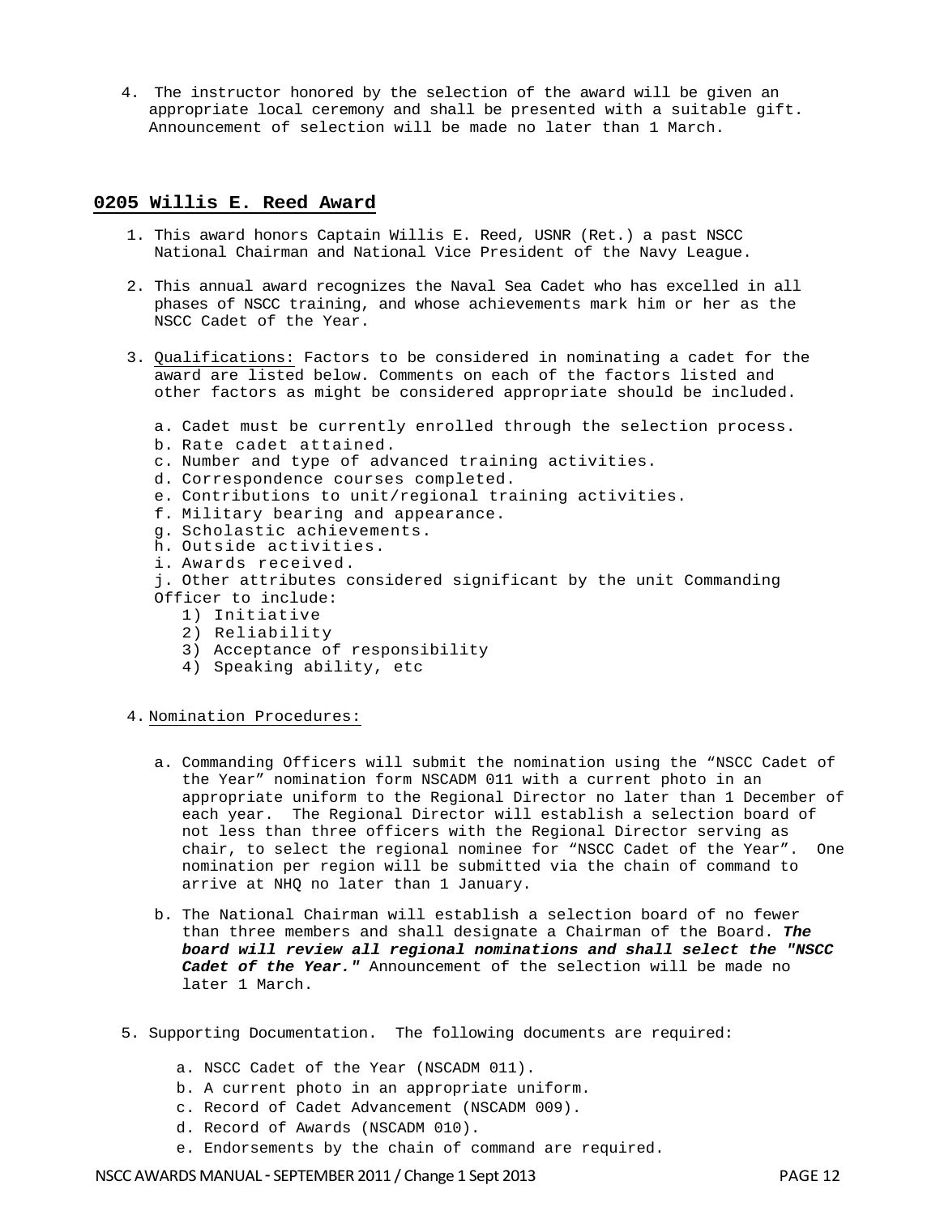4. The instructor honored by the selection of the award will be given an appropriate local ceremony and shall be presented with a suitable gift. Announcement of selection will be made no later than 1 March.

## 0205 Willis E. Reed Award

1. This award honors Captain Willis E. Reed, USNR (Ret.) a past NSCC National Chairman and National Vice President of the Navy League.

2. This annual award recognizes the Naval Sea Cadet who has excelled in all phases of NSCC training, and whose achievements mark him or her as the NSCC Cadet of the Year.

3. Qualifications: Factors to be considered in nominating a cadet for the award are listed below. Comments on each of the factors listed and other factors as might be considered appropriate should be included.

   a. Cadet must be currently enrolled through the selection process.
   b. Rate cadet attained.
   c. Number and type of advanced training activities.
   d. Correspondence courses completed.
   e. Contributions to unit/regional training activities.
   f. Military bearing and appearance.
   g. Scholastic achievements.
   h. Outside activities.
   i. Awards received.
   j. Other attributes considered significant by the unit Commanding Officer to include:
      1) Initiative
      2) Reliability
      3) Acceptance of responsibility
      4) Speaking ability, etc

4. Nomination Procedures:

   a. Commanding Officers will submit the nomination using the “NSCC Cadet of the Year” nomination form NSCADM 011 with a current photo in an appropriate uniform to the Regional Director no later than 1 December of each year. The Regional Director will establish a selection board of not less than three officers with the Regional Director serving as chair, to select the regional nominee for “NSCC Cadet of the Year”. One nomination per region will be submitted via the chain of command to arrive at NHQ no later than 1 January.

   b. The National Chairman will establish a selection board of no fewer than three members and shall designate a Chairman of the Board. ***The board will review all regional nominations and shall select the "NSCC Cadet of the Year."*** Announcement of the selection will be made no later 1 March.

5. Supporting Documentation. The following documents are required:

   a. NSCC Cadet of the Year (NSCADM 011).
   b. A current photo in an appropriate uniform.
   c. Record of Cadet Advancement (NSCADM 009).
   d. Record of Awards (NSCADM 010).
   e. Endorsements by the chain of command are required.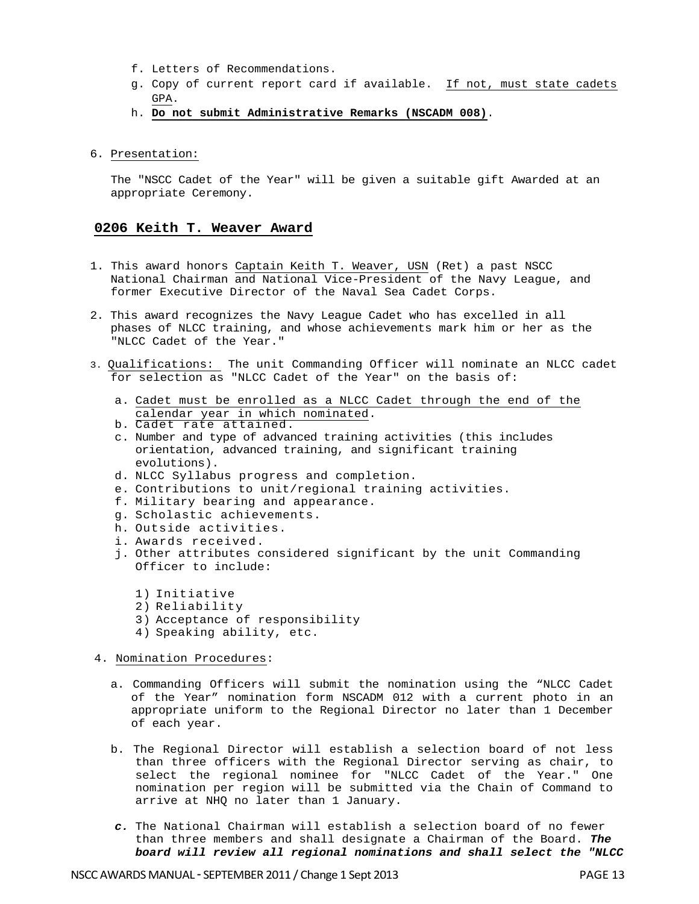f. Letters of Recommendations.
g. Copy of current report card if available. <u>If not, must state cadets GPA</u>.
h. **<u>Do not submit Administrative Remarks (NSCADM 008)</u>**.

6. <u>Presentation:</u>

   The "NSCC Cadet of the Year" will be given a suitable gift Awarded at an appropriate Ceremony.

## 0206 Keith T. Weaver Award

1. This award honors <u>Captain Keith T. Weaver, USN</u> (Ret) a past NSCC National Chairman <u>and National Vice-President</u> of the Navy League, and former Executive Director of the Naval Sea Cadet Corps.

2. This award recognizes the Navy League Cadet who has excelled in all phases of NLCC training, and whose achievements mark him or her as the "NLCC Cadet of the Year."

3. <u>Qualifications:</u> The unit Commanding Officer will nominate an NLCC cadet for selection as "NLCC Cadet of the Year" on the basis of:

   a. <u>Cadet must be enrolled as a NLCC Cadet through the end of the calendar year in which nominated</u>.
   b. Cadet rate attained.
   c. Number and type of advanced training activities (this includes orientation, advanced training, and significant training evolutions).
   d. NLCC Syllabus progress and completion.
   e. Contributions to unit/regional training activities.
   f. Military bearing and appearance.
   g. Scholastic achievements.
   h. Outside activities.
   i. Awards received.
   j. Other attributes considered significant by the unit Commanding Officer to include:

      1) Initiative
      2) Reliability
      3) Acceptance of responsibility
      4) Speaking ability, etc.

4. <u>Nomination Procedures</u>:

   a. Commanding Officers will submit the nomination using the "NLCC Cadet of the Year" nomination form NSCADM 012 with a current photo in an appropriate uniform to the Regional Director no later than 1 December of each year.

   b. The Regional Director will establish a selection board of not less than three officers with the Regional Director serving as chair, to select the regional nominee for "NLCC Cadet of the Year." One nomination per region will be submitted via the Chain of Command to arrive at NHQ no later than 1 January.

   ***c.*** The National Chairman will establish a selection board of no fewer than three members and shall designate a Chairman of the Board. ***The board will review all regional nominations and shall select the "NLCC***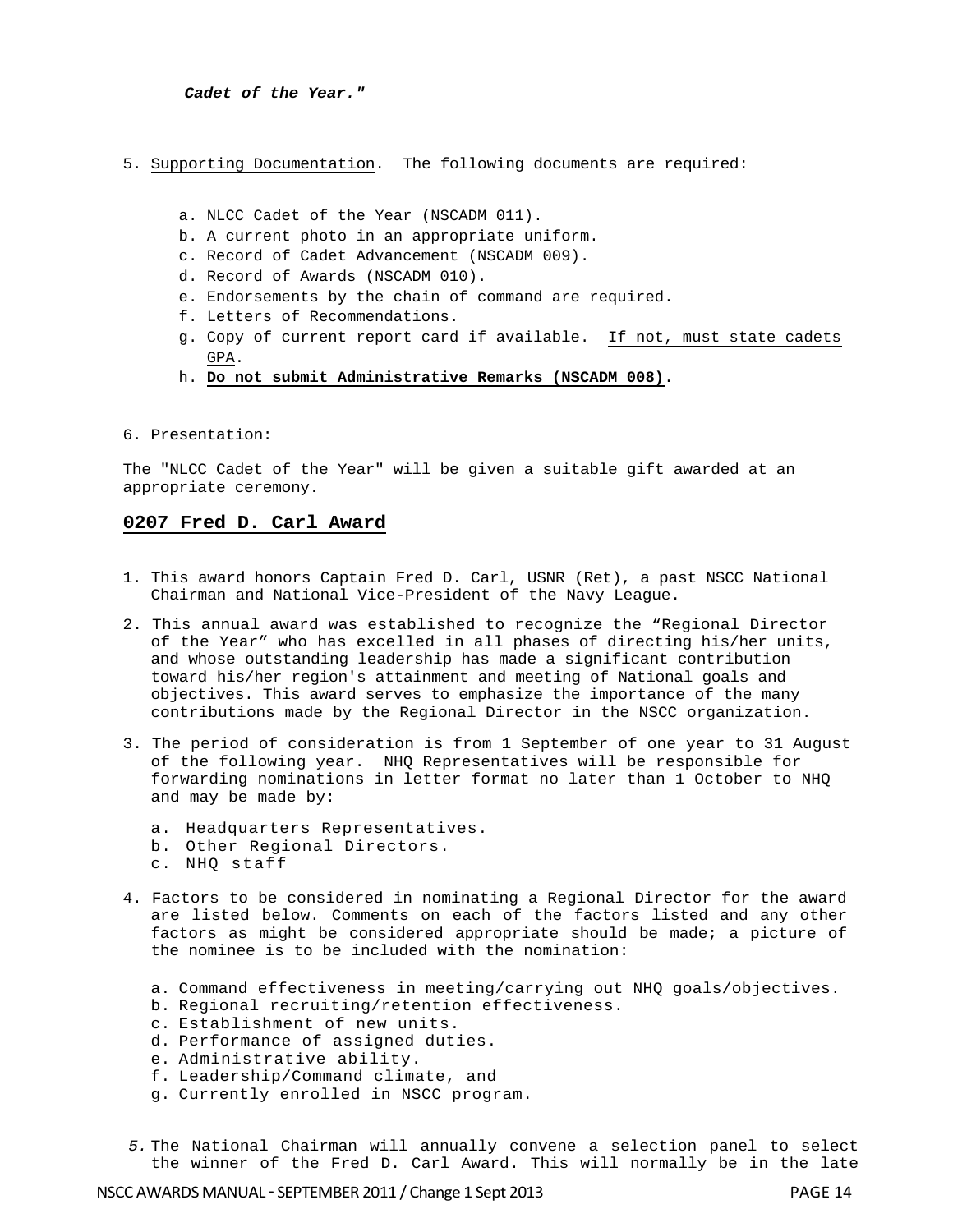***Cadet of the Year."***

5. Supporting Documentation. The following documents are required:

   a. NLCC Cadet of the Year (NSCADM 011).
   b. A current photo in an appropriate uniform.
   c. Record of Cadet Advancement (NSCADM 009).
   d. Record of Awards (NSCADM 010).
   e. Endorsements by the chain of command are required.
   f. Letters of Recommendations.
   g. Copy of current report card if available. If not, must state cadets GPA.
   h. **Do not submit Administrative Remarks (NSCADM 008)**.

6. Presentation:

The "NLCC Cadet of the Year" will be given a suitable gift awarded at an appropriate ceremony.

## 0207 Fred D. Carl Award

1. This award honors Captain Fred D. Carl, USNR (Ret), a past NSCC National Chairman and National Vice-President of the Navy League.

2. This annual award was established to recognize the "Regional Director of the Year" who has excelled in all phases of directing his/her units, and whose outstanding leadership has made a significant contribution toward his/her region's attainment and meeting of National goals and objectives. This award serves to emphasize the importance of the many contributions made by the Regional Director in the NSCC organization.

3. The period of consideration is from 1 September of one year to 31 August of the following year. NHQ Representatives will be responsible for forwarding nominations in letter format no later than 1 October to NHQ and may be made by:

   a. Headquarters Representatives.
   b. Other Regional Directors.
   c. NHQ staff

4. Factors to be considered in nominating a Regional Director for the award are listed below. Comments on each of the factors listed and any other factors as might be considered appropriate should be made; a picture of the nominee is to be included with the nomination:

   a. Command effectiveness in meeting/carrying out NHQ goals/objectives.
   b. Regional recruiting/retention effectiveness.
   c. Establishment of new units.
   d. Performance of assigned duties.
   e. Administrative ability.
   f. Leadership/Command climate, and
   g. Currently enrolled in NSCC program.

5. The National Chairman will annually convene a selection panel to select the winner of the Fred D. Carl Award. This will normally be in the late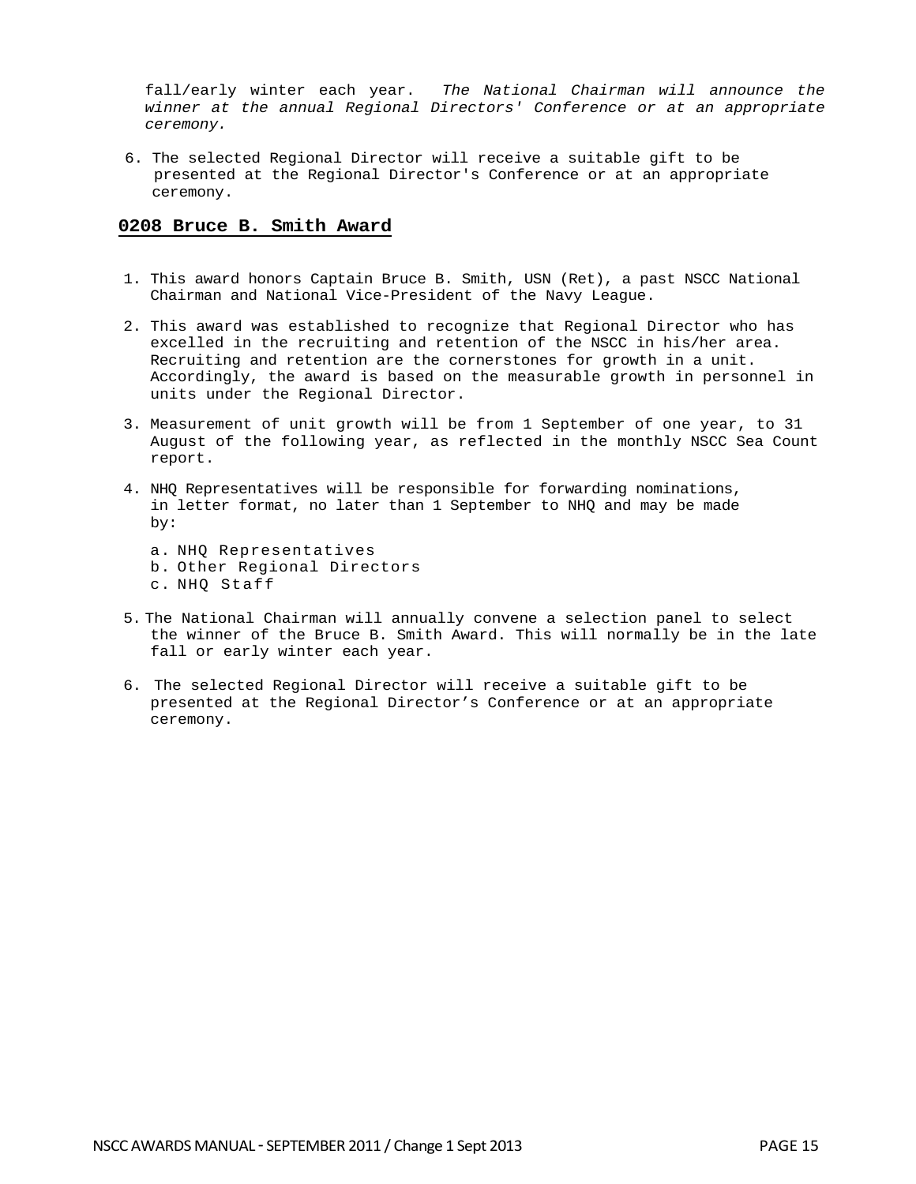fall/early winter each year. *The National Chairman will announce the winner at the annual Regional Directors' Conference or at an appropriate ceremony.*

6. The selected Regional Director will receive a suitable gift to be presented at the Regional Director's Conference or at an appropriate ceremony.

## **0208 Bruce B. Smith Award**

1. This award honors Captain Bruce B. Smith, USN (Ret), a past NSCC National Chairman and National Vice-President of the Navy League.

2. This award was established to recognize that Regional Director who has excelled in the recruiting and retention of the NSCC in his/her area. Recruiting and retention are the cornerstones for growth in a unit. Accordingly, the award is based on the measurable growth in personnel in units under the Regional Director.

3. Measurement of unit growth will be from 1 September of one year, to 31 August of the following year, as reflected in the monthly NSCC Sea Count report.

4. NHQ Representatives will be responsible for forwarding nominations, in letter format, no later than 1 September to NHQ and may be made by:

   a. NHQ Representatives
   b. Other Regional Directors
   c. NHQ Staff

5. The National Chairman will annually convene a selection panel to select the winner of the Bruce B. Smith Award. This will normally be in the late fall or early winter each year.

6. The selected Regional Director will receive a suitable gift to be presented at the Regional Director's Conference or at an appropriate ceremony.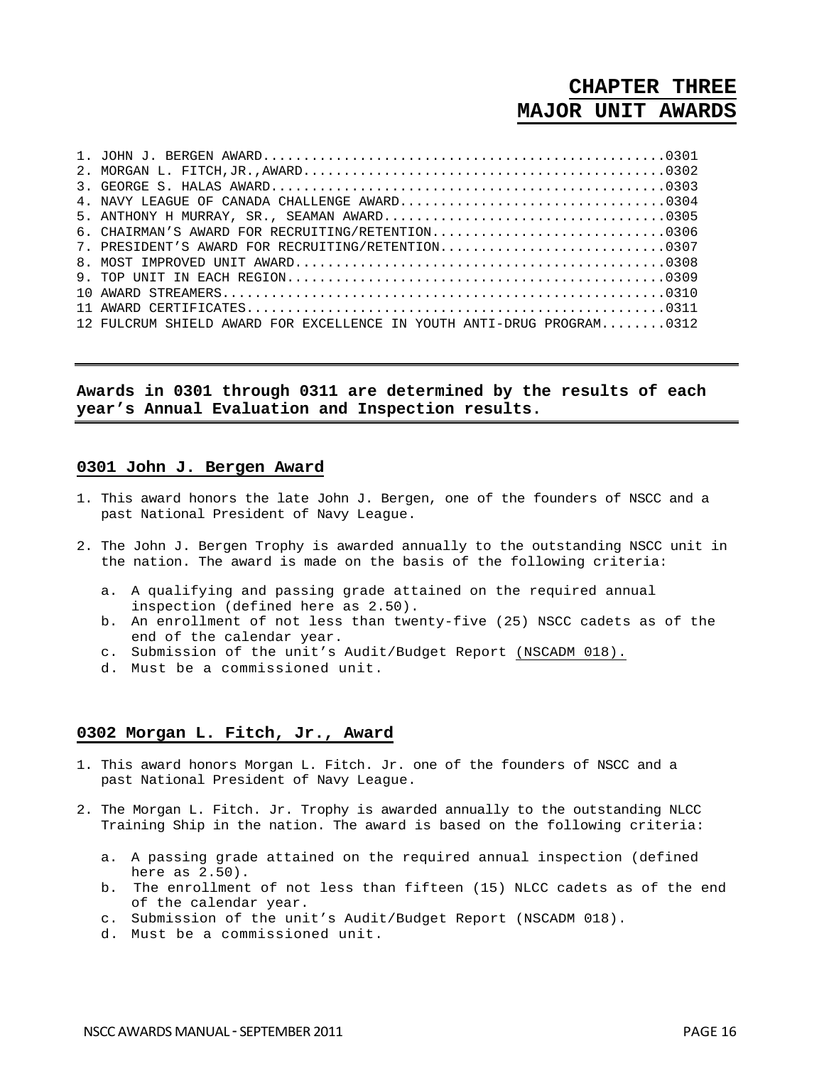# CHAPTER THREE
# MAJOR UNIT AWARDS

1. JOHN J. BERGEN AWARD....................................................0301
2. MORGAN L. FITCH,JR.,AWARD...............................................0302
3. GEORGE S. HALAS AWARD...................................................0303
4. NAVY LEAGUE OF CANADA CHALLENGE AWARD...................................0304
5. ANTHONY H MURRAY, SR., SEAMAN AWARD.....................................0305
6. CHAIRMAN'S AWARD FOR RECRUITING/RETENTION...............................0306
7. PRESIDENT'S AWARD FOR RECRUITING/RETENTION..............................0307
8. MOST IMPROVED UNIT AWARD................................................0308
9. TOP UNIT IN EACH REGION.................................................0309
10 AWARD STREAMERS.........................................................0310
11 AWARD CERTIFICATES......................................................0311
12 FULCRUM SHIELD AWARD FOR EXCELLENCE IN YOUTH ANTI-DRUG PROGRAM........0312

---

**Awards in 0301 through 0311 are determined by the results of each year's Annual Evaluation and Inspection results.**

---

## 0301 John J. Bergen Award

1. This award honors the late John J. Bergen, one of the founders of NSCC and a past National President of Navy League.

2. The John J. Bergen Trophy is awarded annually to the outstanding NSCC unit in the nation. The award is made on the basis of the following criteria:

   a. A qualifying and passing grade attained on the required annual inspection (defined here as 2.50).
   b. An enrollment of not less than twenty-five (25) NSCC cadets as of the end of the calendar year.
   c. Submission of the unit's Audit/Budget Report (NSCADM 018).
   d. Must be a commissioned unit.

## 0302 Morgan L. Fitch, Jr., Award

1. This award honors Morgan L. Fitch. Jr. one of the founders of NSCC and a past National President of Navy League.

2. The Morgan L. Fitch. Jr. Trophy is awarded annually to the outstanding NLCC Training Ship in the nation. The award is based on the following criteria:

   a. A passing grade attained on the required annual inspection (defined here as 2.50).
   b. The enrollment of not less than fifteen (15) NLCC cadets as of the end of the calendar year.
   c. Submission of the unit's Audit/Budget Report (NSCADM 018).
   d. Must be a commissioned unit.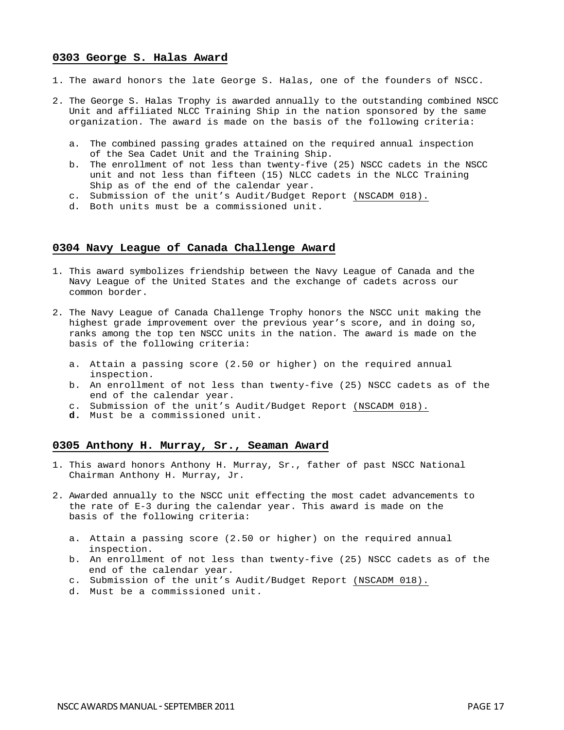## 0303 George S. Halas Award

1. The award honors the late George S. Halas, one of the founders of NSCC.

2. The George S. Halas Trophy is awarded annually to the outstanding combined NSCC Unit and affiliated NLCC Training Ship in the nation sponsored by the same organization. The award is made on the basis of the following criteria:

   a. The combined passing grades attained on the required annual inspection of the Sea Cadet Unit and the Training Ship.
   b. The enrollment of not less than twenty-five (25) NSCC cadets in the NSCC unit and not less than fifteen (15) NLCC cadets in the NLCC Training Ship as of the end of the calendar year.
   c. Submission of the unit's Audit/Budget Report (NSCADM 018).
   d. Both units must be a commissioned unit.

## 0304 Navy League of Canada Challenge Award

1. This award symbolizes friendship between the Navy League of Canada and the Navy League of the United States and the exchange of cadets across our common border.

2. The Navy League of Canada Challenge Trophy honors the NSCC unit making the highest grade improvement over the previous year's score, and in doing so, ranks among the top ten NSCC units in the nation. The award is made on the basis of the following criteria:

   a. Attain a passing score (2.50 or higher) on the required annual inspection.
   b. An enrollment of not less than twenty-five (25) NSCC cadets as of the end of the calendar year.
   c. Submission of the unit's Audit/Budget Report (NSCADM 018).
   **d.** Must be a commissioned unit.

## 0305 Anthony H. Murray, Sr., Seaman Award

1. This award honors Anthony H. Murray, Sr., father of past NSCC National Chairman Anthony H. Murray, Jr.

2. Awarded annually to the NSCC unit effecting the most cadet advancements to the rate of E-3 during the calendar year. This award is made on the basis of the following criteria:

   a. Attain a passing score (2.50 or higher) on the required annual inspection.
   b. An enrollment of not less than twenty-five (25) NSCC cadets as of the end of the calendar year.
   c. Submission of the unit's Audit/Budget Report (NSCADM 018).
   d. Must be a commissioned unit.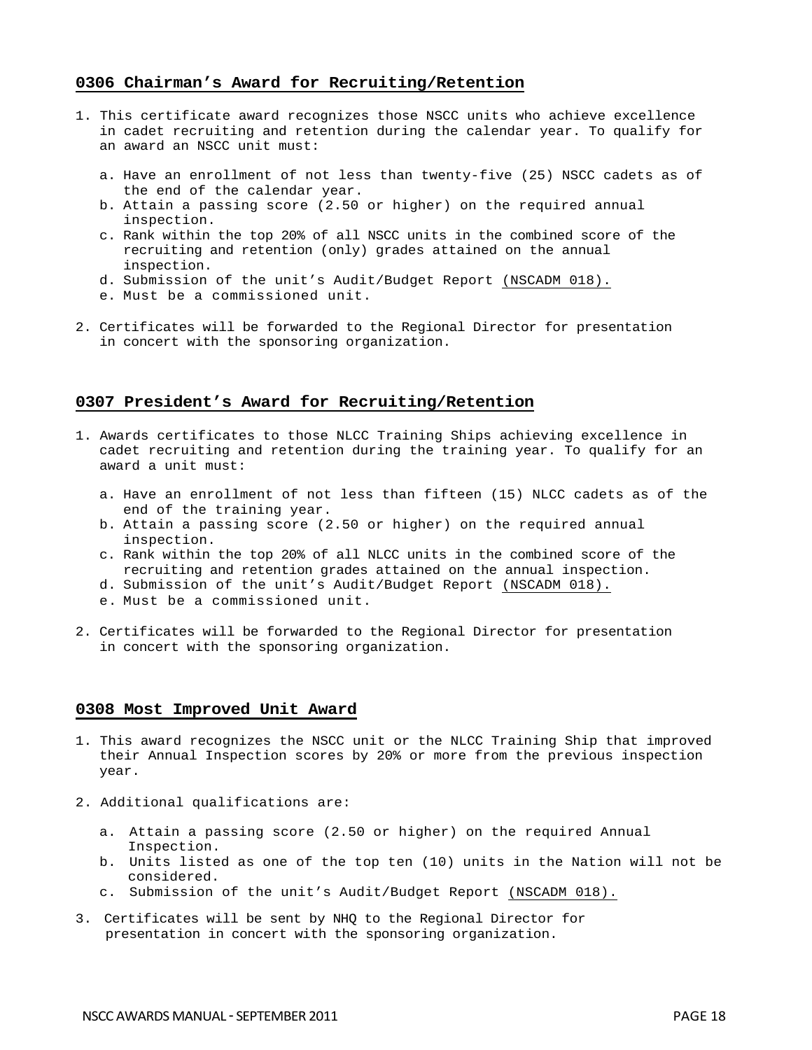## 0306 Chairman's Award for Recruiting/Retention

1. This certificate award recognizes those NSCC units who achieve excellence in cadet recruiting and retention during the calendar year. To qualify for an award an NSCC unit must:

   a. Have an enrollment of not less than twenty-five (25) NSCC cadets as of the end of the calendar year.
   b. Attain a passing score (2.50 or higher) on the required annual inspection.
   c. Rank within the top 20% of all NSCC units in the combined score of the recruiting and retention (only) grades attained on the annual inspection.
   d. Submission of the unit's Audit/Budget Report (NSCADM 018).
   e. Must be a commissioned unit.

2. Certificates will be forwarded to the Regional Director for presentation in concert with the sponsoring organization.

## 0307 President's Award for Recruiting/Retention

1. Awards certificates to those NLCC Training Ships achieving excellence in cadet recruiting and retention during the training year. To qualify for an award a unit must:

   a. Have an enrollment of not less than fifteen (15) NLCC cadets as of the end of the training year.
   b. Attain a passing score (2.50 or higher) on the required annual inspection.
   c. Rank within the top 20% of all NLCC units in the combined score of the recruiting and retention grades attained on the annual inspection.
   d. Submission of the unit's Audit/Budget Report (NSCADM 018).
   e. Must be a commissioned unit.

2. Certificates will be forwarded to the Regional Director for presentation in concert with the sponsoring organization.

## 0308 Most Improved Unit Award

1. This award recognizes the NSCC unit or the NLCC Training Ship that improved their Annual Inspection scores by 20% or more from the previous inspection year.

2. Additional qualifications are:

   a. Attain a passing score (2.50 or higher) on the required Annual Inspection.
   b. Units listed as one of the top ten (10) units in the Nation will not be considered.
   c. Submission of the unit's Audit/Budget Report (NSCADM 018).

3. Certificates will be sent by NHQ to the Regional Director for presentation in concert with the sponsoring organization.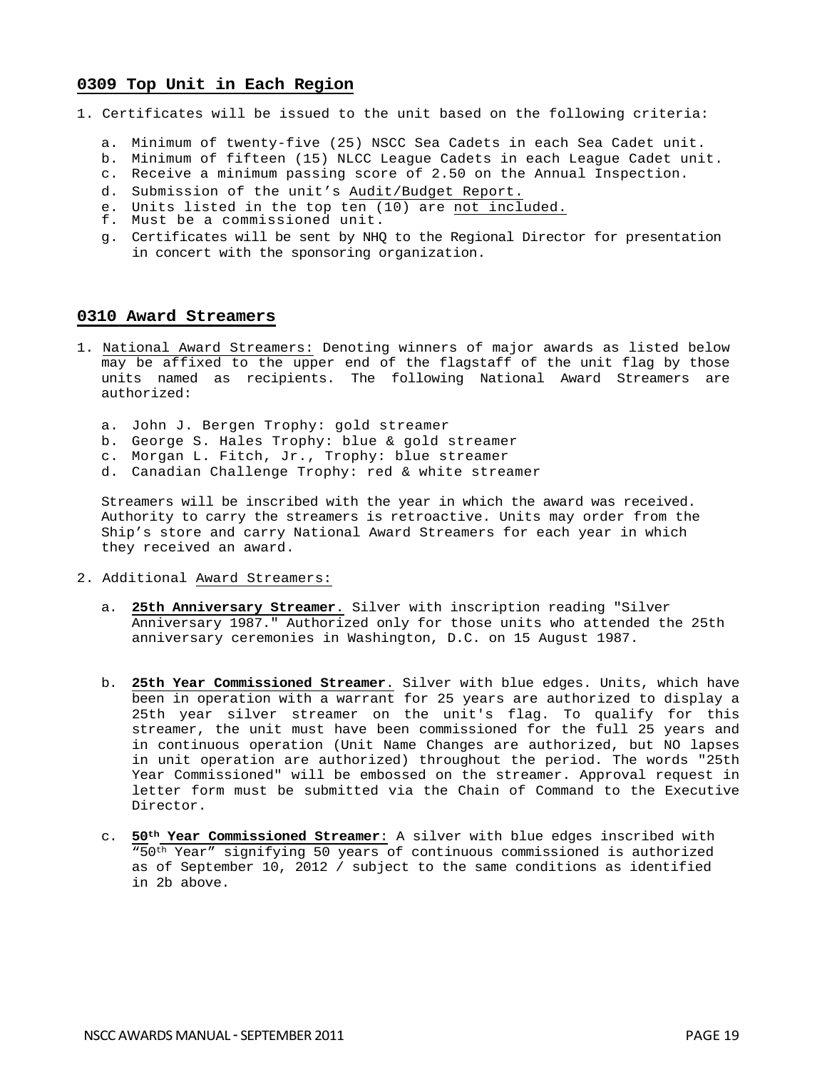## 0309 Top Unit in Each Region

1. Certificates will be issued to the unit based on the following criteria:

   a. Minimum of twenty-five (25) NSCC Sea Cadets in each Sea Cadet unit.
   b. Minimum of fifteen (15) NLCC League Cadets in each League Cadet unit.
   c. Receive a minimum passing score of 2.50 on the Annual Inspection.
   d. Submission of the unit's Audit/Budget Report.
   e. Units listed in the top ten (10) are not included.
   f. Must be a commissioned unit.
   g. Certificates will be sent by NHQ to the Regional Director for presentation in concert with the sponsoring organization.

## 0310 Award Streamers

1. National Award Streamers: Denoting winners of major awards as listed below may be affixed to the upper end of the flagstaff of the unit flag by those units named as recipients. The following National Award Streamers are authorized:

   a. John J. Bergen Trophy: gold streamer
   b. George S. Hales Trophy: blue & gold streamer
   c. Morgan L. Fitch, Jr., Trophy: blue streamer
   d. Canadian Challenge Trophy: red & white streamer

   Streamers will be inscribed with the year in which the award was received. Authority to carry the streamers is retroactive. Units may order from the Ship's store and carry National Award Streamers for each year in which they received an award.

2. Additional Award Streamers:

   a. **25th Anniversary Streamer.** Silver with inscription reading "Silver Anniversary 1987." Authorized only for those units who attended the 25th anniversary ceremonies in Washington, D.C. on 15 August 1987.

   b. **25th Year Commissioned Streamer.** Silver with blue edges. Units, which have been in operation with a warrant for 25 years are authorized to display a 25th year silver streamer on the unit's flag. To qualify for this streamer, the unit must have been commissioned for the full 25 years and in continuous operation (Unit Name Changes are authorized, but NO lapses in unit operation are authorized) throughout the period. The words "25th Year Commissioned" will be embossed on the streamer. Approval request in letter form must be submitted via the Chain of Command to the Executive Director.

   c. **50th Year Commissioned Streamer**: A silver with blue edges inscribed with "50th Year" signifying 50 years of continuous commissioned is authorized as of September 10, 2012 / subject to the same conditions as identified in 2b above.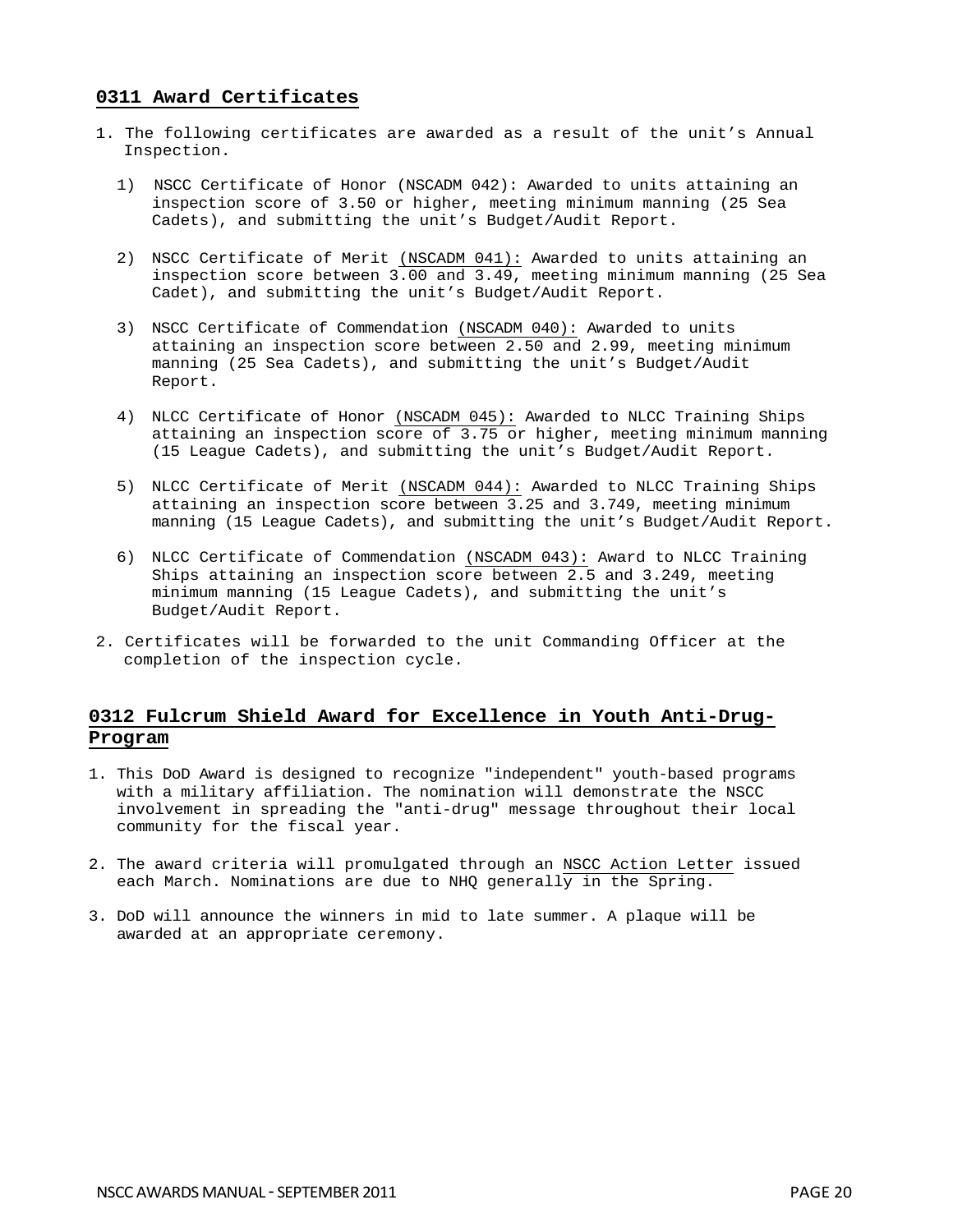## 0311 Award Certificates

1. The following certificates are awarded as a result of the unit's Annual Inspection.

   1) NSCC Certificate of Honor (NSCADM 042): Awarded to units attaining an inspection score of 3.50 or higher, meeting minimum manning (25 Sea Cadets), and submitting the unit's Budget/Audit Report.

   2) NSCC Certificate of Merit (NSCADM 041): Awarded to units attaining an inspection score between 3.00 and 3.49, meeting minimum manning (25 Sea Cadet), and submitting the unit's Budget/Audit Report.

   3) NSCC Certificate of Commendation (NSCADM 040): Awarded to units attaining an inspection score between 2.50 and 2.99, meeting minimum manning (25 Sea Cadets), and submitting the unit's Budget/Audit Report.

   4) NLCC Certificate of Honor (NSCADM 045): Awarded to NLCC Training Ships attaining an inspection score of 3.75 or higher, meeting minimum manning (15 League Cadets), and submitting the unit's Budget/Audit Report.

   5) NLCC Certificate of Merit (NSCADM 044): Awarded to NLCC Training Ships attaining an inspection score between 3.25 and 3.749, meeting minimum manning (15 League Cadets), and submitting the unit's Budget/Audit Report.

   6) NLCC Certificate of Commendation (NSCADM 043): Award to NLCC Training Ships attaining an inspection score between 2.5 and 3.249, meeting minimum manning (15 League Cadets), and submitting the unit's Budget/Audit Report.

2. Certificates will be forwarded to the unit Commanding Officer at the completion of the inspection cycle.

## 0312 Fulcrum Shield Award for Excellence in Youth Anti-Drug-Program

1. This DoD Award is designed to recognize "independent" youth-based programs with a military affiliation. The nomination will demonstrate the NSCC involvement in spreading the "anti-drug" message throughout their local community for the fiscal year.

2. The award criteria will promulgated through an NSCC Action Letter issued each March. Nominations are due to NHQ generally in the Spring.

3. DoD will announce the winners in mid to late summer. A plaque will be awarded at an appropriate ceremony.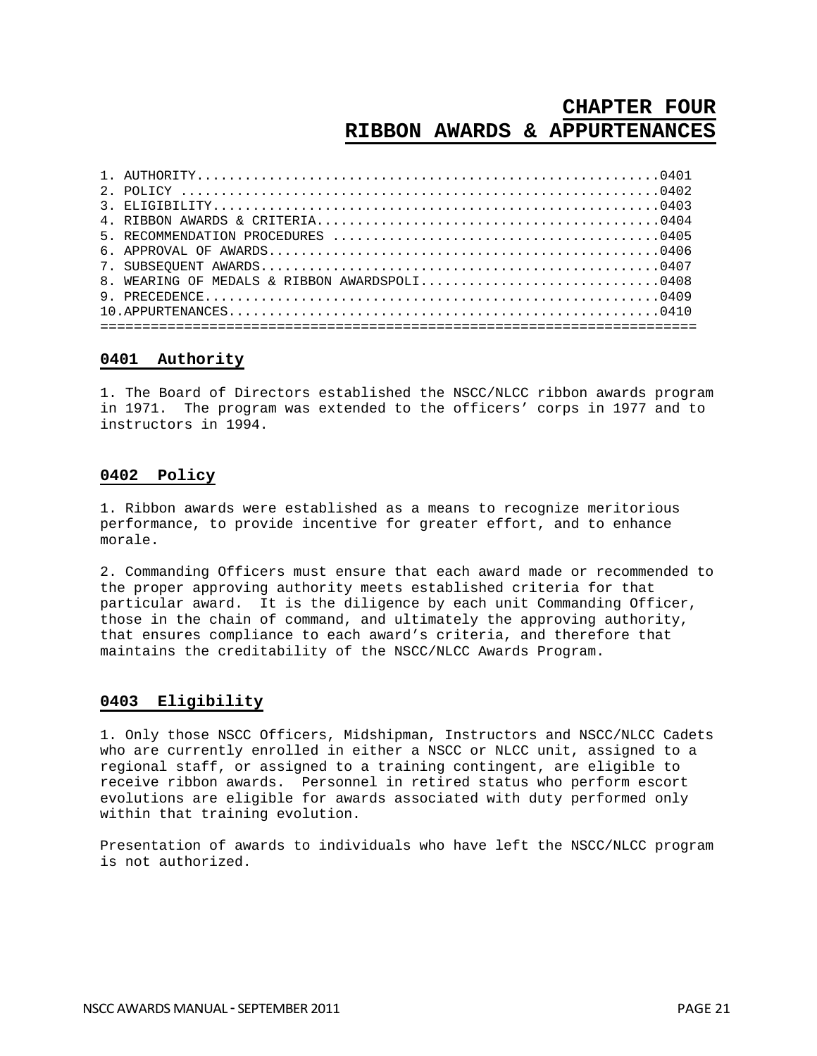# CHAPTER FOUR
# RIBBON AWARDS & APPURTENANCES

1. AUTHORITY..........................................................0401
2. POLICY ............................................................0402
3. ELIGIBILITY........................................................0403
4. RIBBON AWARDS & CRITERIA...........................................0404
5. RECOMMENDATION PROCEDURES .........................................0405
6. APPROVAL OF AWARDS.................................................0406
7. SUBSEQUENT AWARDS..................................................0407
8. WEARING OF MEDALS & RIBBON AWARDSPOLI..............................0408
9. PRECEDENCE.........................................................0409
10. APPURTENANCES.....................................................0410

## 0401 Authority

1. The Board of Directors established the NSCC/NLCC ribbon awards program in 1971. The program was extended to the officers' corps in 1977 and to instructors in 1994.

## 0402 Policy

1. Ribbon awards were established as a means to recognize meritorious performance, to provide incentive for greater effort, and to enhance morale.

2. Commanding Officers must ensure that each award made or recommended to the proper approving authority meets established criteria for that particular award. It is the diligence by each unit Commanding Officer, those in the chain of command, and ultimately the approving authority, that ensures compliance to each award's criteria, and therefore that maintains the creditability of the NSCC/NLCC Awards Program.

## 0403 Eligibility

1. Only those NSCC Officers, Midshipman, Instructors and NSCC/NLCC Cadets who are currently enrolled in either a NSCC or NLCC unit, assigned to a regional staff, or assigned to a training contingent, are eligible to receive ribbon awards. Personnel in retired status who perform escort evolutions are eligible for awards associated with duty performed only within that training evolution.

Presentation of awards to individuals who have left the NSCC/NLCC program is not authorized.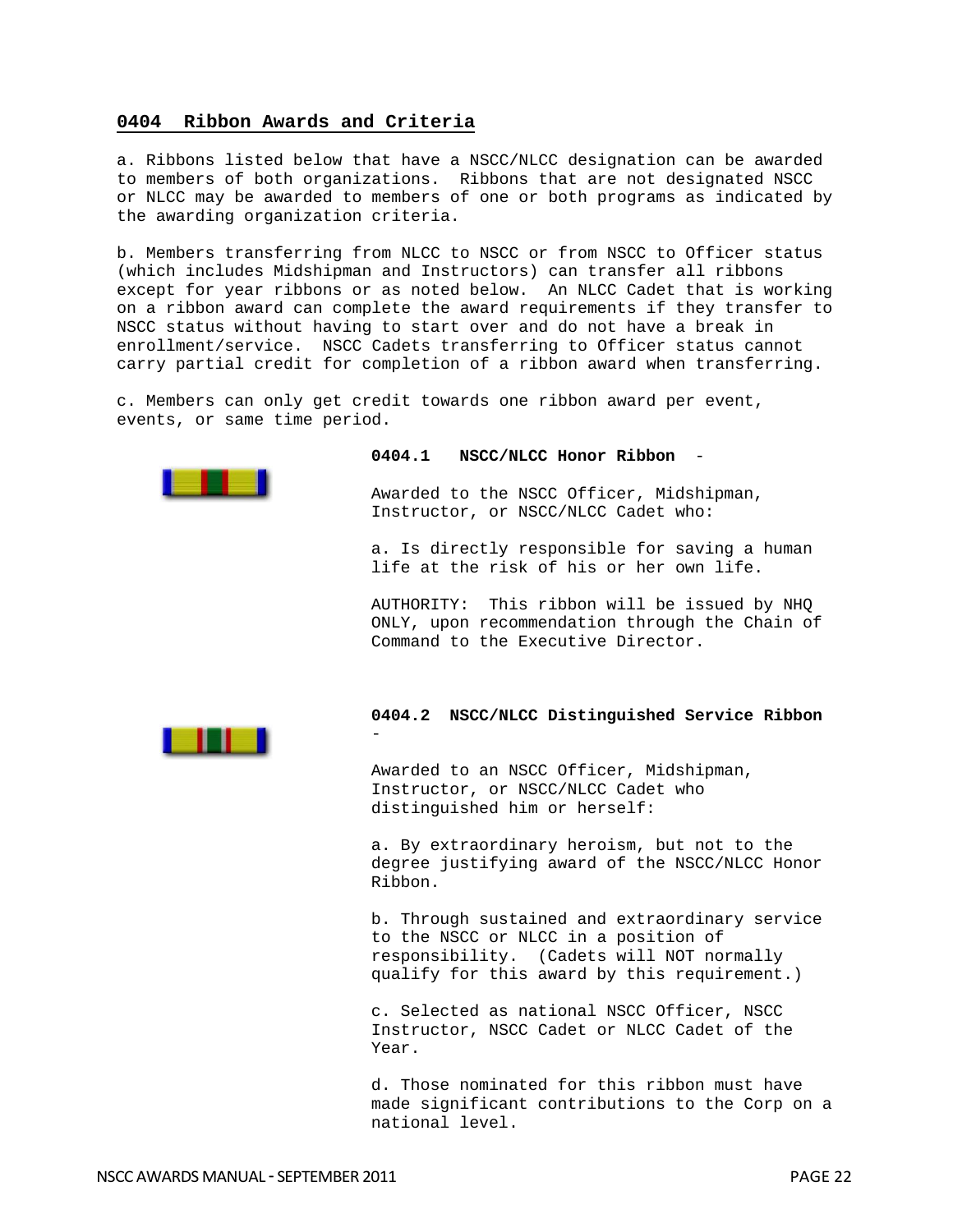## 0404 Ribbon Awards and Criteria

a. Ribbons listed below that have a NSCC/NLCC designation can be awarded to members of both organizations. Ribbons that are not designated NSCC or NLCC may be awarded to members of one or both programs as indicated by the awarding organization criteria.

b. Members transferring from NLCC to NSCC or from NSCC to Officer status (which includes Midshipman and Instructors) can transfer all ribbons except for year ribbons or as noted below. An NLCC Cadet that is working on a ribbon award can complete the award requirements if they transfer to NSCC status without having to start over and do not have a break in enrollment/service. NSCC Cadets transferring to Officer status cannot carry partial credit for completion of a ribbon award when transferring.

c. Members can only get credit towards one ribbon award per event, events, or same time period.

### 0404.1 NSCC/NLCC Honor Ribbon -

Awarded to the NSCC Officer, Midshipman, Instructor, or NSCC/NLCC Cadet who:

a. Is directly responsible for saving a human life at the risk of his or her own life.

AUTHORITY: This ribbon will be issued by NHQ ONLY, upon recommendation through the Chain of Command to the Executive Director.

### 0404.2 NSCC/NLCC Distinguished Service Ribbon -

Awarded to an NSCC Officer, Midshipman, Instructor, or NSCC/NLCC Cadet who distinguished him or herself:

a. By extraordinary heroism, but not to the degree justifying award of the NSCC/NLCC Honor Ribbon.

b. Through sustained and extraordinary service to the NSCC or NLCC in a position of responsibility. (Cadets will NOT normally qualify for this award by this requirement.)

c. Selected as national NSCC Officer, NSCC Instructor, NSCC Cadet or NLCC Cadet of the Year.

d. Those nominated for this ribbon must have made significant contributions to the Corp on a national level.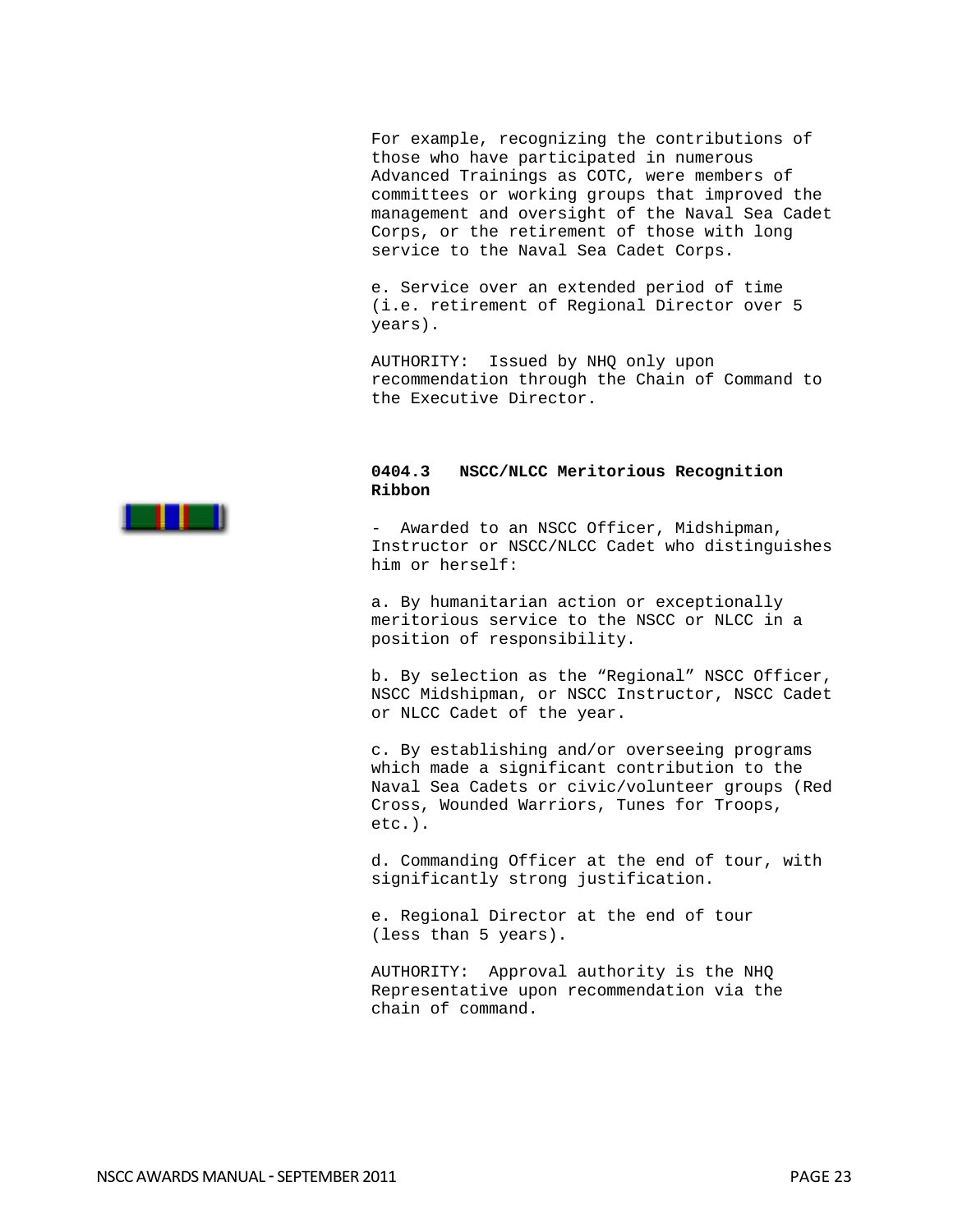For example, recognizing the contributions of those who have participated in numerous Advanced Trainings as COTC, were members of committees or working groups that improved the management and oversight of the Naval Sea Cadet Corps, or the retirement of those with long service to the Naval Sea Cadet Corps.

e. Service over an extended period of time (i.e. retirement of Regional Director over 5 years).

AUTHORITY: Issued by NHQ only upon recommendation through the Chain of Command to the Executive Director.

**0404.3 NSCC/NLCC Meritorious Recognition Ribbon**

- Awarded to an NSCC Officer, Midshipman, Instructor or NSCC/NLCC Cadet who distinguishes him or herself:

a. By humanitarian action or exceptionally meritorious service to the NSCC or NLCC in a position of responsibility.

b. By selection as the "Regional" NSCC Officer, NSCC Midshipman, or NSCC Instructor, NSCC Cadet or NLCC Cadet of the year.

c. By establishing and/or overseeing programs which made a significant contribution to the Naval Sea Cadets or civic/volunteer groups (Red Cross, Wounded Warriors, Tunes for Troops, etc.).

d. Commanding Officer at the end of tour, with significantly strong justification.

e. Regional Director at the end of tour (less than 5 years).

AUTHORITY: Approval authority is the NHQ Representative upon recommendation via the chain of command.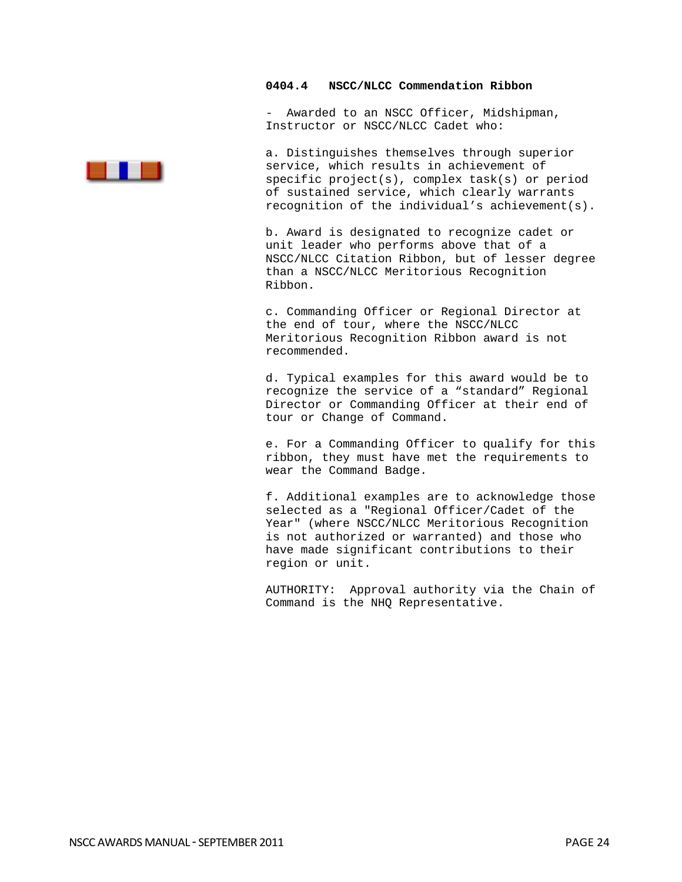### 0404.4 NSCC/NLCC Commendation Ribbon

- Awarded to an NSCC Officer, Midshipman, Instructor or NSCC/NLCC Cadet who:

a. Distinguishes themselves through superior service, which results in achievement of specific project(s), complex task(s) or period of sustained service, which clearly warrants recognition of the individual's achievement(s).

b. Award is designated to recognize cadet or unit leader who performs above that of a NSCC/NLCC Citation Ribbon, but of lesser degree than a NSCC/NLCC Meritorious Recognition Ribbon.

c. Commanding Officer or Regional Director at the end of tour, where the NSCC/NLCC Meritorious Recognition Ribbon award is not recommended.

d. Typical examples for this award would be to recognize the service of a "standard" Regional Director or Commanding Officer at their end of tour or Change of Command.

e. For a Commanding Officer to qualify for this ribbon, they must have met the requirements to wear the Command Badge.

f. Additional examples are to acknowledge those selected as a "Regional Officer/Cadet of the Year" (where NSCC/NLCC Meritorious Recognition is not authorized or warranted) and those who have made significant contributions to their region or unit.

AUTHORITY: Approval authority via the Chain of Command is the NHQ Representative.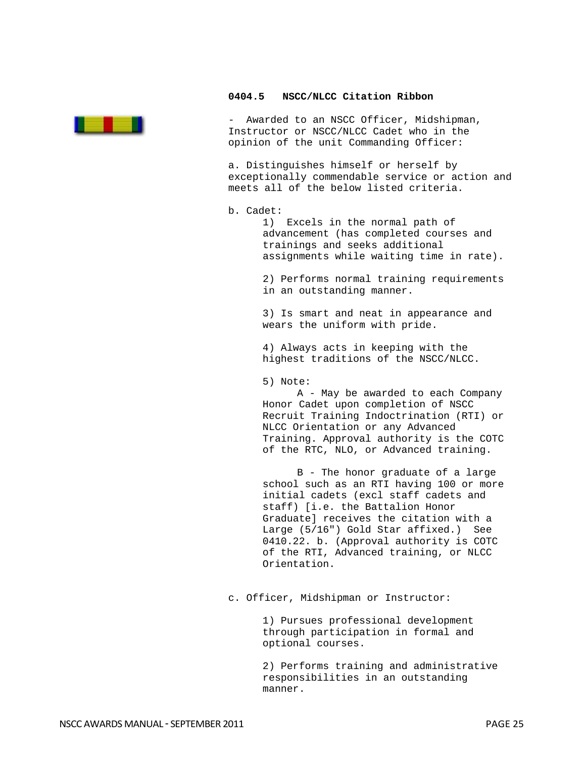### 0404.5 NSCC/NLCC Citation Ribbon

- Awarded to an NSCC Officer, Midshipman, Instructor or NSCC/NLCC Cadet who in the opinion of the unit Commanding Officer:

a. Distinguishes himself or herself by exceptionally commendable service or action and meets all of the below listed criteria.

b. Cadet:

1) Excels in the normal path of advancement (has completed courses and trainings and seeks additional assignments while waiting time in rate).

2) Performs normal training requirements in an outstanding manner.

3) Is smart and neat in appearance and wears the uniform with pride.

4) Always acts in keeping with the highest traditions of the NSCC/NLCC.

5) Note:

A - May be awarded to each Company Honor Cadet upon completion of NSCC Recruit Training Indoctrination (RTI) or NLCC Orientation or any Advanced Training. Approval authority is the COTC of the RTC, NLO, or Advanced training.

B - The honor graduate of a large school such as an RTI having 100 or more initial cadets (excl staff cadets and staff) [i.e. the Battalion Honor Graduate] receives the citation with a Large (5/16") Gold Star affixed.) See 0410.22. b. (Approval authority is COTC of the RTI, Advanced training, or NLCC Orientation.

c. Officer, Midshipman or Instructor:

1) Pursues professional development through participation in formal and optional courses.

2) Performs training and administrative responsibilities in an outstanding manner.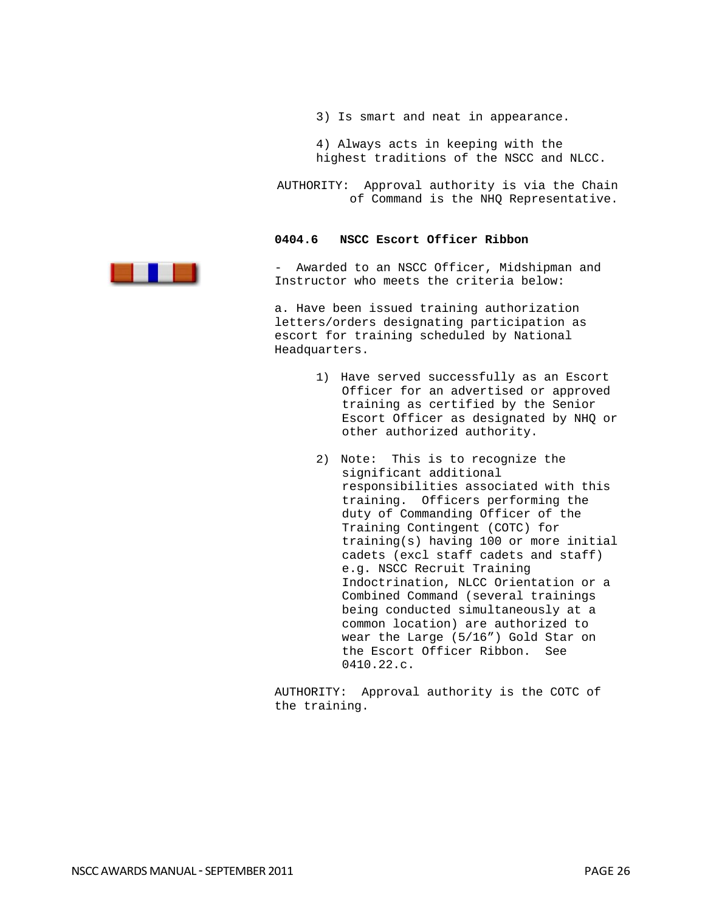3) Is smart and neat in appearance.

4) Always acts in keeping with the highest traditions of the NSCC and NLCC.

AUTHORITY: Approval authority is via the Chain of Command is the NHQ Representative.

**0404.6 NSCC Escort Officer Ribbon**

- Awarded to an NSCC Officer, Midshipman and Instructor who meets the criteria below:

a. Have been issued training authorization letters/orders designating participation as escort for training scheduled by National Headquarters.

1) Have served successfully as an Escort Officer for an advertised or approved training as certified by the Senior Escort Officer as designated by NHQ or other authorized authority.

2) Note: This is to recognize the significant additional responsibilities associated with this training. Officers performing the duty of Commanding Officer of the Training Contingent (COTC) for training(s) having 100 or more initial cadets (excl staff cadets and staff) e.g. NSCC Recruit Training Indoctrination, NLCC Orientation or a Combined Command (several trainings being conducted simultaneously at a common location) are authorized to wear the Large (5/16") Gold Star on the Escort Officer Ribbon. See 0410.22.c.

AUTHORITY: Approval authority is the COTC of the training.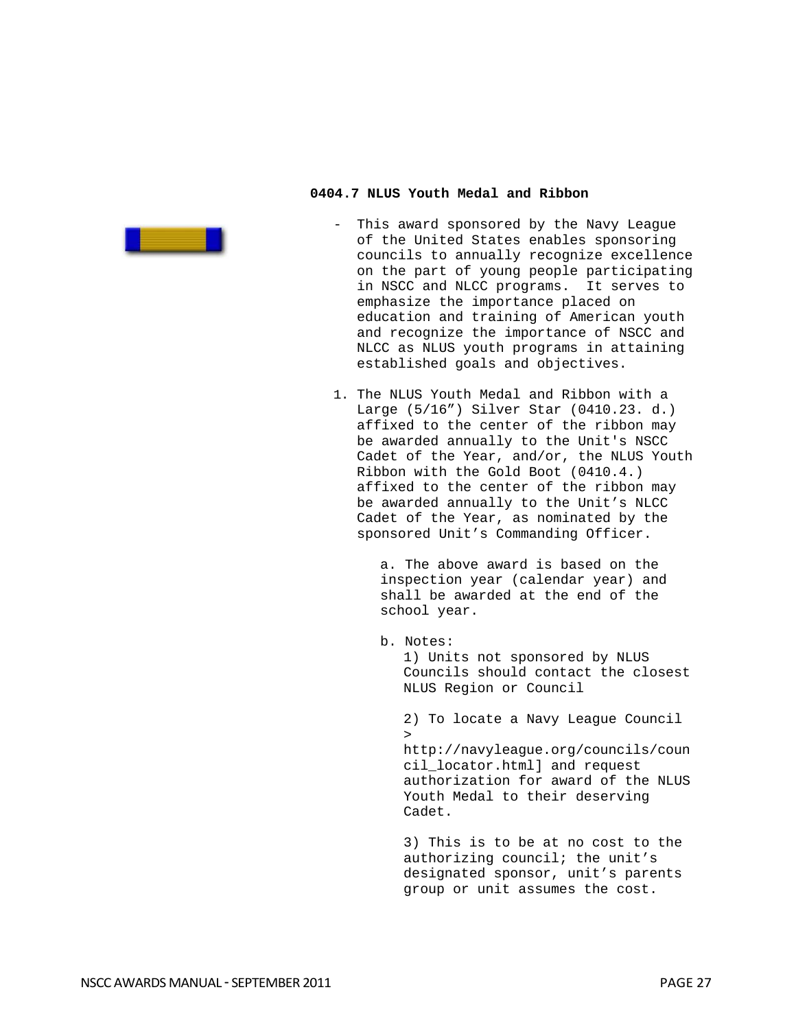### 0404.7 NLUS Youth Medal and Ribbon

- This award sponsored by the Navy League of the United States enables sponsoring councils to annually recognize excellence on the part of young people participating in NSCC and NLCC programs. It serves to emphasize the importance placed on education and training of American youth and recognize the importance of NSCC and NLCC as NLUS youth programs in attaining established goals and objectives.

1. The NLUS Youth Medal and Ribbon with a Large (5/16") Silver Star (0410.23. d.) affixed to the center of the ribbon may be awarded annually to the Unit's NSCC Cadet of the Year, and/or, the NLUS Youth Ribbon with the Gold Boot (0410.4.) affixed to the center of the ribbon may be awarded annually to the Unit's NLCC Cadet of the Year, as nominated by the sponsored Unit's Commanding Officer.

   a. The above award is based on the inspection year (calendar year) and shall be awarded at the end of the school year.

   b. Notes:
      1) Units not sponsored by NLUS Councils should contact the closest NLUS Region or Council

      2) To locate a Navy League Council > http://navyleague.org/councils/council_locator.html] and request authorization for award of the NLUS Youth Medal to their deserving Cadet.

      3) This is to be at no cost to the authorizing council; the unit's designated sponsor, unit's parents group or unit assumes the cost.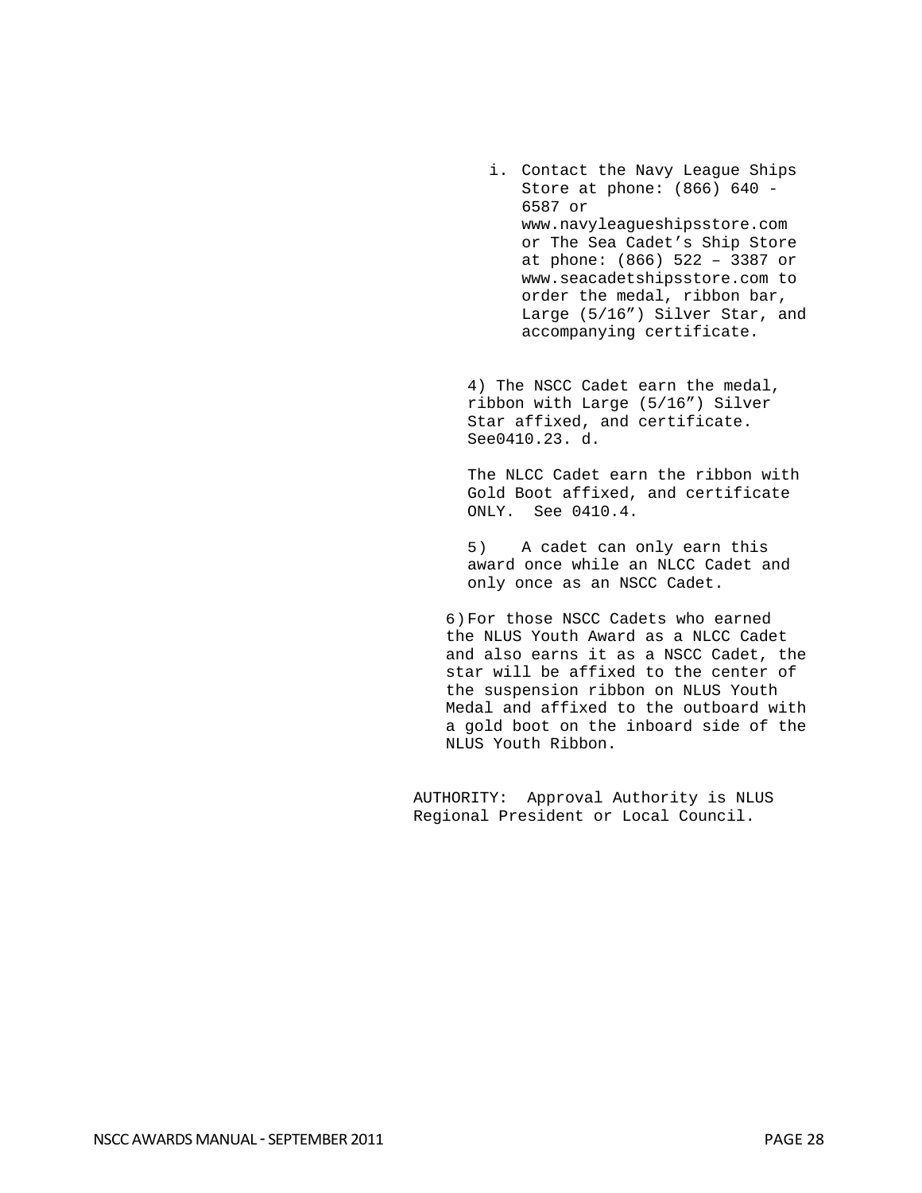i. Contact the Navy League Ships Store at phone: (866) 640 - 6587 or www.navyleagueshipsstore.com or The Sea Cadet's Ship Store at phone: (866) 522 – 3387 or www.seacadetshipsstore.com to order the medal, ribbon bar, Large (5/16") Silver Star, and accompanying certificate.

4) The NSCC Cadet earn the medal, ribbon with Large (5/16") Silver Star affixed, and certificate. See0410.23. d.

The NLCC Cadet earn the ribbon with Gold Boot affixed, and certificate ONLY. See 0410.4.

5) A cadet can only earn this award once while an NLCC Cadet and only once as an NSCC Cadet.

6) For those NSCC Cadets who earned the NLUS Youth Award as a NLCC Cadet and also earns it as a NSCC Cadet, the star will be affixed to the center of the suspension ribbon on NLUS Youth Medal and affixed to the outboard with a gold boot on the inboard side of the NLUS Youth Ribbon.

AUTHORITY: Approval Authority is NLUS Regional President or Local Council.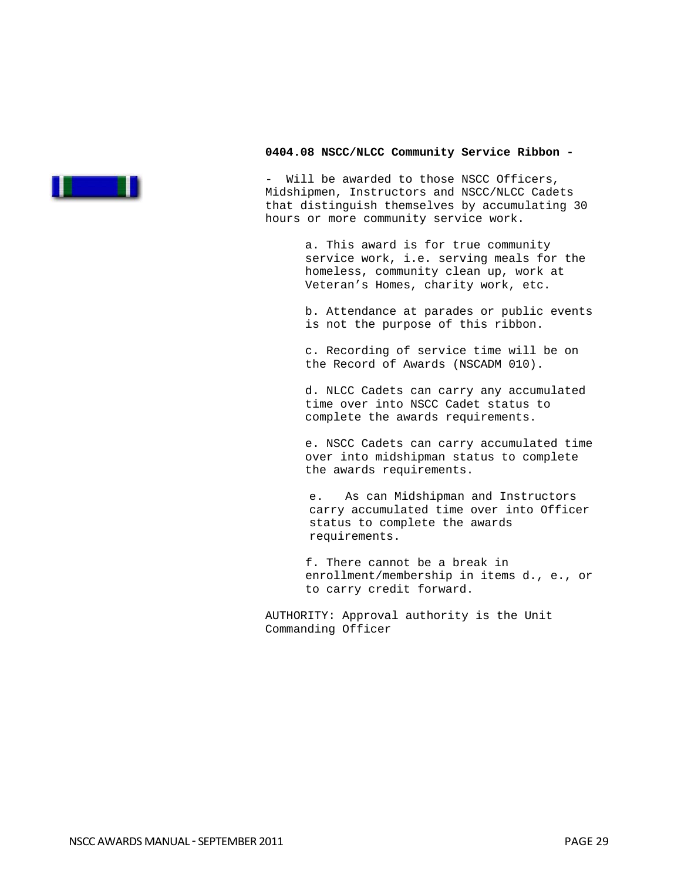**0404.08 NSCC/NLCC Community Service Ribbon -**

- Will be awarded to those NSCC Officers, Midshipmen, Instructors and NSCC/NLCC Cadets that distinguish themselves by accumulating 30 hours or more community service work.

a. This award is for true community service work, i.e. serving meals for the homeless, community clean up, work at Veteran's Homes, charity work, etc.

b. Attendance at parades or public events is not the purpose of this ribbon.

c. Recording of service time will be on the Record of Awards (NSCADM 010).

d. NLCC Cadets can carry any accumulated time over into NSCC Cadet status to complete the awards requirements.

e. NSCC Cadets can carry accumulated time over into midshipman status to complete the awards requirements.

e. As can Midshipman and Instructors carry accumulated time over into Officer status to complete the awards requirements.

f. There cannot be a break in enrollment/membership in items d., e., or to carry credit forward.

AUTHORITY: Approval authority is the Unit Commanding Officer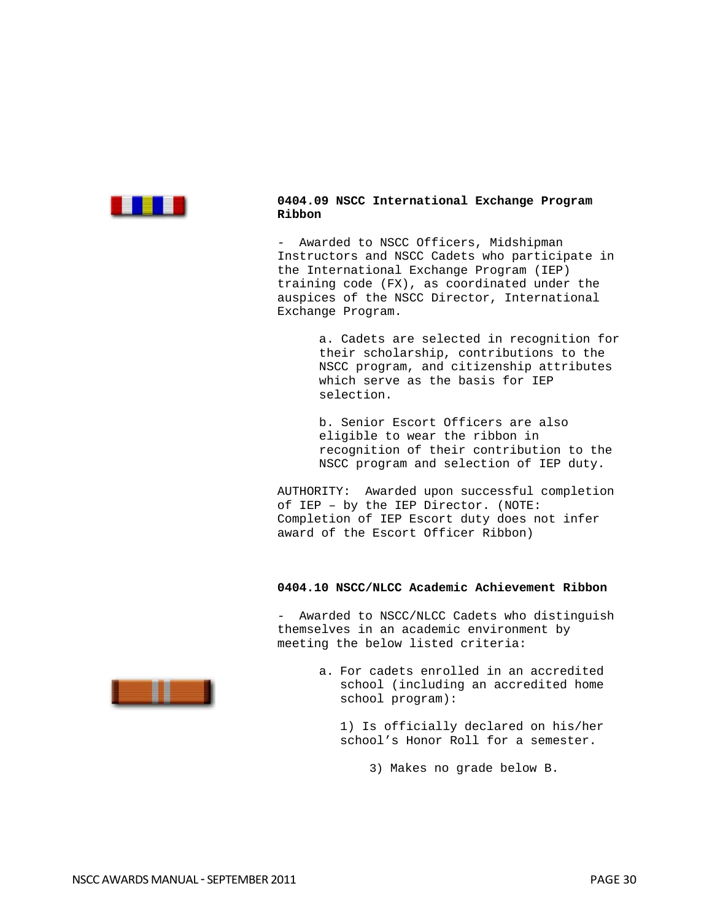**0404.09 NSCC International Exchange Program Ribbon**

- Awarded to NSCC Officers, Midshipman Instructors and NSCC Cadets who participate in the International Exchange Program (IEP) training code (FX), as coordinated under the auspices of the NSCC Director, International Exchange Program.

   a. Cadets are selected in recognition for their scholarship, contributions to the NSCC program, and citizenship attributes which serve as the basis for IEP selection.

   b. Senior Escort Officers are also eligible to wear the ribbon in recognition of their contribution to the NSCC program and selection of IEP duty.

AUTHORITY: Awarded upon successful completion of IEP – by the IEP Director. (NOTE: Completion of IEP Escort duty does not infer award of the Escort Officer Ribbon)

**0404.10 NSCC/NLCC Academic Achievement Ribbon**

- Awarded to NSCC/NLCC Cadets who distinguish themselves in an academic environment by meeting the below listed criteria:

   a. For cadets enrolled in an accredited school (including an accredited home school program):

      1) Is officially declared on his/her school's Honor Roll for a semester.

         3) Makes no grade below B.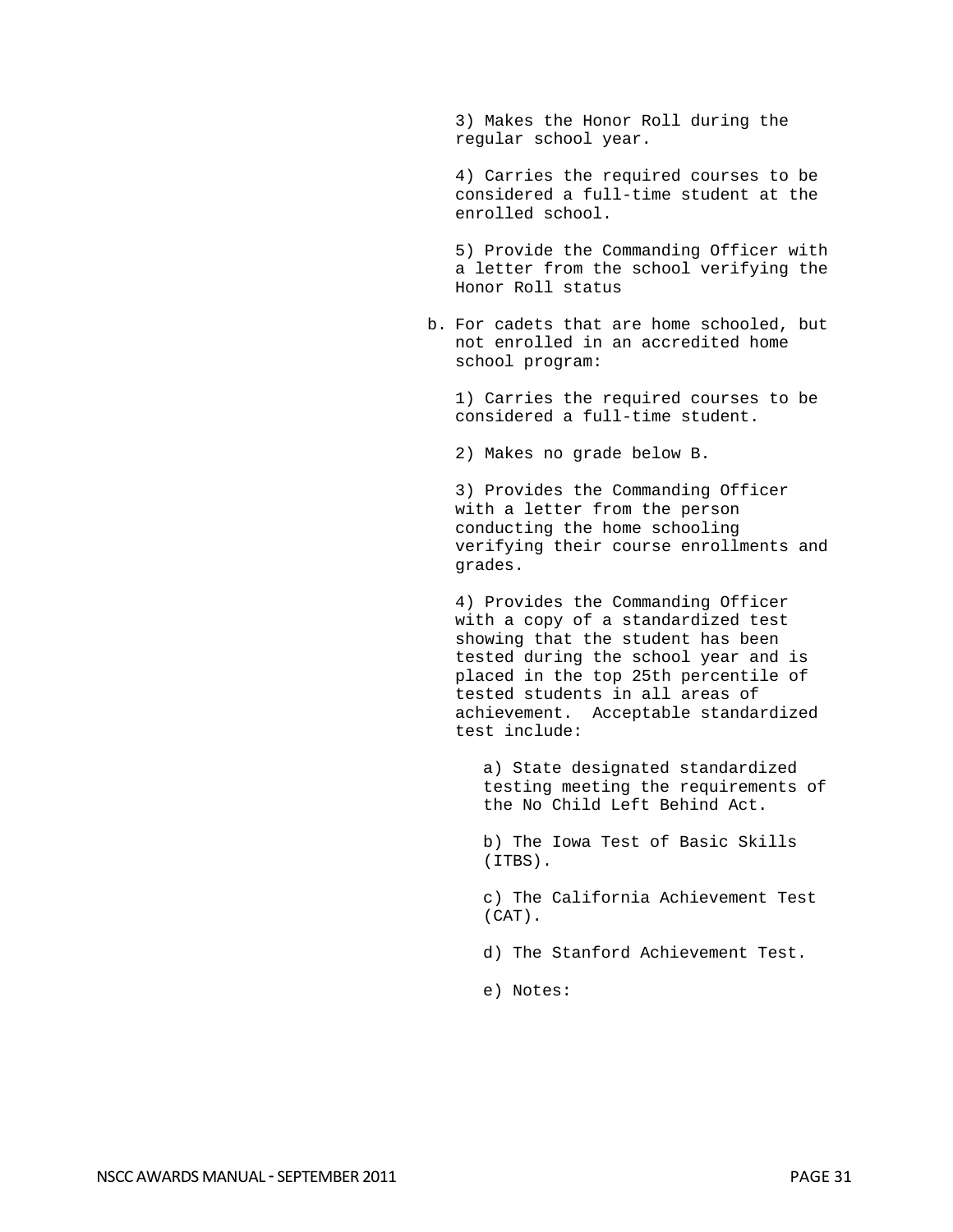3) Makes the Honor Roll during the regular school year.

4) Carries the required courses to be considered a full-time student at the enrolled school.

5) Provide the Commanding Officer with a letter from the school verifying the Honor Roll status

b. For cadets that are home schooled, but not enrolled in an accredited home school program:

1) Carries the required courses to be considered a full-time student.

2) Makes no grade below B.

3) Provides the Commanding Officer with a letter from the person conducting the home schooling verifying their course enrollments and grades.

4) Provides the Commanding Officer with a copy of a standardized test showing that the student has been tested during the school year and is placed in the top 25th percentile of tested students in all areas of achievement. Acceptable standardized test include:

a) State designated standardized testing meeting the requirements of the No Child Left Behind Act.

b) The Iowa Test of Basic Skills (ITBS).

c) The California Achievement Test (CAT).

d) The Stanford Achievement Test.

e) Notes: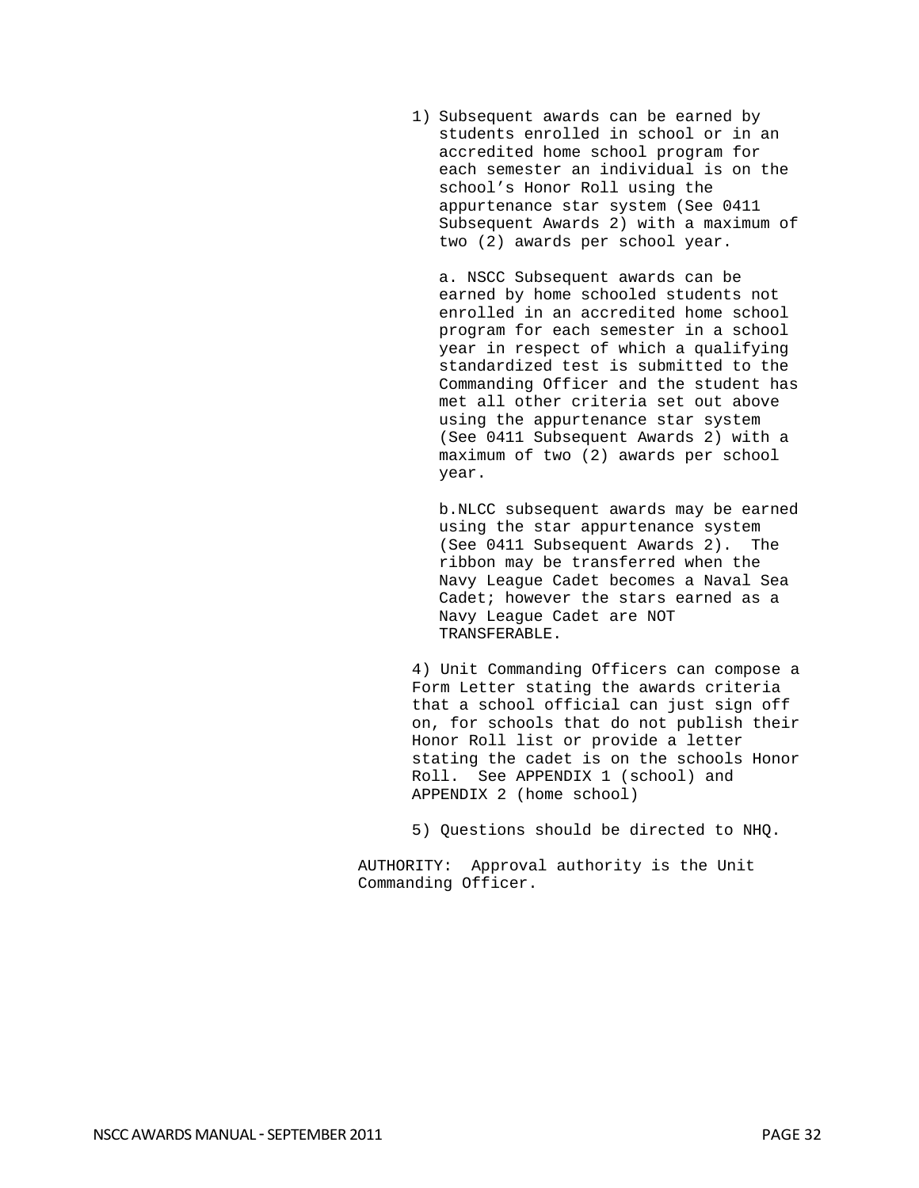1) Subsequent awards can be earned by students enrolled in school or in an accredited home school program for each semester an individual is on the school's Honor Roll using the appurtenance star system (See 0411 Subsequent Awards 2) with a maximum of two (2) awards per school year.

   a. NSCC Subsequent awards can be earned by home schooled students not enrolled in an accredited home school program for each semester in a school year in respect of which a qualifying standardized test is submitted to the Commanding Officer and the student has met all other criteria set out above using the appurtenance star system (See 0411 Subsequent Awards 2) with a maximum of two (2) awards per school year.

   b.NLCC subsequent awards may be earned using the star appurtenance system (See 0411 Subsequent Awards 2). The ribbon may be transferred when the Navy League Cadet becomes a Naval Sea Cadet; however the stars earned as a Navy League Cadet are NOT TRANSFERABLE.

4) Unit Commanding Officers can compose a Form Letter stating the awards criteria that a school official can just sign off on, for schools that do not publish their Honor Roll list or provide a letter stating the cadet is on the schools Honor Roll. See APPENDIX 1 (school) and APPENDIX 2 (home school)

5) Questions should be directed to NHQ.

AUTHORITY: Approval authority is the Unit Commanding Officer.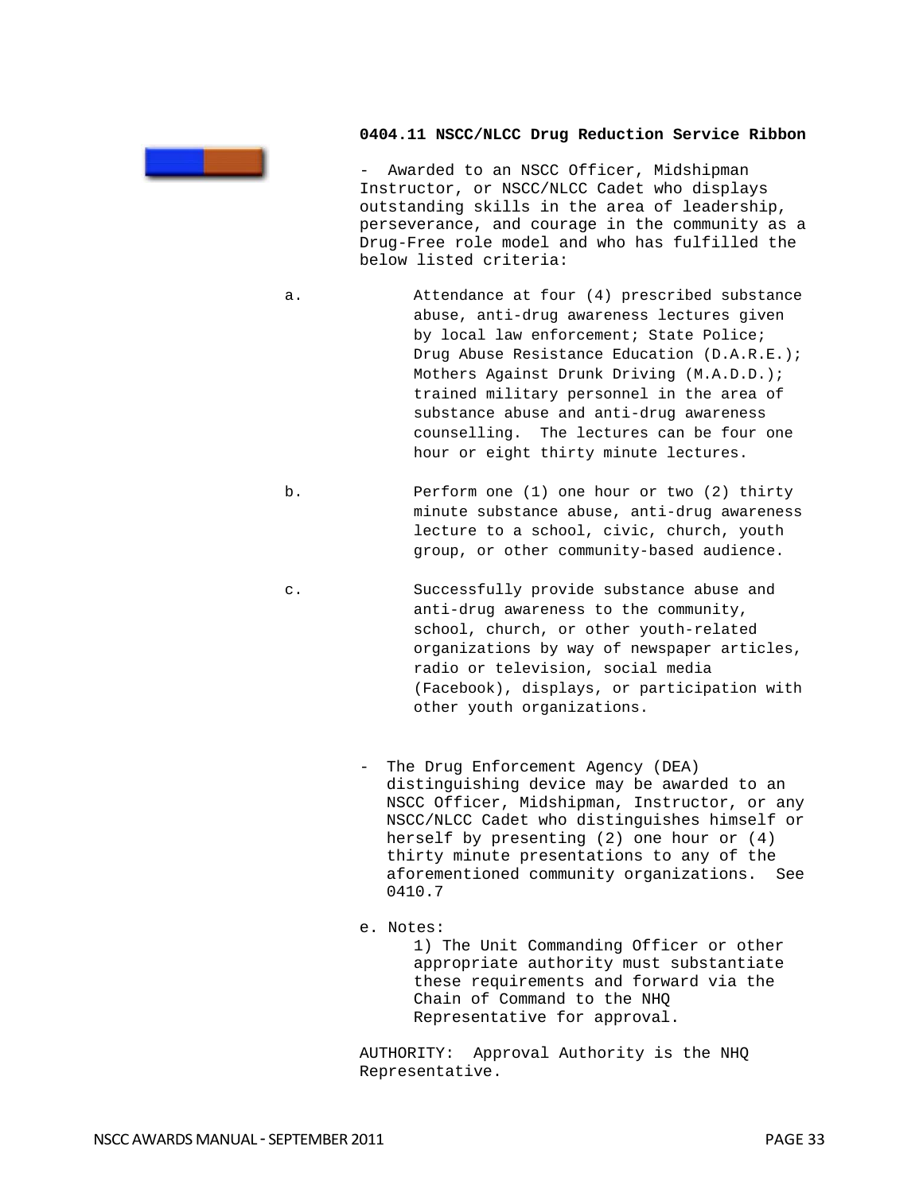### 0404.11 NSCC/NLCC Drug Reduction Service Ribbon

- Awarded to an NSCC Officer, Midshipman Instructor, or NSCC/NLCC Cadet who displays outstanding skills in the area of leadership, perseverance, and courage in the community as a Drug-Free role model and who has fulfilled the below listed criteria:

a. Attendance at four (4) prescribed substance abuse, anti-drug awareness lectures given by local law enforcement; State Police; Drug Abuse Resistance Education (D.A.R.E.); Mothers Against Drunk Driving (M.A.D.D.); trained military personnel in the area of substance abuse and anti-drug awareness counselling. The lectures can be four one hour or eight thirty minute lectures.

b. Perform one (1) one hour or two (2) thirty minute substance abuse, anti-drug awareness lecture to a school, civic, church, youth group, or other community-based audience.

c. Successfully provide substance abuse and anti-drug awareness to the community, school, church, or other youth-related organizations by way of newspaper articles, radio or television, social media (Facebook), displays, or participation with other youth organizations.

- The Drug Enforcement Agency (DEA) distinguishing device may be awarded to an NSCC Officer, Midshipman, Instructor, or any NSCC/NLCC Cadet who distinguishes himself or herself by presenting (2) one hour or (4) thirty minute presentations to any of the aforementioned community organizations. See 0410.7

e. Notes:

1) The Unit Commanding Officer or other appropriate authority must substantiate these requirements and forward via the Chain of Command to the NHQ Representative for approval.

AUTHORITY: Approval Authority is the NHQ Representative.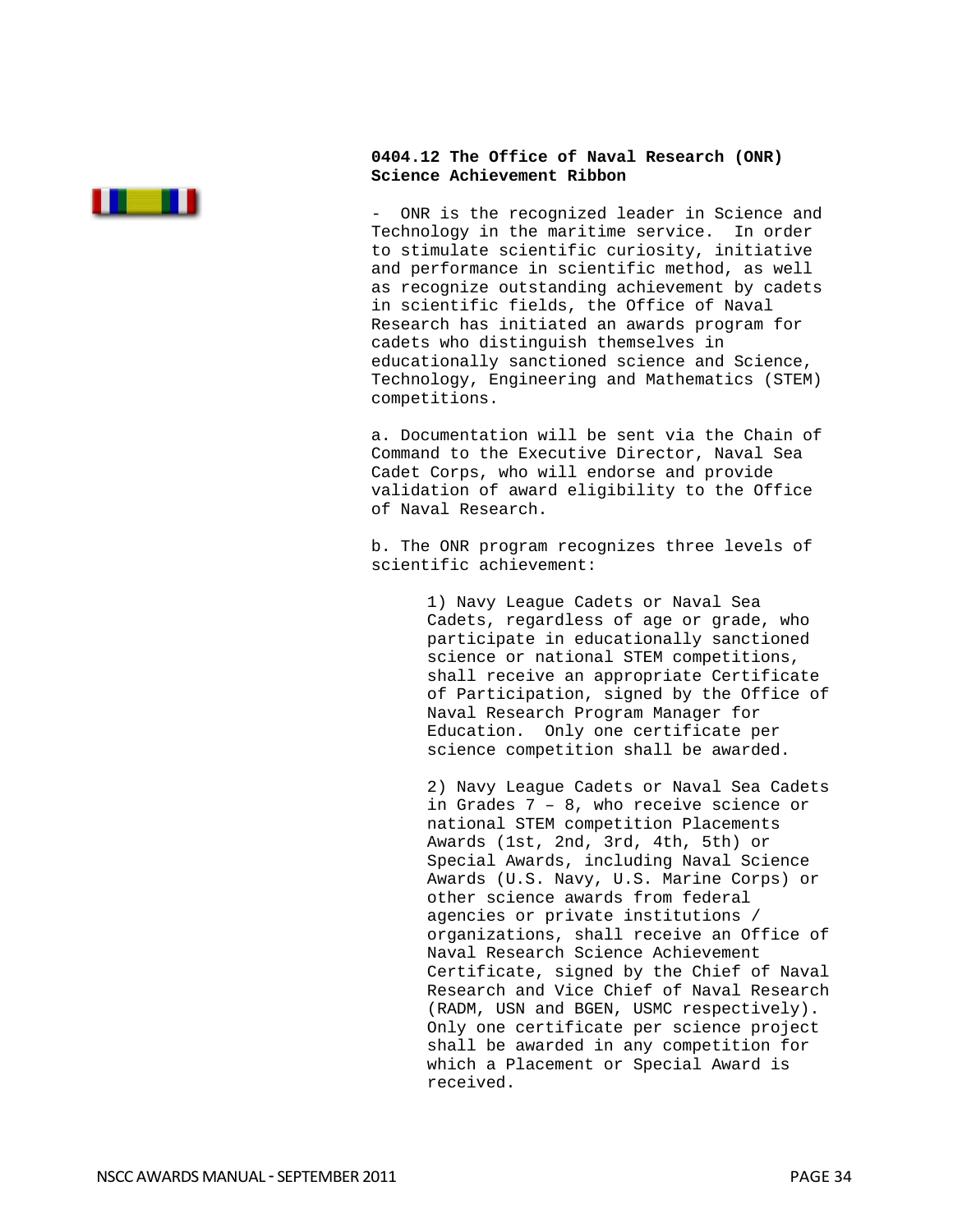**0404.12 The Office of Naval Research (ONR) Science Achievement Ribbon**

- ONR is the recognized leader in Science and Technology in the maritime service. In order to stimulate scientific curiosity, initiative and performance in scientific method, as well as recognize outstanding achievement by cadets in scientific fields, the Office of Naval Research has initiated an awards program for cadets who distinguish themselves in educationally sanctioned science and Science, Technology, Engineering and Mathematics (STEM) competitions.

a. Documentation will be sent via the Chain of Command to the Executive Director, Naval Sea Cadet Corps, who will endorse and provide validation of award eligibility to the Office of Naval Research.

b. The ONR program recognizes three levels of scientific achievement:

1) Navy League Cadets or Naval Sea Cadets, regardless of age or grade, who participate in educationally sanctioned science or national STEM competitions, shall receive an appropriate Certificate of Participation, signed by the Office of Naval Research Program Manager for Education. Only one certificate per science competition shall be awarded.

2) Navy League Cadets or Naval Sea Cadets in Grades 7 – 8, who receive science or national STEM competition Placements Awards (1st, 2nd, 3rd, 4th, 5th) or Special Awards, including Naval Science Awards (U.S. Navy, U.S. Marine Corps) or other science awards from federal agencies or private institutions / organizations, shall receive an Office of Naval Research Science Achievement Certificate, signed by the Chief of Naval Research and Vice Chief of Naval Research (RADM, USN and BGEN, USMC respectively). Only one certificate per science project shall be awarded in any competition for which a Placement or Special Award is received.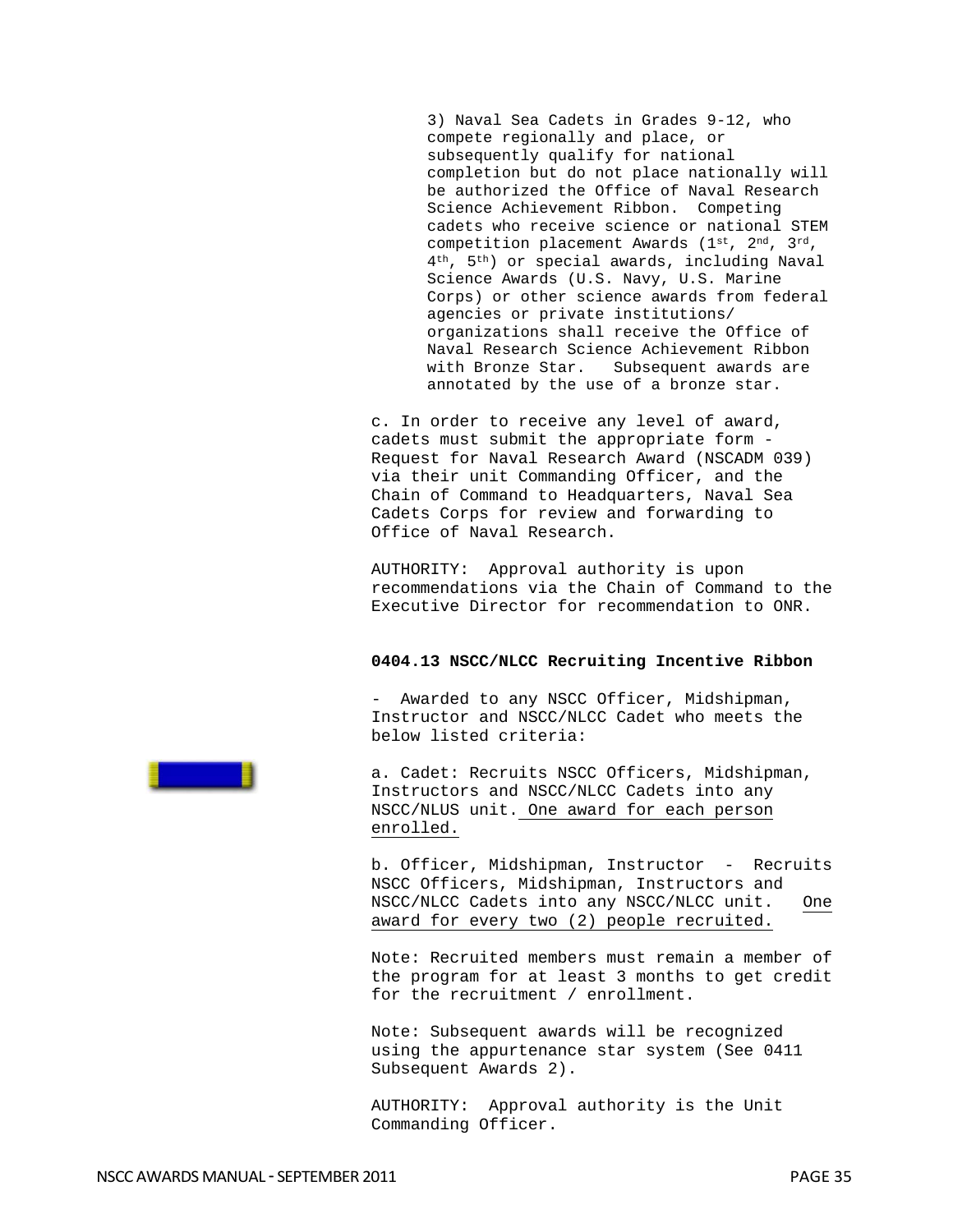3) Naval Sea Cadets in Grades 9-12, who compete regionally and place, or subsequently qualify for national completion but do not place nationally will be authorized the Office of Naval Research Science Achievement Ribbon. Competing cadets who receive science or national STEM competition placement Awards (1st, 2nd, 3rd, 4th, 5th) or special awards, including Naval Science Awards (U.S. Navy, U.S. Marine Corps) or other science awards from federal agencies or private institutions/ organizations shall receive the Office of Naval Research Science Achievement Ribbon with Bronze Star. Subsequent awards are annotated by the use of a bronze star.

c. In order to receive any level of award, cadets must submit the appropriate form - Request for Naval Research Award (NSCADM 039) via their unit Commanding Officer, and the Chain of Command to Headquarters, Naval Sea Cadets Corps for review and forwarding to Office of Naval Research.

AUTHORITY: Approval authority is upon recommendations via the Chain of Command to the Executive Director for recommendation to ONR.

**0404.13 NSCC/NLCC Recruiting Incentive Ribbon**

- Awarded to any NSCC Officer, Midshipman, Instructor and NSCC/NLCC Cadet who meets the below listed criteria:

a. Cadet: Recruits NSCC Officers, Midshipman, Instructors and NSCC/NLCC Cadets into any NSCC/NLUS unit. <u>One award for each person enrolled.</u>

b. Officer, Midshipman, Instructor - Recruits NSCC Officers, Midshipman, Instructors and NSCC/NLCC Cadets into any NSCC/NLCC unit. <u>One award for every two (2) people recruited.</u>

Note: Recruited members must remain a member of the program for at least 3 months to get credit for the recruitment / enrollment.

Note: Subsequent awards will be recognized using the appurtenance star system (See 0411 Subsequent Awards 2).

AUTHORITY: Approval authority is the Unit Commanding Officer.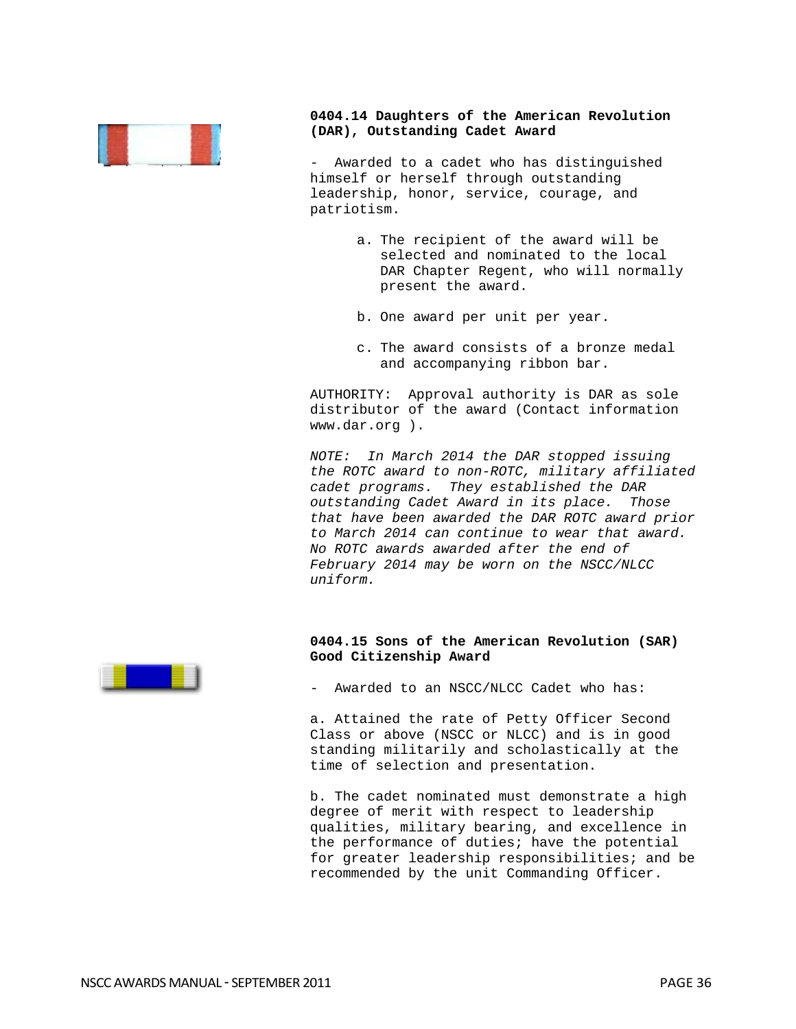**0404.14 Daughters of the American Revolution (DAR), Outstanding Cadet Award**

\- Awarded to a cadet who has distinguished himself or herself through outstanding leadership, honor, service, courage, and patriotism.

a. The recipient of the award will be selected and nominated to the local DAR Chapter Regent, who will normally present the award.

b. One award per unit per year.

c. The award consists of a bronze medal and accompanying ribbon bar.

AUTHORITY: Approval authority is DAR as sole distributor of the award (Contact information www.dar.org ).

*NOTE: In March 2014 the DAR stopped issuing the ROTC award to non-ROTC, military affiliated cadet programs. They established the DAR outstanding Cadet Award in its place. Those that have been awarded the DAR ROTC award prior to March 2014 can continue to wear that award. No ROTC awards awarded after the end of February 2014 may be worn on the NSCC/NLCC uniform.*

**0404.15 Sons of the American Revolution (SAR) Good Citizenship Award**

\- Awarded to an NSCC/NLCC Cadet who has:

a. Attained the rate of Petty Officer Second Class or above (NSCC or NLCC) and is in good standing militarily and scholastically at the time of selection and presentation.

b. The cadet nominated must demonstrate a high degree of merit with respect to leadership qualities, military bearing, and excellence in the performance of duties; have the potential for greater leadership responsibilities; and be recommended by the unit Commanding Officer.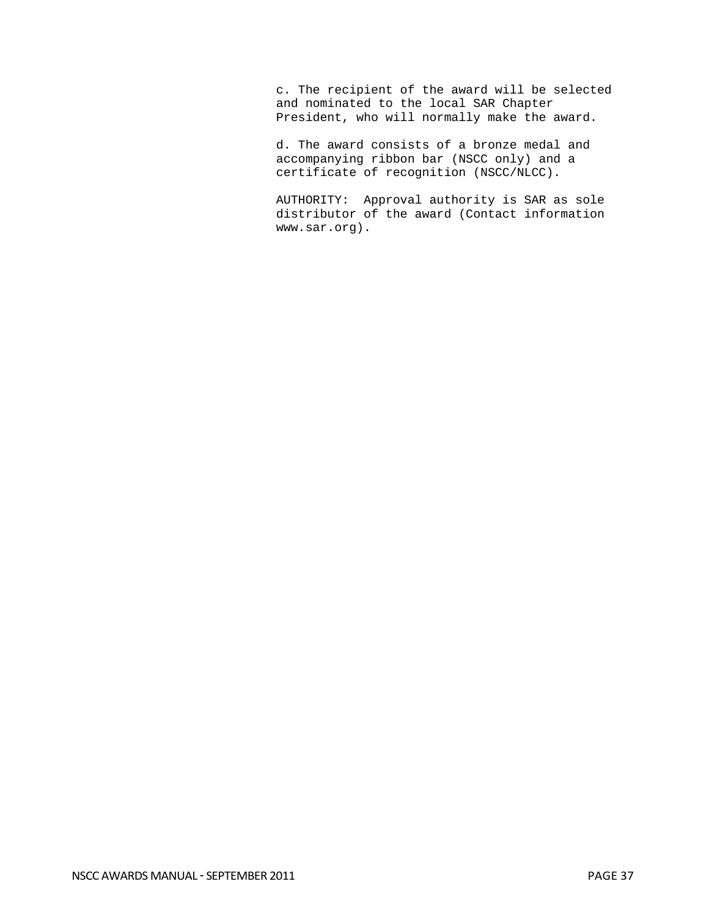c. The recipient of the award will be selected and nominated to the local SAR Chapter President, who will normally make the award.

d. The award consists of a bronze medal and accompanying ribbon bar (NSCC only) and a certificate of recognition (NSCC/NLCC).

AUTHORITY: Approval authority is SAR as sole distributor of the award (Contact information www.sar.org).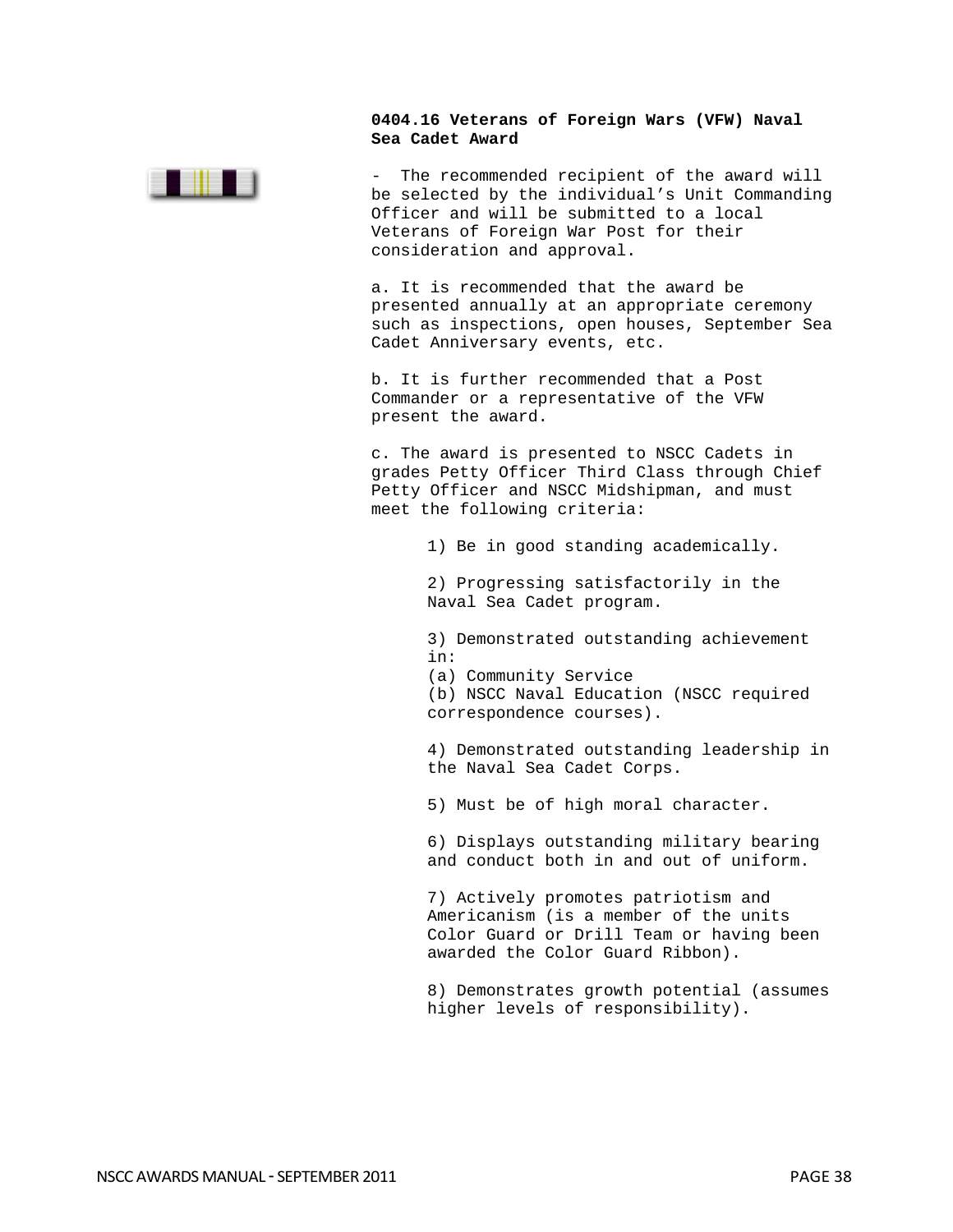**0404.16 Veterans of Foreign Wars (VFW) Naval Sea Cadet Award**

\- The recommended recipient of the award will be selected by the individual's Unit Commanding Officer and will be submitted to a local Veterans of Foreign War Post for their consideration and approval.

a. It is recommended that the award be presented annually at an appropriate ceremony such as inspections, open houses, September Sea Cadet Anniversary events, etc.

b. It is further recommended that a Post Commander or a representative of the VFW present the award.

c. The award is presented to NSCC Cadets in grades Petty Officer Third Class through Chief Petty Officer and NSCC Midshipman, and must meet the following criteria:

1) Be in good standing academically.

2) Progressing satisfactorily in the Naval Sea Cadet program.

3) Demonstrated outstanding achievement in:
(a) Community Service
(b) NSCC Naval Education (NSCC required correspondence courses).

4) Demonstrated outstanding leadership in the Naval Sea Cadet Corps.

5) Must be of high moral character.

6) Displays outstanding military bearing and conduct both in and out of uniform.

7) Actively promotes patriotism and Americanism (is a member of the units Color Guard or Drill Team or having been awarded the Color Guard Ribbon).

8) Demonstrates growth potential (assumes higher levels of responsibility).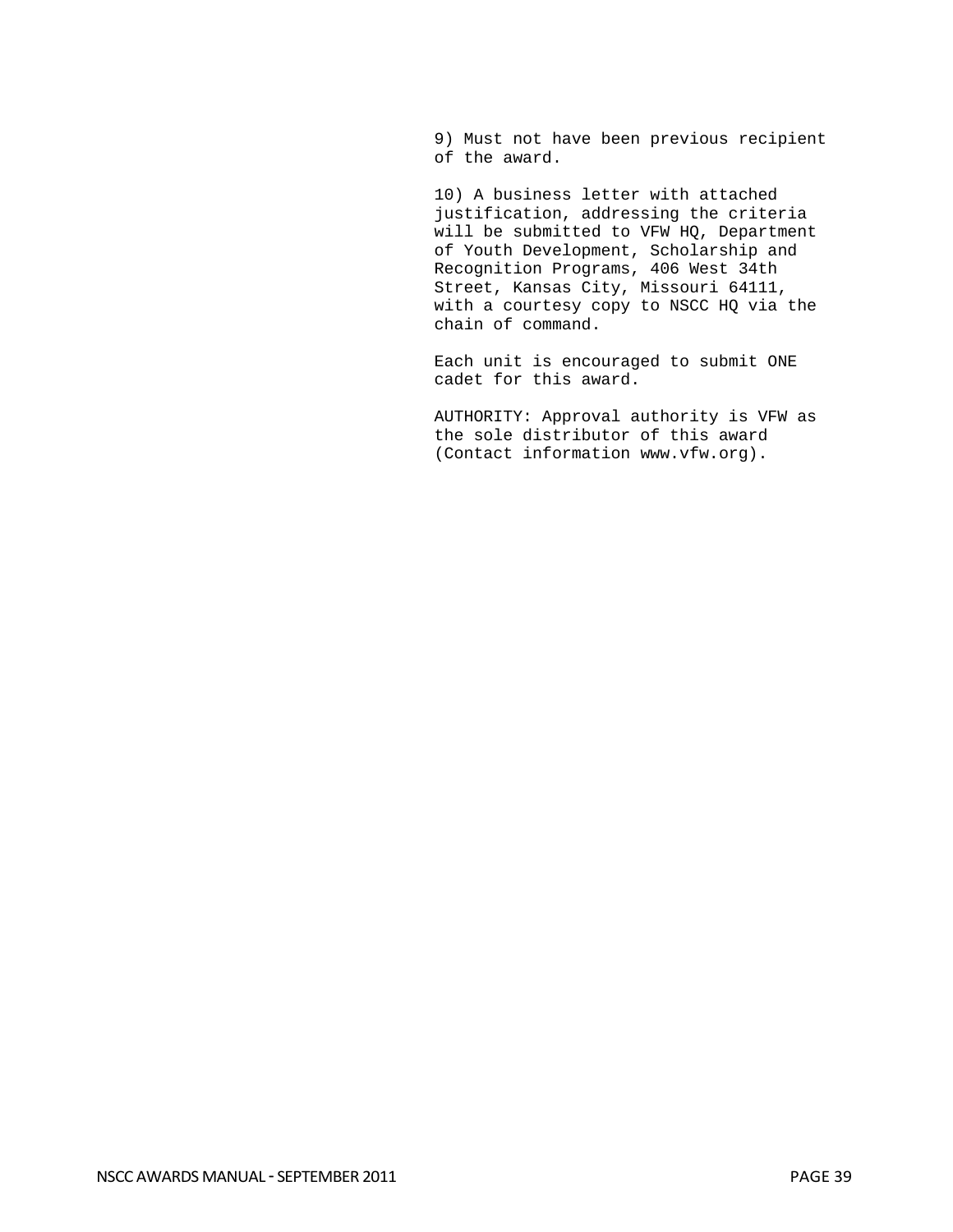9) Must not have been previous recipient of the award.

10) A business letter with attached justification, addressing the criteria will be submitted to VFW HQ, Department of Youth Development, Scholarship and Recognition Programs, 406 West 34th Street, Kansas City, Missouri 64111, with a courtesy copy to NSCC HQ via the chain of command.

Each unit is encouraged to submit ONE cadet for this award.

AUTHORITY: Approval authority is VFW as the sole distributor of this award (Contact information www.vfw.org).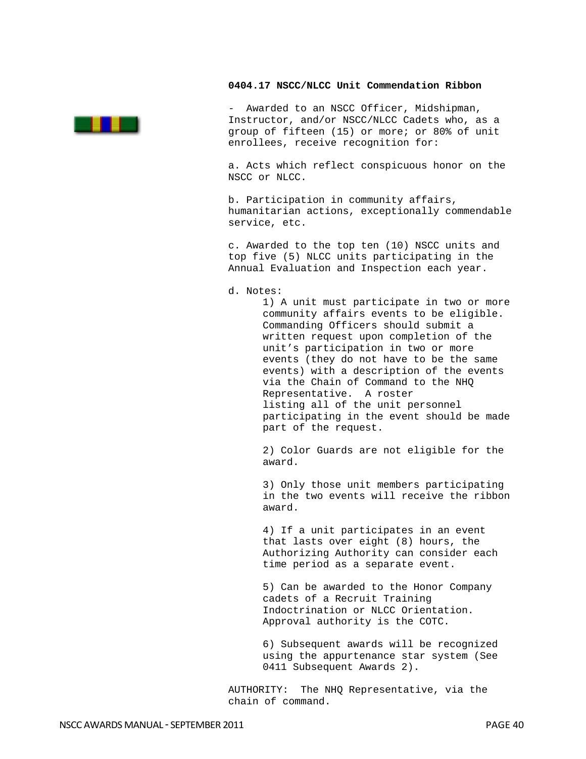### 0404.17 NSCC/NLCC Unit Commendation Ribbon

- Awarded to an NSCC Officer, Midshipman, Instructor, and/or NSCC/NLCC Cadets who, as a group of fifteen (15) or more; or 80% of unit enrollees, receive recognition for:

a. Acts which reflect conspicuous honor on the NSCC or NLCC.

b. Participation in community affairs, humanitarian actions, exceptionally commendable service, etc.

c. Awarded to the top ten (10) NSCC units and top five (5) NLCC units participating in the Annual Evaluation and Inspection each year.

d. Notes:

1) A unit must participate in two or more community affairs events to be eligible. Commanding Officers should submit a written request upon completion of the unit's participation in two or more events (they do not have to be the same events) with a description of the events via the Chain of Command to the NHQ Representative. A roster listing all of the unit personnel participating in the event should be made part of the request.

2) Color Guards are not eligible for the award.

3) Only those unit members participating in the two events will receive the ribbon award.

4) If a unit participates in an event that lasts over eight (8) hours, the Authorizing Authority can consider each time period as a separate event.

5) Can be awarded to the Honor Company cadets of a Recruit Training Indoctrination or NLCC Orientation. Approval authority is the COTC.

6) Subsequent awards will be recognized using the appurtenance star system (See 0411 Subsequent Awards 2).

AUTHORITY: The NHQ Representative, via the chain of command.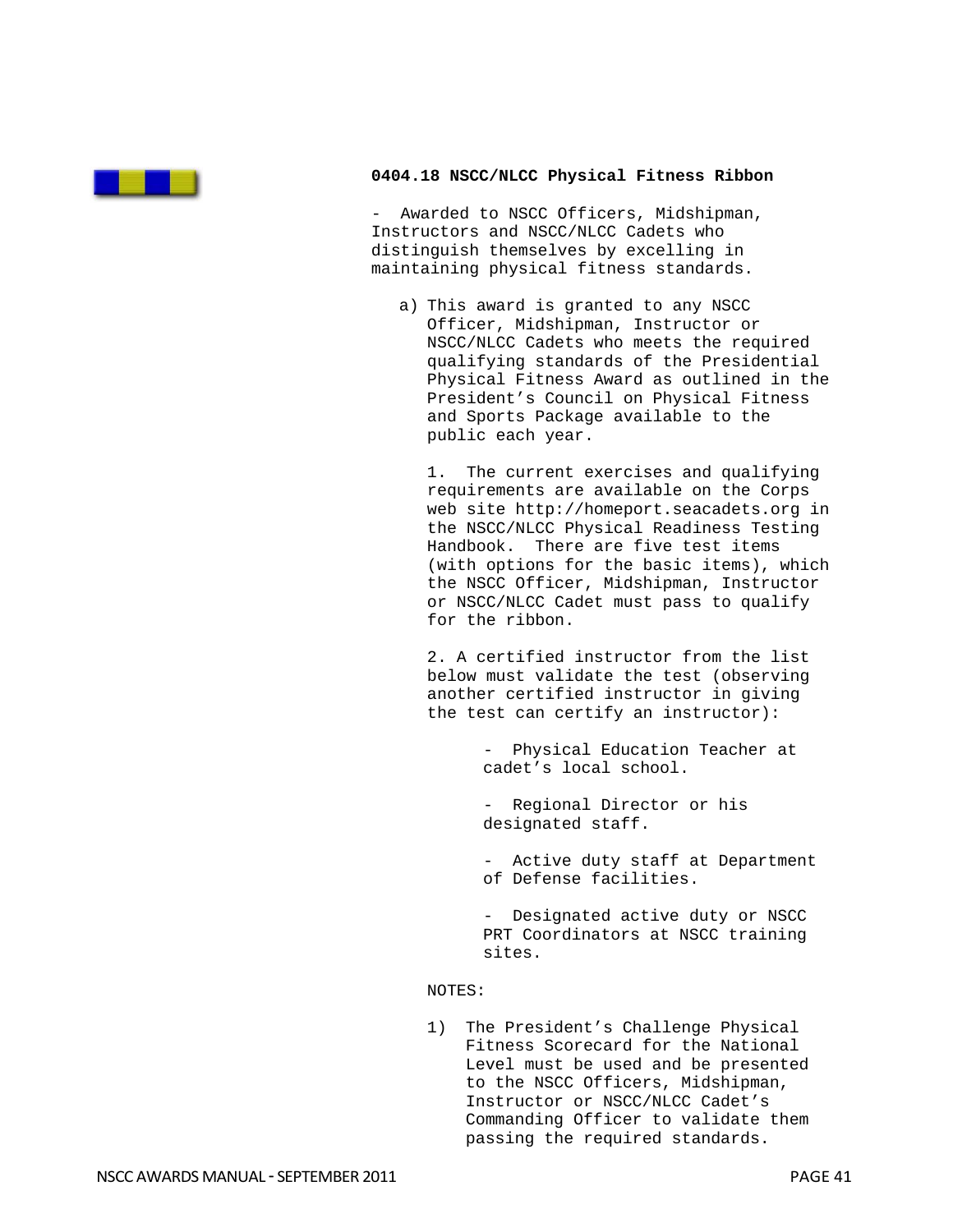### 0404.18 NSCC/NLCC Physical Fitness Ribbon

- Awarded to NSCC Officers, Midshipman, Instructors and NSCC/NLCC Cadets who distinguish themselves by excelling in maintaining physical fitness standards.

a) This award is granted to any NSCC Officer, Midshipman, Instructor or NSCC/NLCC Cadets who meets the required qualifying standards of the Presidential Physical Fitness Award as outlined in the President's Council on Physical Fitness and Sports Package available to the public each year.

1. The current exercises and qualifying requirements are available on the Corps web site http://homeport.seacadets.org in the NSCC/NLCC Physical Readiness Testing Handbook. There are five test items (with options for the basic items), which the NSCC Officer, Midshipman, Instructor or NSCC/NLCC Cadet must pass to qualify for the ribbon.

2. A certified instructor from the list below must validate the test (observing another certified instructor in giving the test can certify an instructor):

- Physical Education Teacher at cadet's local school.
- Regional Director or his designated staff.
- Active duty staff at Department of Defense facilities.
- Designated active duty or NSCC PRT Coordinators at NSCC training sites.

NOTES:

1) The President's Challenge Physical Fitness Scorecard for the National Level must be used and be presented to the NSCC Officers, Midshipman, Instructor or NSCC/NLCC Cadet's Commanding Officer to validate them passing the required standards.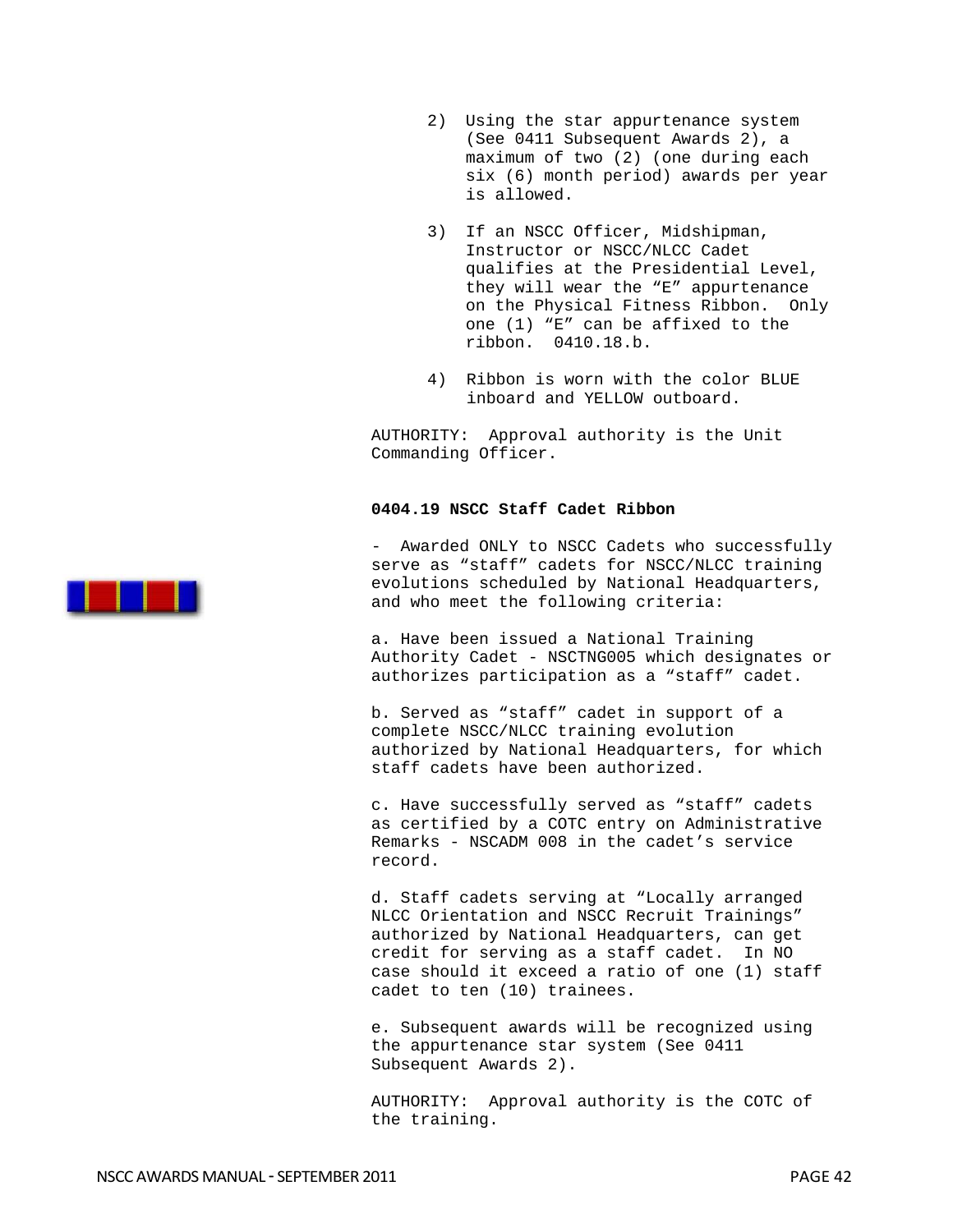2) Using the star appurtenance system (See 0411 Subsequent Awards 2), a maximum of two (2) (one during each six (6) month period) awards per year is allowed.

3) If an NSCC Officer, Midshipman, Instructor or NSCC/NLCC Cadet qualifies at the Presidential Level, they will wear the “E” appurtenance on the Physical Fitness Ribbon. Only one (1) “E” can be affixed to the ribbon. 0410.18.b.

4) Ribbon is worn with the color BLUE inboard and YELLOW outboard.

AUTHORITY: Approval authority is the Unit Commanding Officer.

**0404.19 NSCC Staff Cadet Ribbon**

- Awarded ONLY to NSCC Cadets who successfully serve as “staff” cadets for NSCC/NLCC training evolutions scheduled by National Headquarters, and who meet the following criteria:

a. Have been issued a National Training Authority Cadet - NSCTNG005 which designates or authorizes participation as a “staff” cadet.

b. Served as “staff” cadet in support of a complete NSCC/NLCC training evolution authorized by National Headquarters, for which staff cadets have been authorized.

c. Have successfully served as “staff” cadets as certified by a COTC entry on Administrative Remarks - NSCADM 008 in the cadet’s service record.

d. Staff cadets serving at “Locally arranged NLCC Orientation and NSCC Recruit Trainings” authorized by National Headquarters, can get credit for serving as a staff cadet. In NO case should it exceed a ratio of one (1) staff cadet to ten (10) trainees.

e. Subsequent awards will be recognized using the appurtenance star system (See 0411 Subsequent Awards 2).

AUTHORITY: Approval authority is the COTC of the training.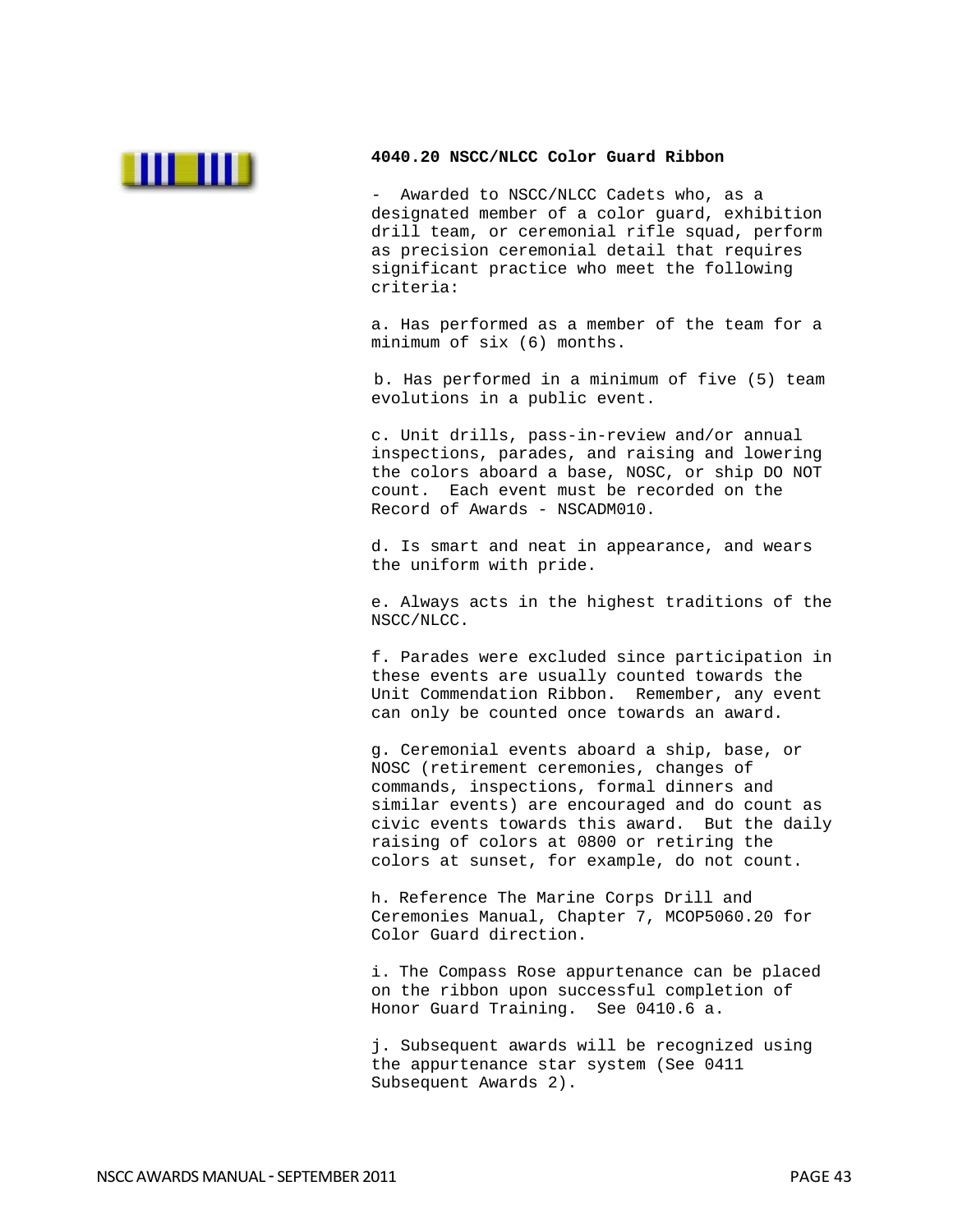**4040.20 NSCC/NLCC Color Guard Ribbon**

- Awarded to NSCC/NLCC Cadets who, as a designated member of a color guard, exhibition drill team, or ceremonial rifle squad, perform as precision ceremonial detail that requires significant practice who meet the following criteria:

a. Has performed as a member of the team for a minimum of six (6) months.

b. Has performed in a minimum of five (5) team evolutions in a public event.

c. Unit drills, pass-in-review and/or annual inspections, parades, and raising and lowering the colors aboard a base, NOSC, or ship DO NOT count. Each event must be recorded on the Record of Awards - NSCADM010.

d. Is smart and neat in appearance, and wears the uniform with pride.

e. Always acts in the highest traditions of the NSCC/NLCC.

f. Parades were excluded since participation in these events are usually counted towards the Unit Commendation Ribbon. Remember, any event can only be counted once towards an award.

g. Ceremonial events aboard a ship, base, or NOSC (retirement ceremonies, changes of commands, inspections, formal dinners and similar events) are encouraged and do count as civic events towards this award. But the daily raising of colors at 0800 or retiring the colors at sunset, for example, do not count.

h. Reference The Marine Corps Drill and Ceremonies Manual, Chapter 7, MCOP5060.20 for Color Guard direction.

i. The Compass Rose appurtenance can be placed on the ribbon upon successful completion of Honor Guard Training. See 0410.6 a.

j. Subsequent awards will be recognized using the appurtenance star system (See 0411 Subsequent Awards 2).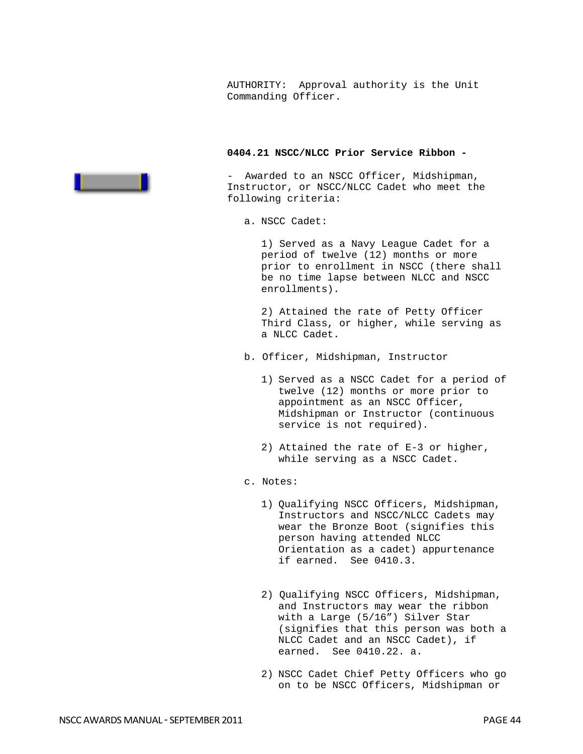AUTHORITY: Approval authority is the Unit Commanding Officer.

**0404.21 NSCC/NLCC Prior Service Ribbon -**

- Awarded to an NSCC Officer, Midshipman, Instructor, or NSCC/NLCC Cadet who meet the following criteria:

a. NSCC Cadet:

1) Served as a Navy League Cadet for a period of twelve (12) months or more prior to enrollment in NSCC (there shall be no time lapse between NLCC and NSCC enrollments).

2) Attained the rate of Petty Officer Third Class, or higher, while serving as a NLCC Cadet.

b. Officer, Midshipman, Instructor

1) Served as a NSCC Cadet for a period of twelve (12) months or more prior to appointment as an NSCC Officer, Midshipman or Instructor (continuous service is not required).

2) Attained the rate of E-3 or higher, while serving as a NSCC Cadet.

c. Notes:

1) Qualifying NSCC Officers, Midshipman, Instructors and NSCC/NLCC Cadets may wear the Bronze Boot (signifies this person having attended NLCC Orientation as a cadet) appurtenance if earned. See 0410.3.

2) Qualifying NSCC Officers, Midshipman, and Instructors may wear the ribbon with a Large (5/16”) Silver Star (signifies that this person was both a NLCC Cadet and an NSCC Cadet), if earned. See 0410.22. a.

2) NSCC Cadet Chief Petty Officers who go on to be NSCC Officers, Midshipman or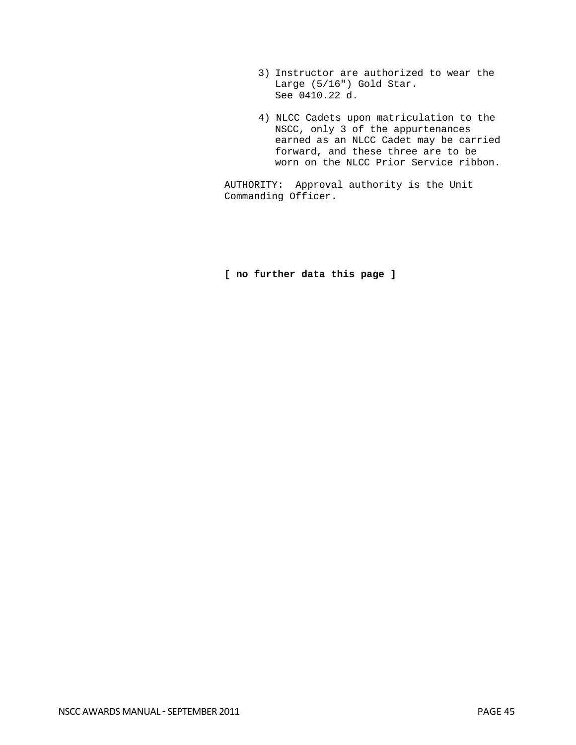3) Instructor are authorized to wear the Large (5/16") Gold Star. See 0410.22 d.

4) NLCC Cadets upon matriculation to the NSCC, only 3 of the appurtenances earned as an NLCC Cadet may be carried forward, and these three are to be worn on the NLCC Prior Service ribbon.

AUTHORITY: Approval authority is the Unit Commanding Officer.

**[ no further data this page ]**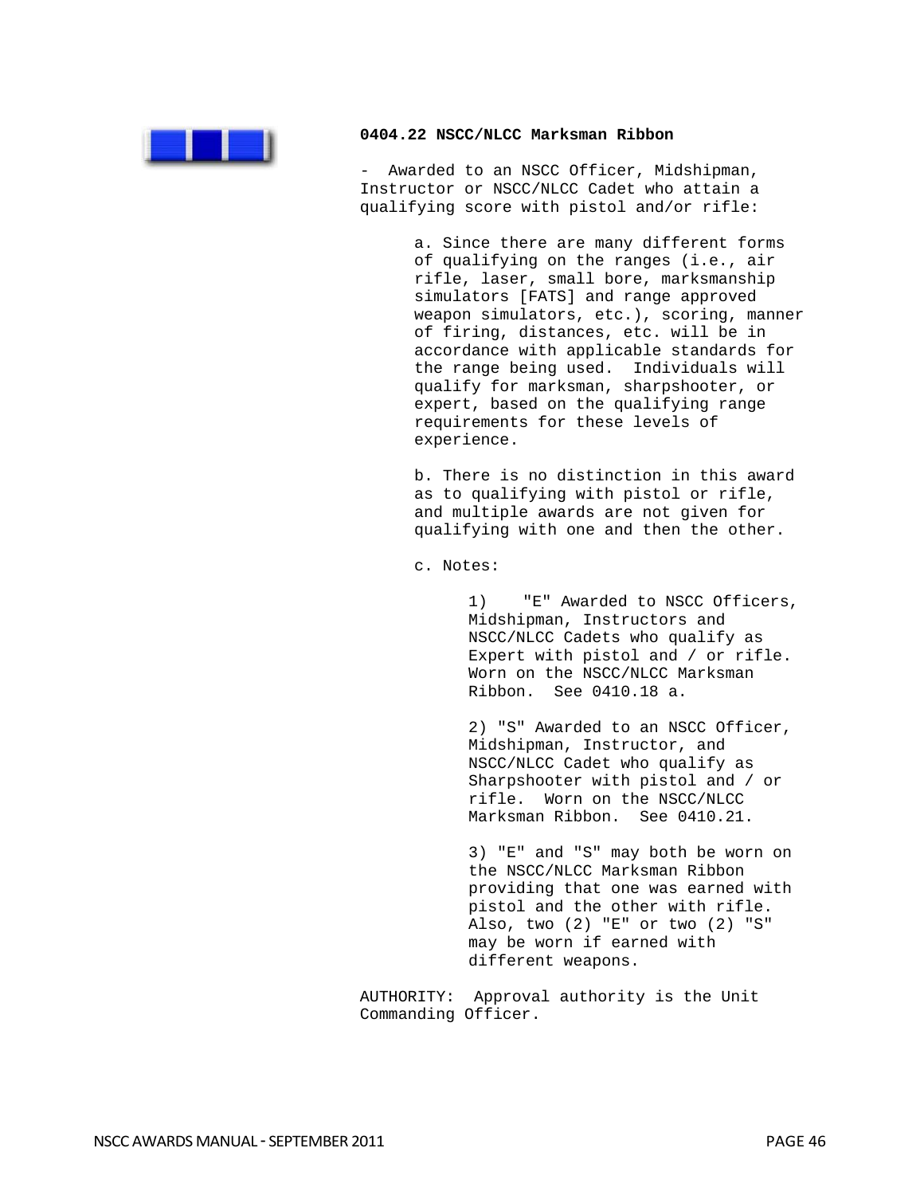**0404.22 NSCC/NLCC Marksman Ribbon**

- Awarded to an NSCC Officer, Midshipman, Instructor or NSCC/NLCC Cadet who attain a qualifying score with pistol and/or rifle:

a. Since there are many different forms of qualifying on the ranges (i.e., air rifle, laser, small bore, marksmanship simulators [FATS] and range approved weapon simulators, etc.), scoring, manner of firing, distances, etc. will be in accordance with applicable standards for the range being used. Individuals will qualify for marksman, sharpshooter, or expert, based on the qualifying range requirements for these levels of experience.

b. There is no distinction in this award as to qualifying with pistol or rifle, and multiple awards are not given for qualifying with one and then the other.

c. Notes:

1) "E" Awarded to NSCC Officers, Midshipman, Instructors and NSCC/NLCC Cadets who qualify as Expert with pistol and / or rifle. Worn on the NSCC/NLCC Marksman Ribbon. See 0410.18 a.

2) "S" Awarded to an NSCC Officer, Midshipman, Instructor, and NSCC/NLCC Cadet who qualify as Sharpshooter with pistol and / or rifle. Worn on the NSCC/NLCC Marksman Ribbon. See 0410.21.

3) "E" and "S" may both be worn on the NSCC/NLCC Marksman Ribbon providing that one was earned with pistol and the other with rifle. Also, two (2) "E" or two (2) "S" may be worn if earned with different weapons.

AUTHORITY: Approval authority is the Unit Commanding Officer.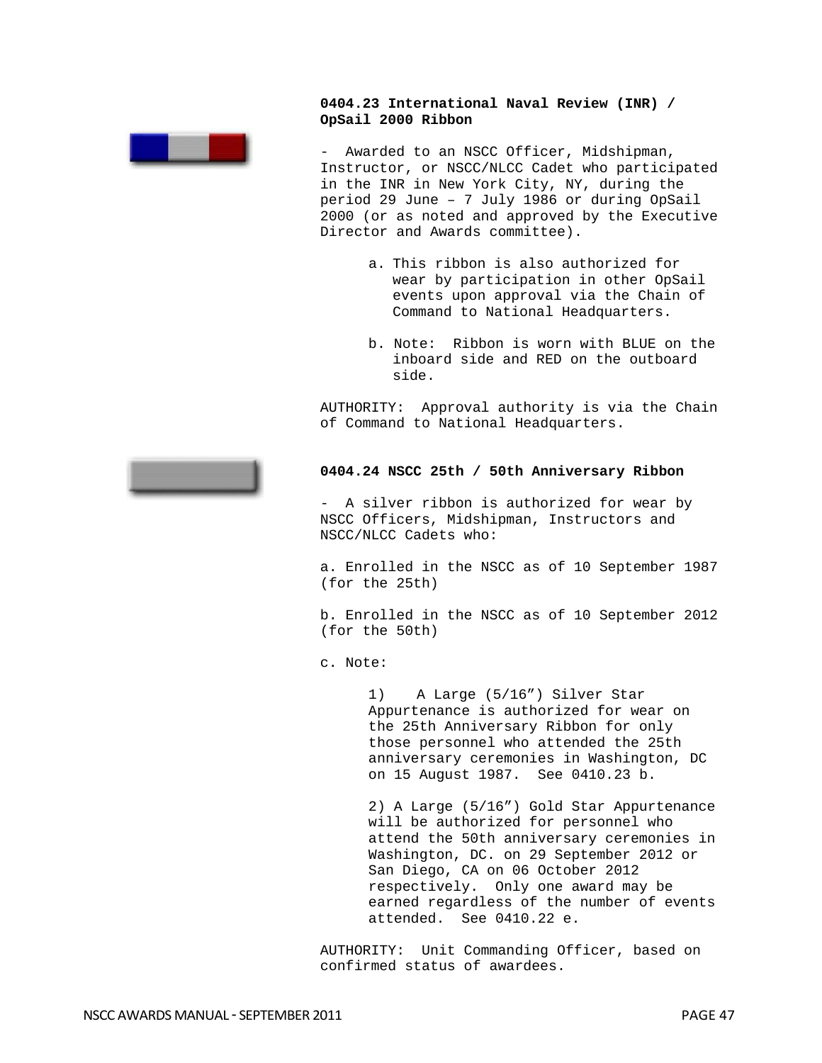**0404.23 International Naval Review (INR) / OpSail 2000 Ribbon**

- Awarded to an NSCC Officer, Midshipman, Instructor, or NSCC/NLCC Cadet who participated in the INR in New York City, NY, during the period 29 June – 7 July 1986 or during OpSail 2000 (or as noted and approved by the Executive Director and Awards committee).

   a. This ribbon is also authorized for wear by participation in other OpSail events upon approval via the Chain of Command to National Headquarters.

   b. Note: Ribbon is worn with BLUE on the inboard side and RED on the outboard side.

AUTHORITY: Approval authority is via the Chain of Command to National Headquarters.

**0404.24 NSCC 25th / 50th Anniversary Ribbon**

- A silver ribbon is authorized for wear by NSCC Officers, Midshipman, Instructors and NSCC/NLCC Cadets who:

a. Enrolled in the NSCC as of 10 September 1987 (for the 25th)

b. Enrolled in the NSCC as of 10 September 2012 (for the 50th)

c. Note:

   1) A Large (5/16") Silver Star Appurtenance is authorized for wear on the 25th Anniversary Ribbon for only those personnel who attended the 25th anniversary ceremonies in Washington, DC on 15 August 1987. See 0410.23 b.

   2) A Large (5/16") Gold Star Appurtenance will be authorized for personnel who attend the 50th anniversary ceremonies in Washington, DC. on 29 September 2012 or San Diego, CA on 06 October 2012 respectively. Only one award may be earned regardless of the number of events attended. See 0410.22 e.

AUTHORITY: Unit Commanding Officer, based on confirmed status of awardees.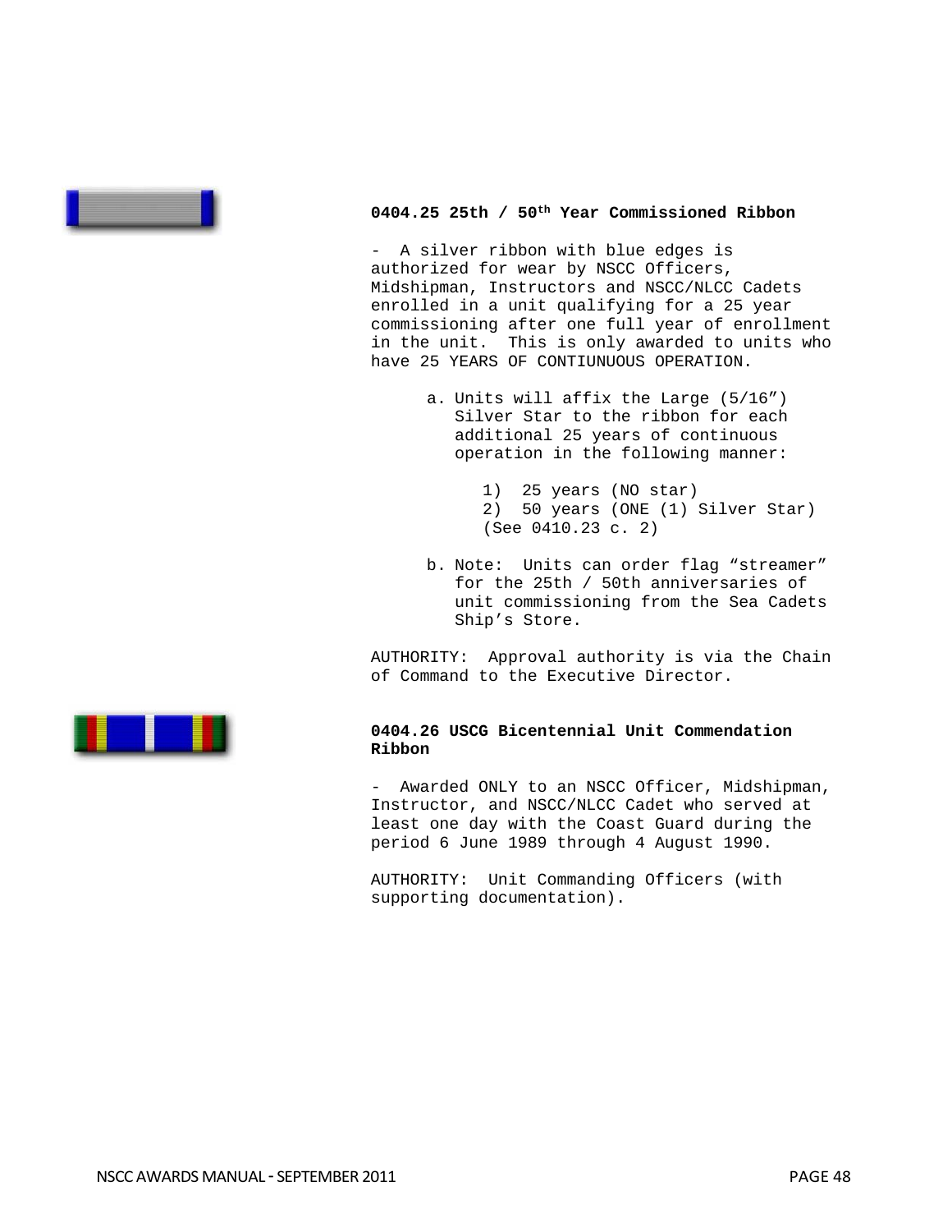**0404.25 25th / 50th Year Commissioned Ribbon**

- A silver ribbon with blue edges is authorized for wear by NSCC Officers, Midshipman, Instructors and NSCC/NLCC Cadets enrolled in a unit qualifying for a 25 year commissioning after one full year of enrollment in the unit. This is only awarded to units who have 25 YEARS OF CONTIUNUOUS OPERATION.

a. Units will affix the Large (5/16") Silver Star to the ribbon for each additional 25 years of continuous operation in the following manner:

    1) 25 years (NO star)
    2) 50 years (ONE (1) Silver Star) (See 0410.23 c. 2)

b. Note: Units can order flag "streamer" for the 25th / 50th anniversaries of unit commissioning from the Sea Cadets Ship's Store.

AUTHORITY: Approval authority is via the Chain of Command to the Executive Director.

**0404.26 USCG Bicentennial Unit Commendation Ribbon**

- Awarded ONLY to an NSCC Officer, Midshipman, Instructor, and NSCC/NLCC Cadet who served at least one day with the Coast Guard during the period 6 June 1989 through 4 August 1990.

AUTHORITY: Unit Commanding Officers (with supporting documentation).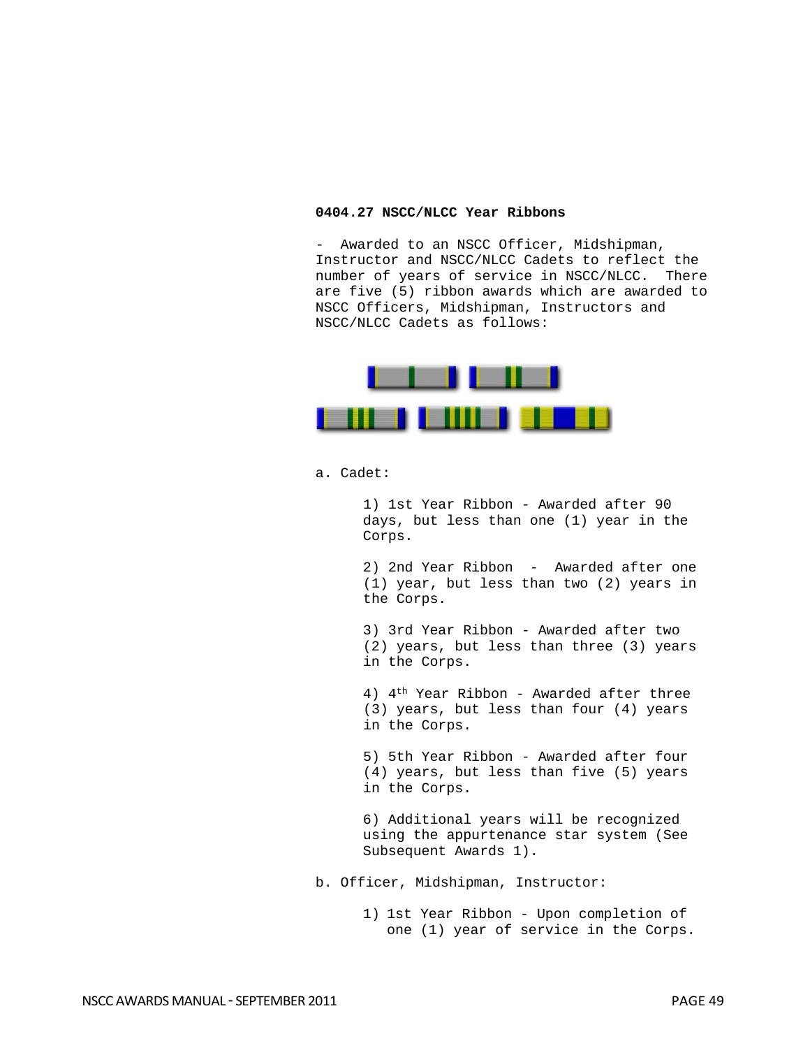### 0404.27 NSCC/NLCC Year Ribbons

- Awarded to an NSCC Officer, Midshipman, Instructor and NSCC/NLCC Cadets to reflect the number of years of service in NSCC/NLCC. There are five (5) ribbon awards which are awarded to NSCC Officers, Midshipman, Instructors and NSCC/NLCC Cadets as follows:

a. Cadet:

1) 1st Year Ribbon - Awarded after 90 days, but less than one (1) year in the Corps.

2) 2nd Year Ribbon - Awarded after one (1) year, but less than two (2) years in the Corps.

3) 3rd Year Ribbon - Awarded after two (2) years, but less than three (3) years in the Corps.

4) 4th Year Ribbon - Awarded after three (3) years, but less than four (4) years in the Corps.

5) 5th Year Ribbon - Awarded after four (4) years, but less than five (5) years in the Corps.

6) Additional years will be recognized using the appurtenance star system (See Subsequent Awards 1).

b. Officer, Midshipman, Instructor:

1) 1st Year Ribbon - Upon completion of one (1) year of service in the Corps.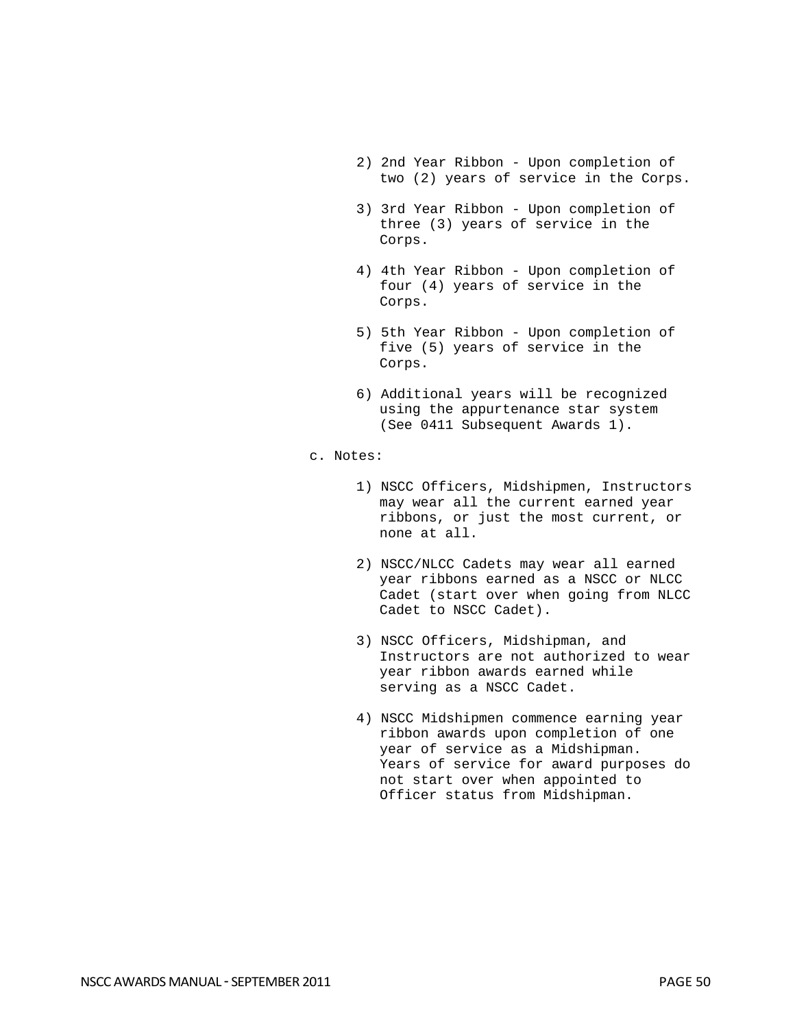2) 2nd Year Ribbon - Upon completion of two (2) years of service in the Corps.

3) 3rd Year Ribbon - Upon completion of three (3) years of service in the Corps.

4) 4th Year Ribbon - Upon completion of four (4) years of service in the Corps.

5) 5th Year Ribbon - Upon completion of five (5) years of service in the Corps.

6) Additional years will be recognized using the appurtenance star system (See 0411 Subsequent Awards 1).

c. Notes:

1) NSCC Officers, Midshipmen, Instructors may wear all the current earned year ribbons, or just the most current, or none at all.

2) NSCC/NLCC Cadets may wear all earned year ribbons earned as a NSCC or NLCC Cadet (start over when going from NLCC Cadet to NSCC Cadet).

3) NSCC Officers, Midshipman, and Instructors are not authorized to wear year ribbon awards earned while serving as a NSCC Cadet.

4) NSCC Midshipmen commence earning year ribbon awards upon completion of one year of service as a Midshipman. Years of service for award purposes do not start over when appointed to Officer status from Midshipman.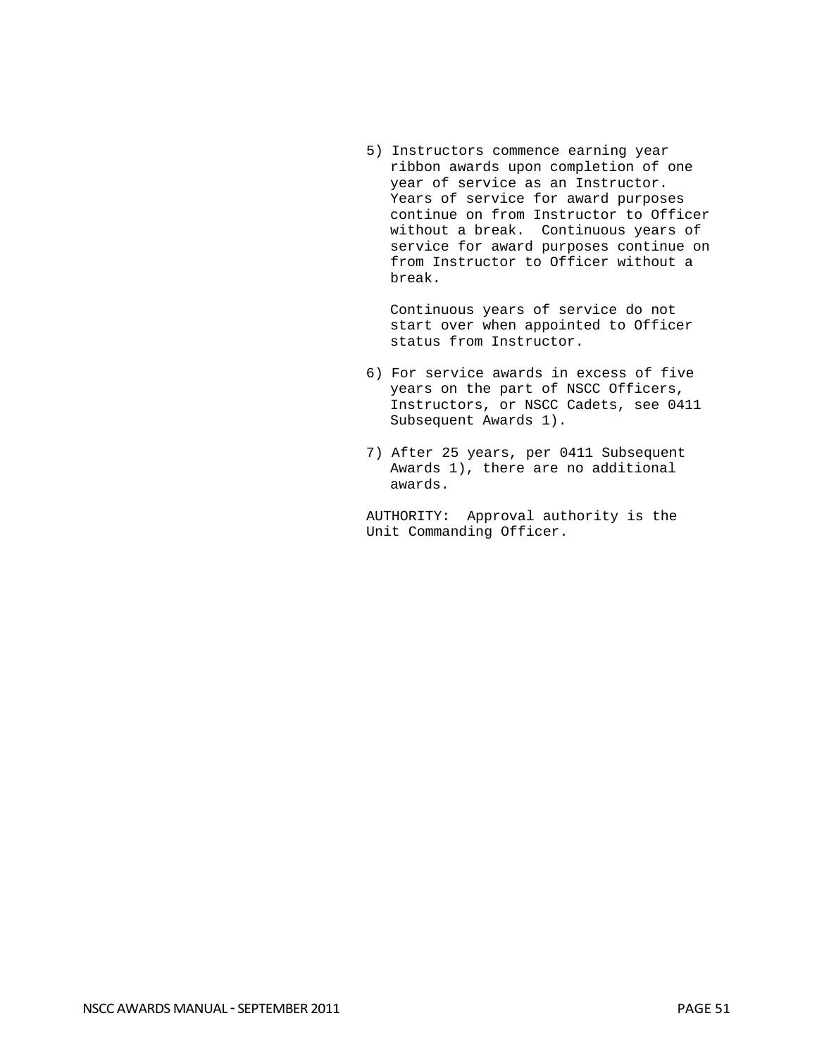5) Instructors commence earning year ribbon awards upon completion of one year of service as an Instructor. Years of service for award purposes continue on from Instructor to Officer without a break. Continuous years of service for award purposes continue on from Instructor to Officer without a break.

   Continuous years of service do not start over when appointed to Officer status from Instructor.

6) For service awards in excess of five years on the part of NSCC Officers, Instructors, or NSCC Cadets, see 0411 Subsequent Awards 1).

7) After 25 years, per 0411 Subsequent Awards 1), there are no additional awards.

AUTHORITY: Approval authority is the Unit Commanding Officer.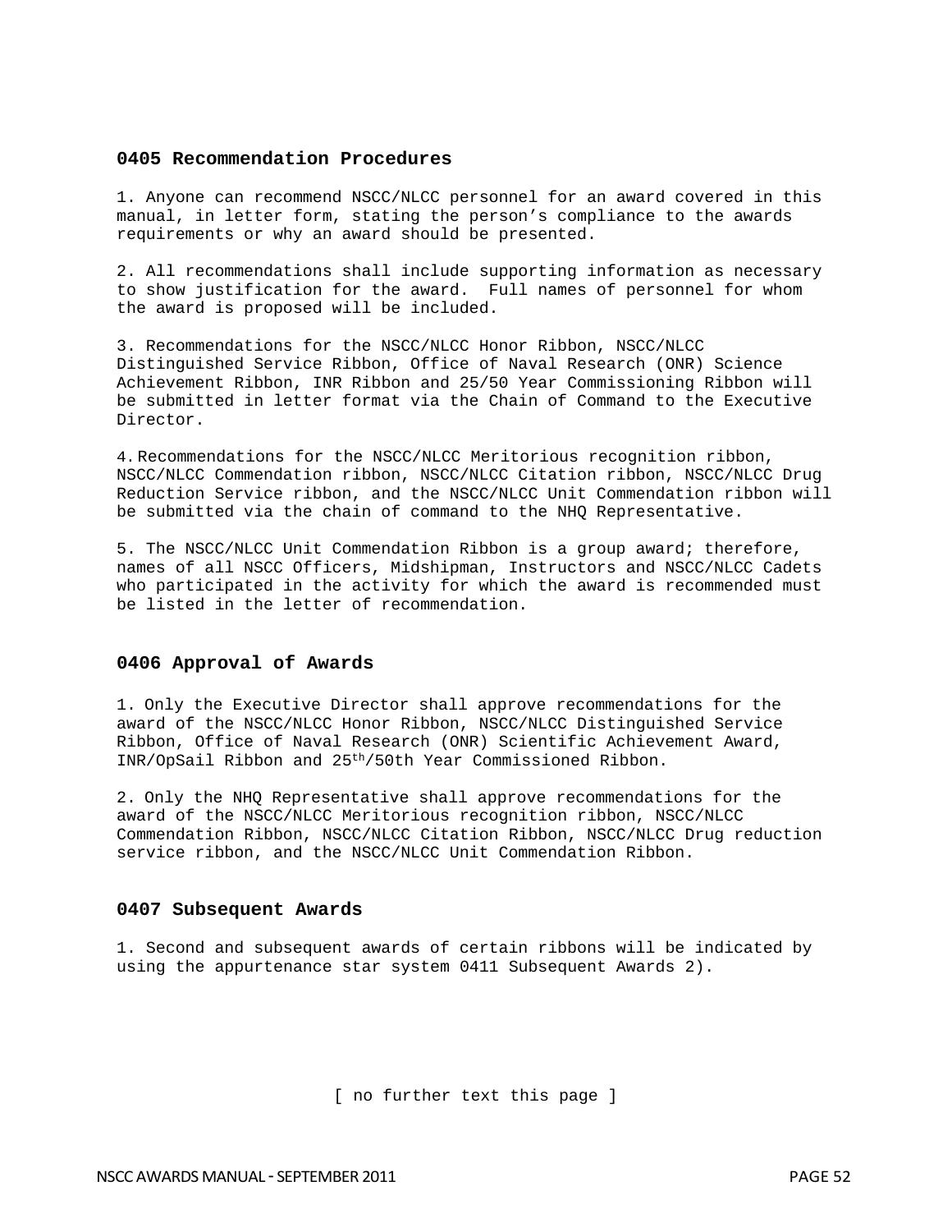## 0405 Recommendation Procedures

1. Anyone can recommend NSCC/NLCC personnel for an award covered in this manual, in letter form, stating the person's compliance to the awards requirements or why an award should be presented.

2. All recommendations shall include supporting information as necessary to show justification for the award. Full names of personnel for whom the award is proposed will be included.

3. Recommendations for the NSCC/NLCC Honor Ribbon, NSCC/NLCC Distinguished Service Ribbon, Office of Naval Research (ONR) Science Achievement Ribbon, INR Ribbon and 25/50 Year Commissioning Ribbon will be submitted in letter format via the Chain of Command to the Executive Director.

4. Recommendations for the NSCC/NLCC Meritorious recognition ribbon, NSCC/NLCC Commendation ribbon, NSCC/NLCC Citation ribbon, NSCC/NLCC Drug Reduction Service ribbon, and the NSCC/NLCC Unit Commendation ribbon will be submitted via the chain of command to the NHQ Representative.

5. The NSCC/NLCC Unit Commendation Ribbon is a group award; therefore, names of all NSCC Officers, Midshipman, Instructors and NSCC/NLCC Cadets who participated in the activity for which the award is recommended must be listed in the letter of recommendation.

## 0406 Approval of Awards

1. Only the Executive Director shall approve recommendations for the award of the NSCC/NLCC Honor Ribbon, NSCC/NLCC Distinguished Service Ribbon, Office of Naval Research (ONR) Scientific Achievement Award, INR/OpSail Ribbon and 25th/50th Year Commissioned Ribbon.

2. Only the NHQ Representative shall approve recommendations for the award of the NSCC/NLCC Meritorious recognition ribbon, NSCC/NLCC Commendation Ribbon, NSCC/NLCC Citation Ribbon, NSCC/NLCC Drug reduction service ribbon, and the NSCC/NLCC Unit Commendation Ribbon.

## 0407 Subsequent Awards

1. Second and subsequent awards of certain ribbons will be indicated by using the appurtenance star system 0411 Subsequent Awards 2).

[ no further text this page ]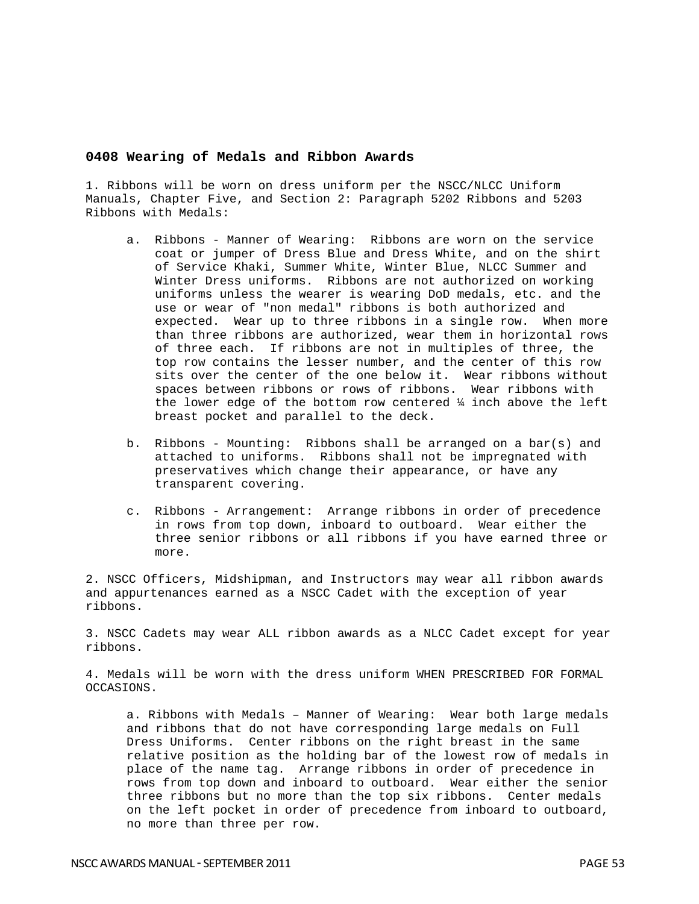## 0408 Wearing of Medals and Ribbon Awards

1. Ribbons will be worn on dress uniform per the NSCC/NLCC Uniform Manuals, Chapter Five, and Section 2: Paragraph 5202 Ribbons and 5203 Ribbons with Medals:

   a. Ribbons - Manner of Wearing: Ribbons are worn on the service coat or jumper of Dress Blue and Dress White, and on the shirt of Service Khaki, Summer White, Winter Blue, NLCC Summer and Winter Dress uniforms. Ribbons are not authorized on working uniforms unless the wearer is wearing DoD medals, etc. and the use or wear of "non medal" ribbons is both authorized and expected. Wear up to three ribbons in a single row. When more than three ribbons are authorized, wear them in horizontal rows of three each. If ribbons are not in multiples of three, the top row contains the lesser number, and the center of this row sits over the center of the one below it. Wear ribbons without spaces between ribbons or rows of ribbons. Wear ribbons with the lower edge of the bottom row centered ¼ inch above the left breast pocket and parallel to the deck.

   b. Ribbons - Mounting: Ribbons shall be arranged on a bar(s) and attached to uniforms. Ribbons shall not be impregnated with preservatives which change their appearance, or have any transparent covering.

   c. Ribbons - Arrangement: Arrange ribbons in order of precedence in rows from top down, inboard to outboard. Wear either the three senior ribbons or all ribbons if you have earned three or more.

2. NSCC Officers, Midshipman, and Instructors may wear all ribbon awards and appurtenances earned as a NSCC Cadet with the exception of year ribbons.

3. NSCC Cadets may wear ALL ribbon awards as a NLCC Cadet except for year ribbons.

4. Medals will be worn with the dress uniform WHEN PRESCRIBED FOR FORMAL OCCASIONS.

   a. Ribbons with Medals – Manner of Wearing: Wear both large medals and ribbons that do not have corresponding large medals on Full Dress Uniforms. Center ribbons on the right breast in the same relative position as the holding bar of the lowest row of medals in place of the name tag. Arrange ribbons in order of precedence in rows from top down and inboard to outboard. Wear either the senior three ribbons but no more than the top six ribbons. Center medals on the left pocket in order of precedence from inboard to outboard, no more than three per row.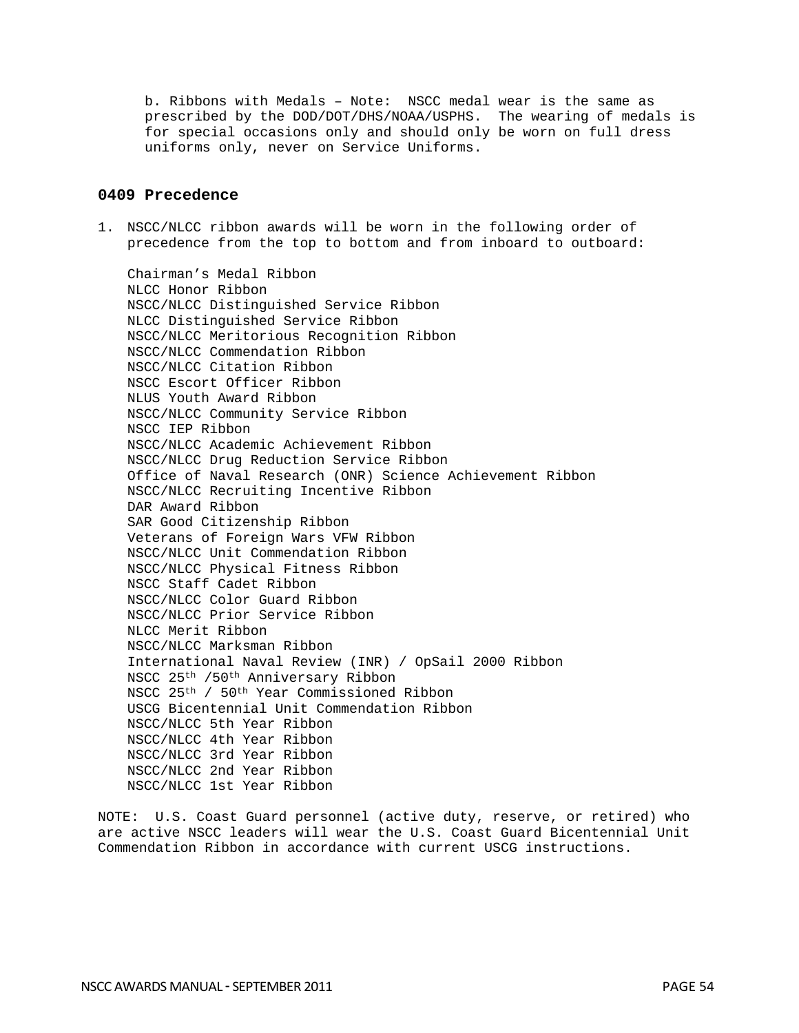b. Ribbons with Medals – Note: NSCC medal wear is the same as prescribed by the DOD/DOT/DHS/NOAA/USPHS. The wearing of medals is for special occasions only and should only be worn on full dress uniforms only, never on Service Uniforms.

### 0409 Precedence

1. NSCC/NLCC ribbon awards will be worn in the following order of precedence from the top to bottom and from inboard to outboard:

Chairman's Medal Ribbon
NLCC Honor Ribbon
NSCC/NLCC Distinguished Service Ribbon
NLCC Distinguished Service Ribbon
NSCC/NLCC Meritorious Recognition Ribbon
NSCC/NLCC Commendation Ribbon
NSCC/NLCC Citation Ribbon
NSCC Escort Officer Ribbon
NLUS Youth Award Ribbon
NSCC/NLCC Community Service Ribbon
NSCC IEP Ribbon
NSCC/NLCC Academic Achievement Ribbon
NSCC/NLCC Drug Reduction Service Ribbon
Office of Naval Research (ONR) Science Achievement Ribbon
NSCC/NLCC Recruiting Incentive Ribbon
DAR Award Ribbon
SAR Good Citizenship Ribbon
Veterans of Foreign Wars VFW Ribbon
NSCC/NLCC Unit Commendation Ribbon
NSCC/NLCC Physical Fitness Ribbon
NSCC Staff Cadet Ribbon
NSCC/NLCC Color Guard Ribbon
NSCC/NLCC Prior Service Ribbon
NLCC Merit Ribbon
NSCC/NLCC Marksman Ribbon
International Naval Review (INR) / OpSail 2000 Ribbon
NSCC 25th /50th Anniversary Ribbon
NSCC 25th / 50th Year Commissioned Ribbon
USCG Bicentennial Unit Commendation Ribbon
NSCC/NLCC 5th Year Ribbon
NSCC/NLCC 4th Year Ribbon
NSCC/NLCC 3rd Year Ribbon
NSCC/NLCC 2nd Year Ribbon
NSCC/NLCC 1st Year Ribbon

NOTE: U.S. Coast Guard personnel (active duty, reserve, or retired) who are active NSCC leaders will wear the U.S. Coast Guard Bicentennial Unit Commendation Ribbon in accordance with current USCG instructions.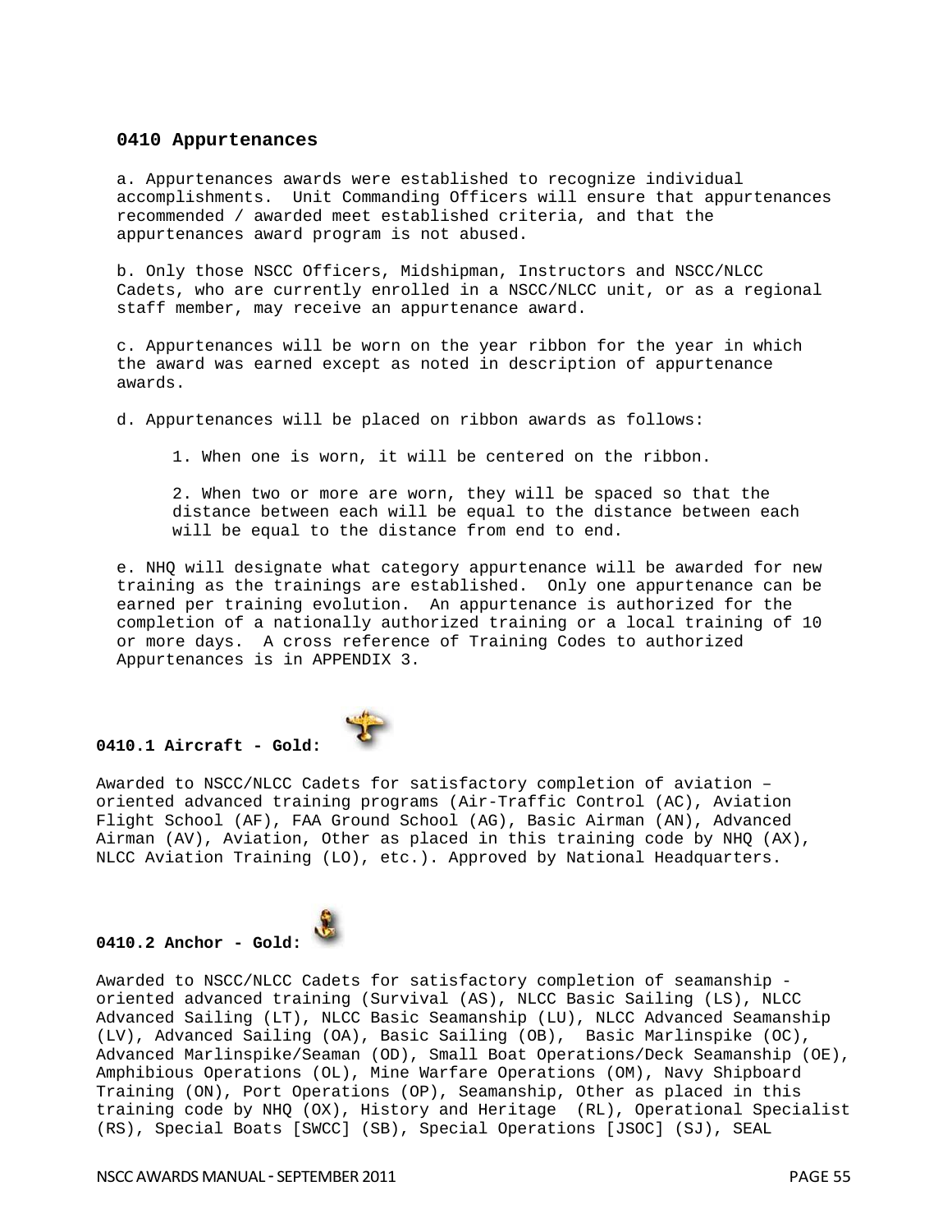## 0410 Appurtenances

a. Appurtenances awards were established to recognize individual accomplishments. Unit Commanding Officers will ensure that appurtenances recommended / awarded meet established criteria, and that the appurtenances award program is not abused.

b. Only those NSCC Officers, Midshipman, Instructors and NSCC/NLCC Cadets, who are currently enrolled in a NSCC/NLCC unit, or as a regional staff member, may receive an appurtenance award.

c. Appurtenances will be worn on the year ribbon for the year in which the award was earned except as noted in description of appurtenance awards.

d. Appurtenances will be placed on ribbon awards as follows:

1. When one is worn, it will be centered on the ribbon.

2. When two or more are worn, they will be spaced so that the distance between each will be equal to the distance between each will be equal to the distance from end to end.

e. NHQ will designate what category appurtenance will be awarded for new training as the trainings are established. Only one appurtenance can be earned per training evolution. An appurtenance is authorized for the completion of a nationally authorized training or a local training of 10 or more days. A cross reference of Training Codes to authorized Appurtenances is in APPENDIX 3.

### 0410.1 Aircraft - Gold:

Awarded to NSCC/NLCC Cadets for satisfactory completion of aviation – oriented advanced training programs (Air-Traffic Control (AC), Aviation Flight School (AF), FAA Ground School (AG), Basic Airman (AN), Advanced Airman (AV), Aviation, Other as placed in this training code by NHQ (AX), NLCC Aviation Training (LO), etc.). Approved by National Headquarters.

### 0410.2 Anchor - Gold:

Awarded to NSCC/NLCC Cadets for satisfactory completion of seamanship - oriented advanced training (Survival (AS), NLCC Basic Sailing (LS), NLCC Advanced Sailing (LT), NLCC Basic Seamanship (LU), NLCC Advanced Seamanship (LV), Advanced Sailing (OA), Basic Sailing (OB), Basic Marlinspike (OC), Advanced Marlinspike/Seaman (OD), Small Boat Operations/Deck Seamanship (OE), Amphibious Operations (OL), Mine Warfare Operations (OM), Navy Shipboard Training (ON), Port Operations (OP), Seamanship, Other as placed in this training code by NHQ (OX), History and Heritage (RL), Operational Specialist (RS), Special Boats [SWCC] (SB), Special Operations [JSOC] (SJ), SEAL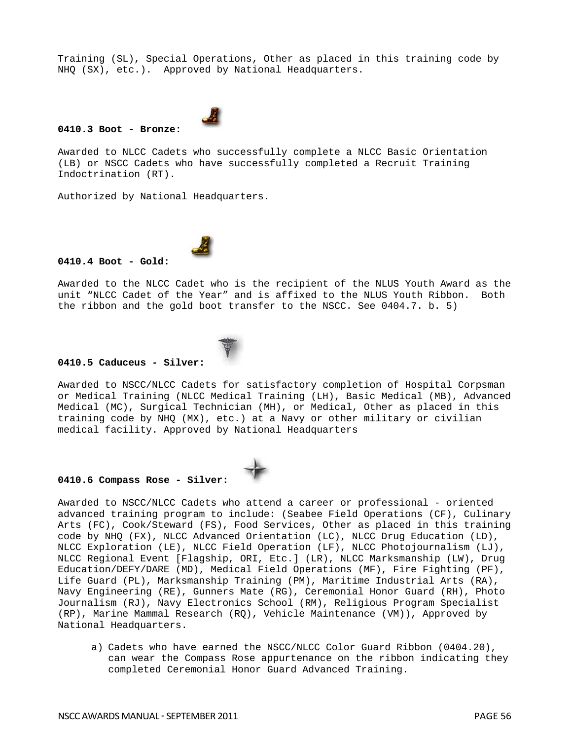Training (SL), Special Operations, Other as placed in this training code by NHQ (SX), etc.). Approved by National Headquarters.

**0410.3 Boot - Bronze:**

Awarded to NLCC Cadets who successfully complete a NLCC Basic Orientation (LB) or NSCC Cadets who have successfully completed a Recruit Training Indoctrination (RT).

Authorized by National Headquarters.

**0410.4 Boot - Gold:**

Awarded to the NLCC Cadet who is the recipient of the NLUS Youth Award as the unit "NLCC Cadet of the Year" and is affixed to the NLUS Youth Ribbon. Both the ribbon and the gold boot transfer to the NSCC. See 0404.7. b. 5)

**0410.5 Caduceus - Silver:**

Awarded to NSCC/NLCC Cadets for satisfactory completion of Hospital Corpsman or Medical Training (NLCC Medical Training (LH), Basic Medical (MB), Advanced Medical (MC), Surgical Technician (MH), or Medical, Other as placed in this training code by NHQ (MX), etc.) at a Navy or other military or civilian medical facility. Approved by National Headquarters

**0410.6 Compass Rose - Silver:**

Awarded to NSCC/NLCC Cadets who attend a career or professional - oriented advanced training program to include: (Seabee Field Operations (CF), Culinary Arts (FC), Cook/Steward (FS), Food Services, Other as placed in this training code by NHQ (FX), NLCC Advanced Orientation (LC), NLCC Drug Education (LD), NLCC Exploration (LE), NLCC Field Operation (LF), NLCC Photojournalism (LJ), NLCC Regional Event [Flagship, ORI, Etc.] (LR), NLCC Marksmanship (LW), Drug Education/DEFY/DARE (MD), Medical Field Operations (MF), Fire Fighting (PF), Life Guard (PL), Marksmanship Training (PM), Maritime Industrial Arts (RA), Navy Engineering (RE), Gunners Mate (RG), Ceremonial Honor Guard (RH), Photo Journalism (RJ), Navy Electronics School (RM), Religious Program Specialist (RP), Marine Mammal Research (RQ), Vehicle Maintenance (VM)), Approved by National Headquarters.

a) Cadets who have earned the NSCC/NLCC Color Guard Ribbon (0404.20), can wear the Compass Rose appurtenance on the ribbon indicating they completed Ceremonial Honor Guard Advanced Training.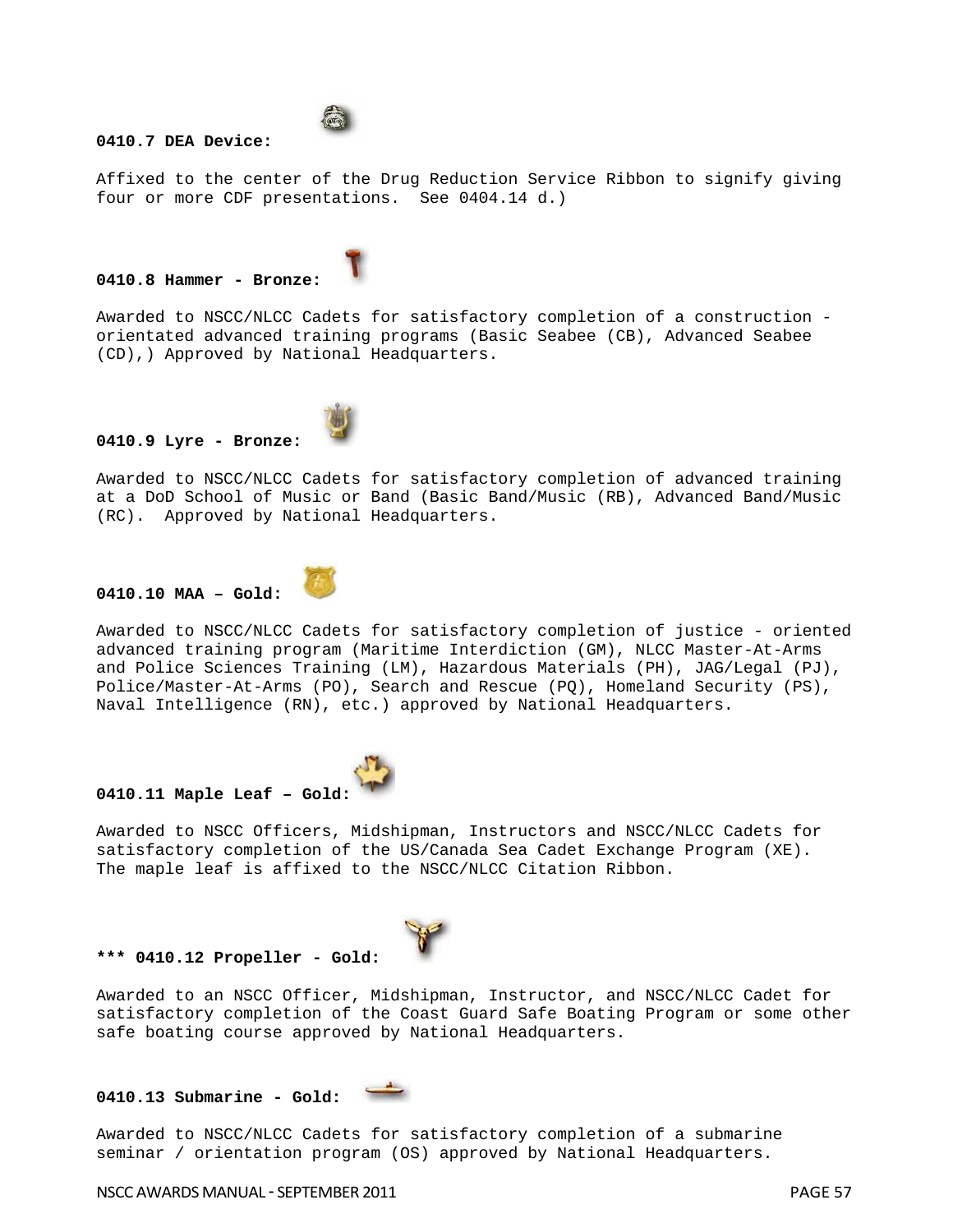**0410.7 DEA Device:**

Affixed to the center of the Drug Reduction Service Ribbon to signify giving four or more CDF presentations. See 0404.14 d.)

**0410.8 Hammer - Bronze:**

Awarded to NSCC/NLCC Cadets for satisfactory completion of a construction - orientated advanced training programs (Basic Seabee (CB), Advanced Seabee (CD),) Approved by National Headquarters.

**0410.9 Lyre - Bronze:**

Awarded to NSCC/NLCC Cadets for satisfactory completion of advanced training at a DoD School of Music or Band (Basic Band/Music (RB), Advanced Band/Music (RC). Approved by National Headquarters.

**0410.10 MAA – Gold:**

Awarded to NSCC/NLCC Cadets for satisfactory completion of justice - oriented advanced training program (Maritime Interdiction (GM), NLCC Master-At-Arms and Police Sciences Training (LM), Hazardous Materials (PH), JAG/Legal (PJ), Police/Master-At-Arms (PO), Search and Rescue (PQ), Homeland Security (PS), Naval Intelligence (RN), etc.) approved by National Headquarters.

**0410.11 Maple Leaf – Gold:**

Awarded to NSCC Officers, Midshipman, Instructors and NSCC/NLCC Cadets for satisfactory completion of the US/Canada Sea Cadet Exchange Program (XE). The maple leaf is affixed to the NSCC/NLCC Citation Ribbon.

**\*\*\* 0410.12 Propeller - Gold:**

Awarded to an NSCC Officer, Midshipman, Instructor, and NSCC/NLCC Cadet for satisfactory completion of the Coast Guard Safe Boating Program or some other safe boating course approved by National Headquarters.

**0410.13 Submarine - Gold:**

Awarded to NSCC/NLCC Cadets for satisfactory completion of a submarine seminar / orientation program (OS) approved by National Headquarters.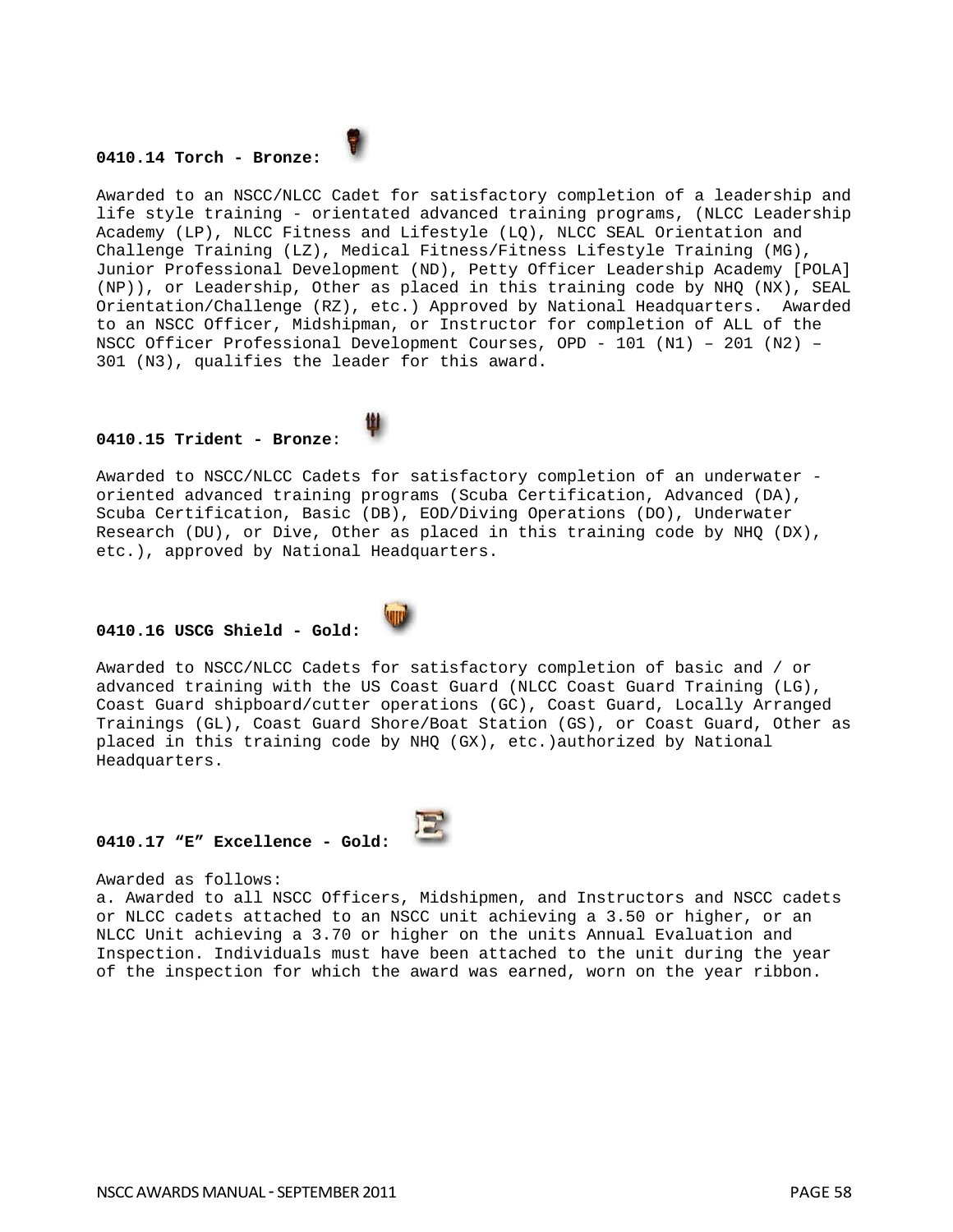**0410.14 Torch - Bronze:**

Awarded to an NSCC/NLCC Cadet for satisfactory completion of a leadership and life style training - orientated advanced training programs, (NLCC Leadership Academy (LP), NLCC Fitness and Lifestyle (LQ), NLCC SEAL Orientation and Challenge Training (LZ), Medical Fitness/Fitness Lifestyle Training (MG), Junior Professional Development (ND), Petty Officer Leadership Academy [POLA] (NP)), or Leadership, Other as placed in this training code by NHQ (NX), SEAL Orientation/Challenge (RZ), etc.) Approved by National Headquarters.  Awarded to an NSCC Officer, Midshipman, or Instructor for completion of ALL of the NSCC Officer Professional Development Courses, OPD - 101 (N1) – 201 (N2) – 301 (N3), qualifies the leader for this award.

**0410.15 Trident - Bronze**:

Awarded to NSCC/NLCC Cadets for satisfactory completion of an underwater - oriented advanced training programs (Scuba Certification, Advanced (DA), Scuba Certification, Basic (DB), EOD/Diving Operations (DO), Underwater Research (DU), or Dive, Other as placed in this training code by NHQ (DX), etc.), approved by National Headquarters.

**0410.16 USCG Shield - Gold:**

Awarded to NSCC/NLCC Cadets for satisfactory completion of basic and / or advanced training with the US Coast Guard (NLCC Coast Guard Training (LG), Coast Guard shipboard/cutter operations (GC), Coast Guard, Locally Arranged Trainings (GL), Coast Guard Shore/Boat Station (GS), or Coast Guard, Other as placed in this training code by NHQ (GX), etc.)authorized by National Headquarters.

**0410.17 “E” Excellence - Gold:**

Awarded as follows:

a. Awarded to all NSCC Officers, Midshipmen, and Instructors and NSCC cadets or NLCC cadets attached to an NSCC unit achieving a 3.50 or higher, or an NLCC Unit achieving a 3.70 or higher on the units Annual Evaluation and Inspection. Individuals must have been attached to the unit during the year of the inspection for which the award was earned, worn on the year ribbon.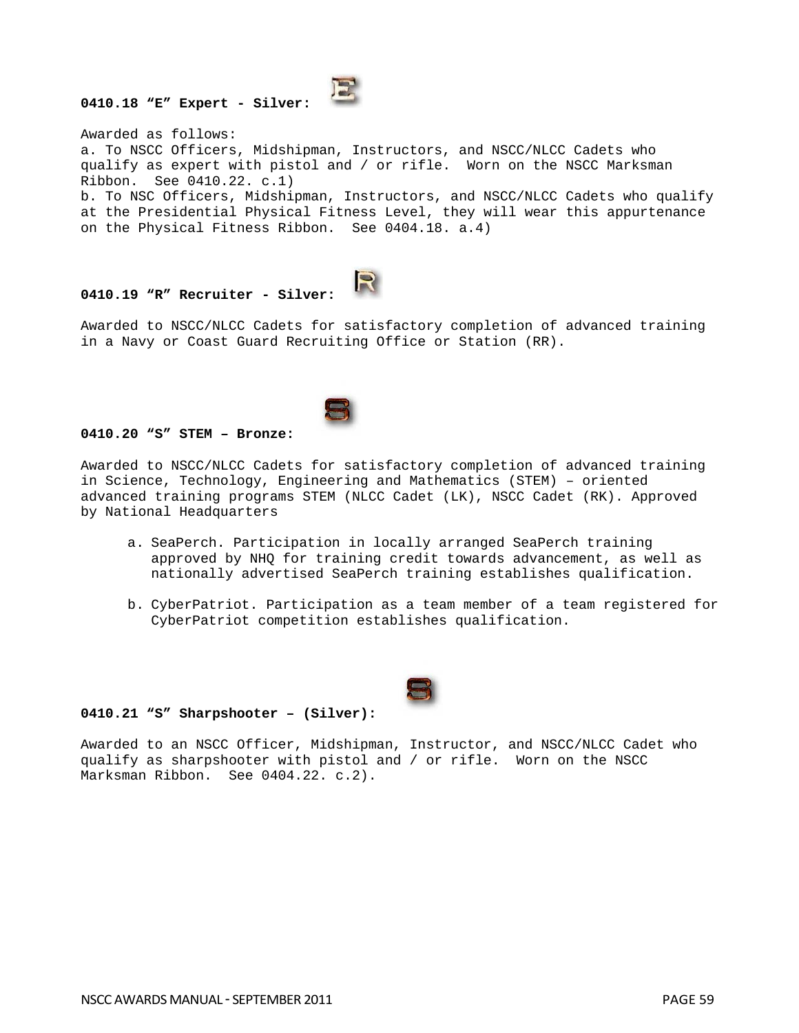**0410.18 “E” Expert - Silver:**

Awarded as follows:

a. To NSCC Officers, Midshipman, Instructors, and NSCC/NLCC Cadets who qualify as expert with pistol and / or rifle. Worn on the NSCC Marksman Ribbon. See 0410.22. c.1)

b. To NSC Officers, Midshipman, Instructors, and NSCC/NLCC Cadets who qualify at the Presidential Physical Fitness Level, they will wear this appurtenance on the Physical Fitness Ribbon. See 0404.18. a.4)

**0410.19 “R” Recruiter - Silver:**

Awarded to NSCC/NLCC Cadets for satisfactory completion of advanced training in a Navy or Coast Guard Recruiting Office or Station (RR).

**0410.20 “S” STEM – Bronze:**

Awarded to NSCC/NLCC Cadets for satisfactory completion of advanced training in Science, Technology, Engineering and Mathematics (STEM) – oriented advanced training programs STEM (NLCC Cadet (LK), NSCC Cadet (RK). Approved by National Headquarters

a. SeaPerch. Participation in locally arranged SeaPerch training approved by NHQ for training credit towards advancement, as well as nationally advertised SeaPerch training establishes qualification.

b. CyberPatriot. Participation as a team member of a team registered for CyberPatriot competition establishes qualification.

**0410.21 “S” Sharpshooter – (Silver):**

Awarded to an NSCC Officer, Midshipman, Instructor, and NSCC/NLCC Cadet who qualify as sharpshooter with pistol and / or rifle. Worn on the NSCC Marksman Ribbon. See 0404.22. c.2).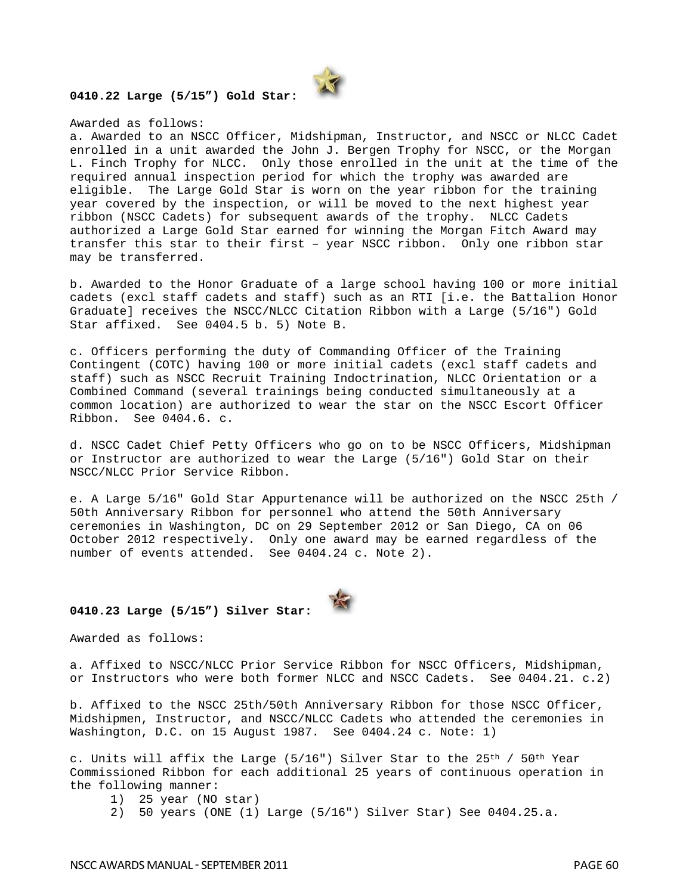**0410.22 Large (5/15") Gold Star:**

Awarded as follows:

a. Awarded to an NSCC Officer, Midshipman, Instructor, and NSCC or NLCC Cadet enrolled in a unit awarded the John J. Bergen Trophy for NSCC, or the Morgan L. Finch Trophy for NLCC. Only those enrolled in the unit at the time of the required annual inspection period for which the trophy was awarded are eligible. The Large Gold Star is worn on the year ribbon for the training year covered by the inspection, or will be moved to the next highest year ribbon (NSCC Cadets) for subsequent awards of the trophy. NLCC Cadets authorized a Large Gold Star earned for winning the Morgan Fitch Award may transfer this star to their first – year NSCC ribbon. Only one ribbon star may be transferred.

b. Awarded to the Honor Graduate of a large school having 100 or more initial cadets (excl staff cadets and staff) such as an RTI [i.e. the Battalion Honor Graduate] receives the NSCC/NLCC Citation Ribbon with a Large (5/16") Gold Star affixed. See 0404.5 b. 5) Note B.

c. Officers performing the duty of Commanding Officer of the Training Contingent (COTC) having 100 or more initial cadets (excl staff cadets and staff) such as NSCC Recruit Training Indoctrination, NLCC Orientation or a Combined Command (several trainings being conducted simultaneously at a common location) are authorized to wear the star on the NSCC Escort Officer Ribbon. See 0404.6. c.

d. NSCC Cadet Chief Petty Officers who go on to be NSCC Officers, Midshipman or Instructor are authorized to wear the Large (5/16") Gold Star on their NSCC/NLCC Prior Service Ribbon.

e. A Large 5/16" Gold Star Appurtenance will be authorized on the NSCC 25th / 50th Anniversary Ribbon for personnel who attend the 50th Anniversary ceremonies in Washington, DC on 29 September 2012 or San Diego, CA on 06 October 2012 respectively. Only one award may be earned regardless of the number of events attended. See 0404.24 c. Note 2).

**0410.23 Large (5/15") Silver Star:**

Awarded as follows:

a. Affixed to NSCC/NLCC Prior Service Ribbon for NSCC Officers, Midshipman, or Instructors who were both former NLCC and NSCC Cadets. See 0404.21. c.2)

b. Affixed to the NSCC 25th/50th Anniversary Ribbon for those NSCC Officer, Midshipmen, Instructor, and NSCC/NLCC Cadets who attended the ceremonies in Washington, D.C. on 15 August 1987. See 0404.24 c. Note: 1)

c. Units will affix the Large (5/16") Silver Star to the 25th / 50th Year Commissioned Ribbon for each additional 25 years of continuous operation in the following manner:

1) 25 year (NO star)
2) 50 years (ONE (1) Large (5/16") Silver Star) See 0404.25.a.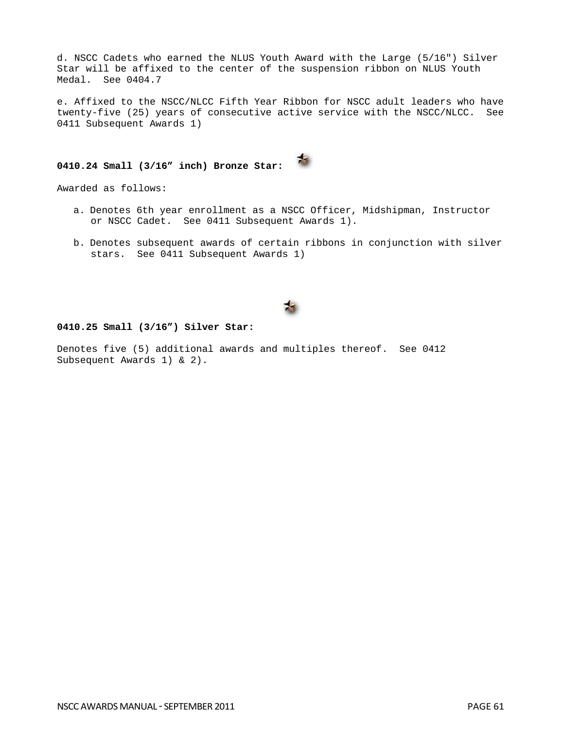d. NSCC Cadets who earned the NLUS Youth Award with the Large (5/16") Silver Star will be affixed to the center of the suspension ribbon on NLUS Youth Medal. See 0404.7

e. Affixed to the NSCC/NLCC Fifth Year Ribbon for NSCC adult leaders who have twenty-five (25) years of consecutive active service with the NSCC/NLCC. See 0411 Subsequent Awards 1)

**0410.24 Small (3/16" inch) Bronze Star:**

Awarded as follows:

a. Denotes 6th year enrollment as a NSCC Officer, Midshipman, Instructor or NSCC Cadet. See 0411 Subsequent Awards 1).

b. Denotes subsequent awards of certain ribbons in conjunction with silver stars. See 0411 Subsequent Awards 1)

**0410.25 Small (3/16") Silver Star:**

Denotes five (5) additional awards and multiples thereof. See 0412 Subsequent Awards 1) & 2).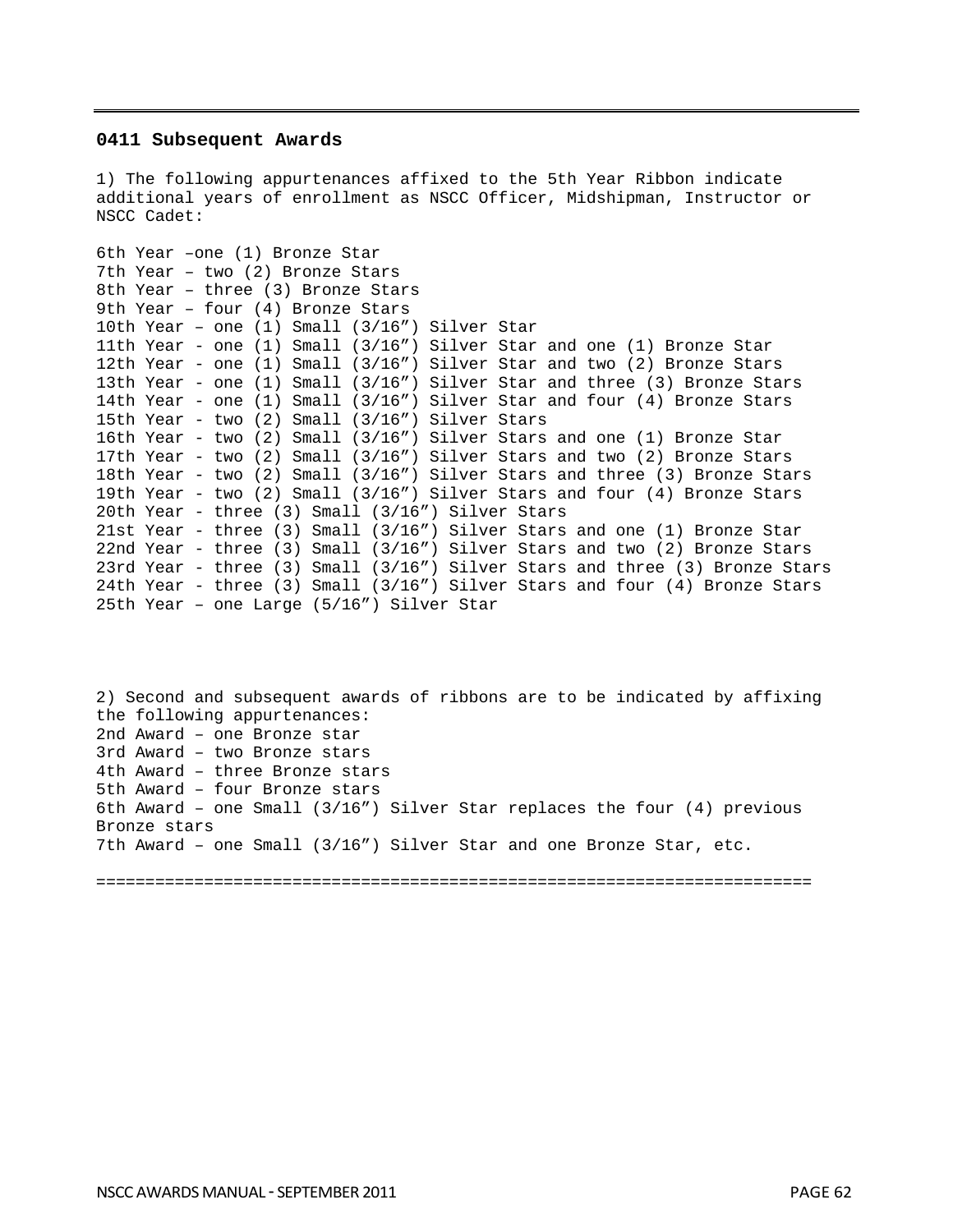### 0411 Subsequent Awards

1) The following appurtenances affixed to the 5th Year Ribbon indicate additional years of enrollment as NSCC Officer, Midshipman, Instructor or NSCC Cadet:

6th Year –one (1) Bronze Star
7th Year – two (2) Bronze Stars
8th Year – three (3) Bronze Stars
9th Year – four (4) Bronze Stars
10th Year – one (1) Small (3/16”) Silver Star
11th Year - one (1) Small (3/16”) Silver Star and one (1) Bronze Star
12th Year - one (1) Small (3/16”) Silver Star and two (2) Bronze Stars
13th Year - one (1) Small (3/16”) Silver Star and three (3) Bronze Stars
14th Year - one (1) Small (3/16”) Silver Star and four (4) Bronze Stars
15th Year - two (2) Small (3/16”) Silver Stars
16th Year - two (2) Small (3/16”) Silver Stars and one (1) Bronze Star
17th Year - two (2) Small (3/16”) Silver Stars and two (2) Bronze Stars
18th Year - two (2) Small (3/16”) Silver Stars and three (3) Bronze Stars
19th Year - two (2) Small (3/16”) Silver Stars and four (4) Bronze Stars
20th Year - three (3) Small (3/16”) Silver Stars
21st Year - three (3) Small (3/16”) Silver Stars and one (1) Bronze Star
22nd Year - three (3) Small (3/16”) Silver Stars and two (2) Bronze Stars
23rd Year - three (3) Small (3/16”) Silver Stars and three (3) Bronze Stars
24th Year - three (3) Small (3/16”) Silver Stars and four (4) Bronze Stars
25th Year – one Large (5/16”) Silver Star

2) Second and subsequent awards of ribbons are to be indicated by affixing the following appurtenances:
2nd Award – one Bronze star
3rd Award – two Bronze stars
4th Award – three Bronze stars
5th Award – four Bronze stars
6th Award – one Small (3/16”) Silver Star replaces the four (4) previous Bronze stars
7th Award – one Small (3/16”) Silver Star and one Bronze Star, etc.

========================================================================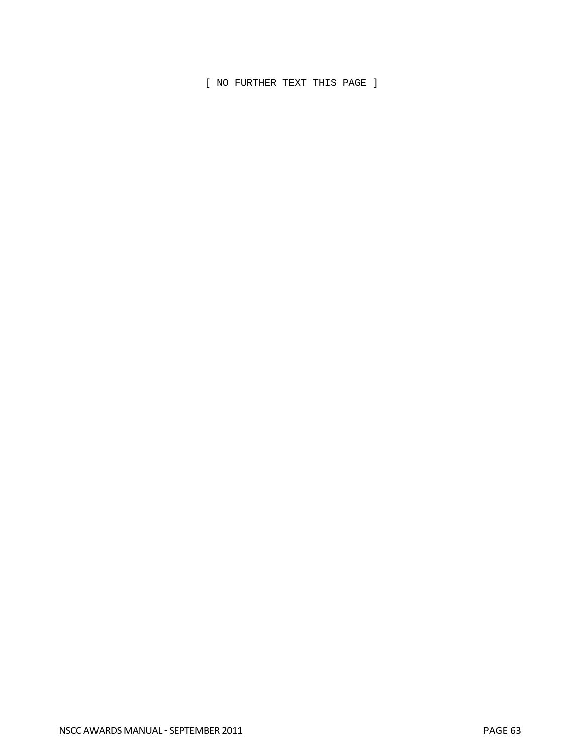[ NO FURTHER TEXT THIS PAGE ]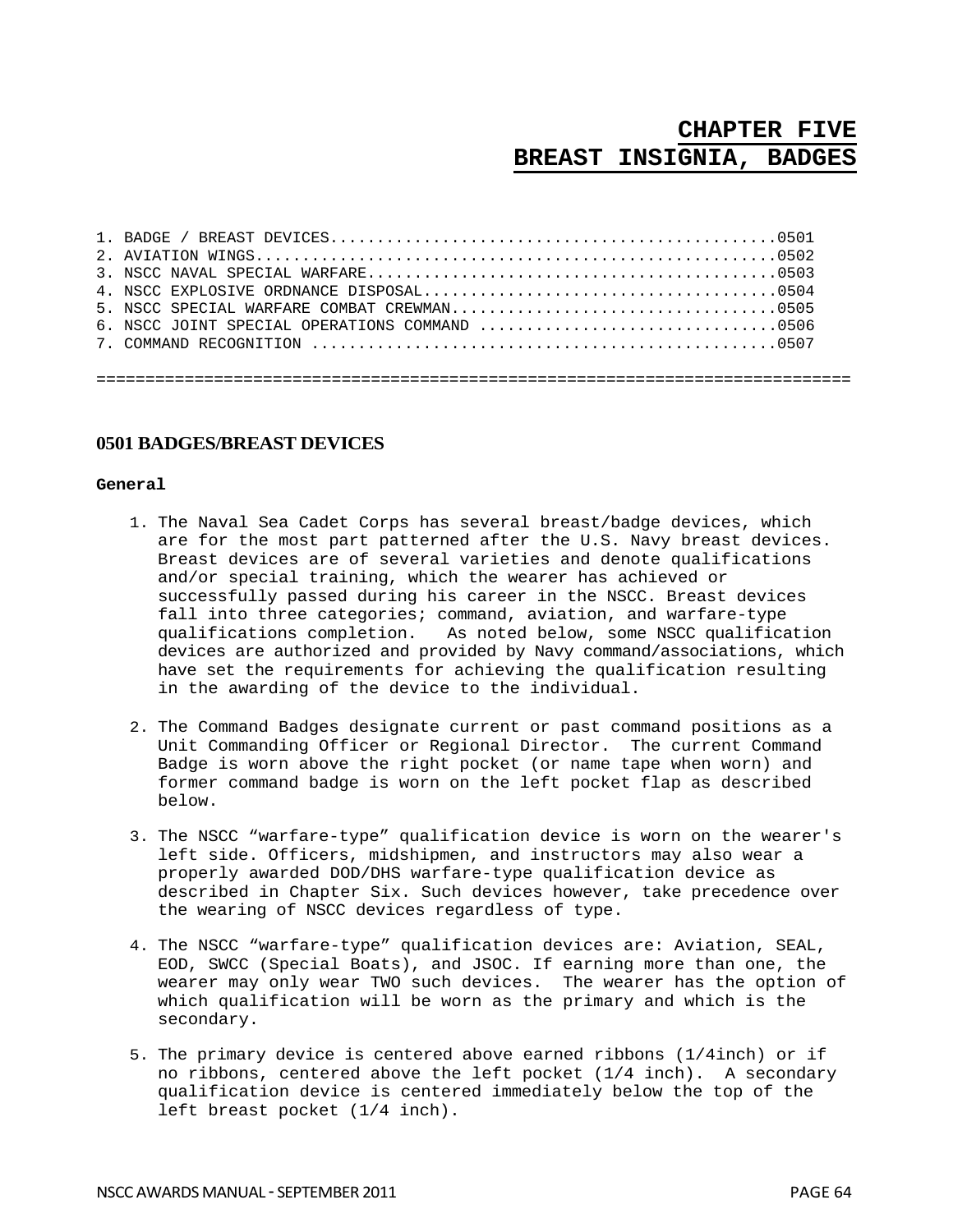# CHAPTER FIVE
# BREAST INSIGNIA, BADGES

1. BADGE / BREAST DEVICES................................................0501
2. AVIATION WINGS.......................................................0502
3. NSCC NAVAL SPECIAL WARFARE...........................................0503
4. NSCC EXPLOSIVE ORDNANCE DISPOSAL.....................................0504
5. NSCC SPECIAL WARFARE COMBAT CREWMAN..................................0505
6. NSCC JOINT SPECIAL OPERATIONS COMMAND ...............................0506
7. COMMAND RECOGNITION .................................................0507

=============================================================================

## 0501 BADGES/BREAST DEVICES

**General**

1. The Naval Sea Cadet Corps has several breast/badge devices, which are for the most part patterned after the U.S. Navy breast devices. Breast devices are of several varieties and denote qualifications and/or special training, which the wearer has achieved or successfully passed during his career in the NSCC. Breast devices fall into three categories; command, aviation, and warfare-type qualifications completion. As noted below, some NSCC qualification devices are authorized and provided by Navy command/associations, which have set the requirements for achieving the qualification resulting in the awarding of the device to the individual.

2. The Command Badges designate current or past command positions as a Unit Commanding Officer or Regional Director. The current Command Badge is worn above the right pocket (or name tape when worn) and former command badge is worn on the left pocket flap as described below.

3. The NSCC "warfare-type" qualification device is worn on the wearer's left side. Officers, midshipmen, and instructors may also wear a properly awarded DOD/DHS warfare-type qualification device as described in Chapter Six. Such devices however, take precedence over the wearing of NSCC devices regardless of type.

4. The NSCC "warfare-type" qualification devices are: Aviation, SEAL, EOD, SWCC (Special Boats), and JSOC. If earning more than one, the wearer may only wear TWO such devices. The wearer has the option of which qualification will be worn as the primary and which is the secondary.

5. The primary device is centered above earned ribbons (1/4inch) or if no ribbons, centered above the left pocket (1/4 inch). A secondary qualification device is centered immediately below the top of the left breast pocket (1/4 inch).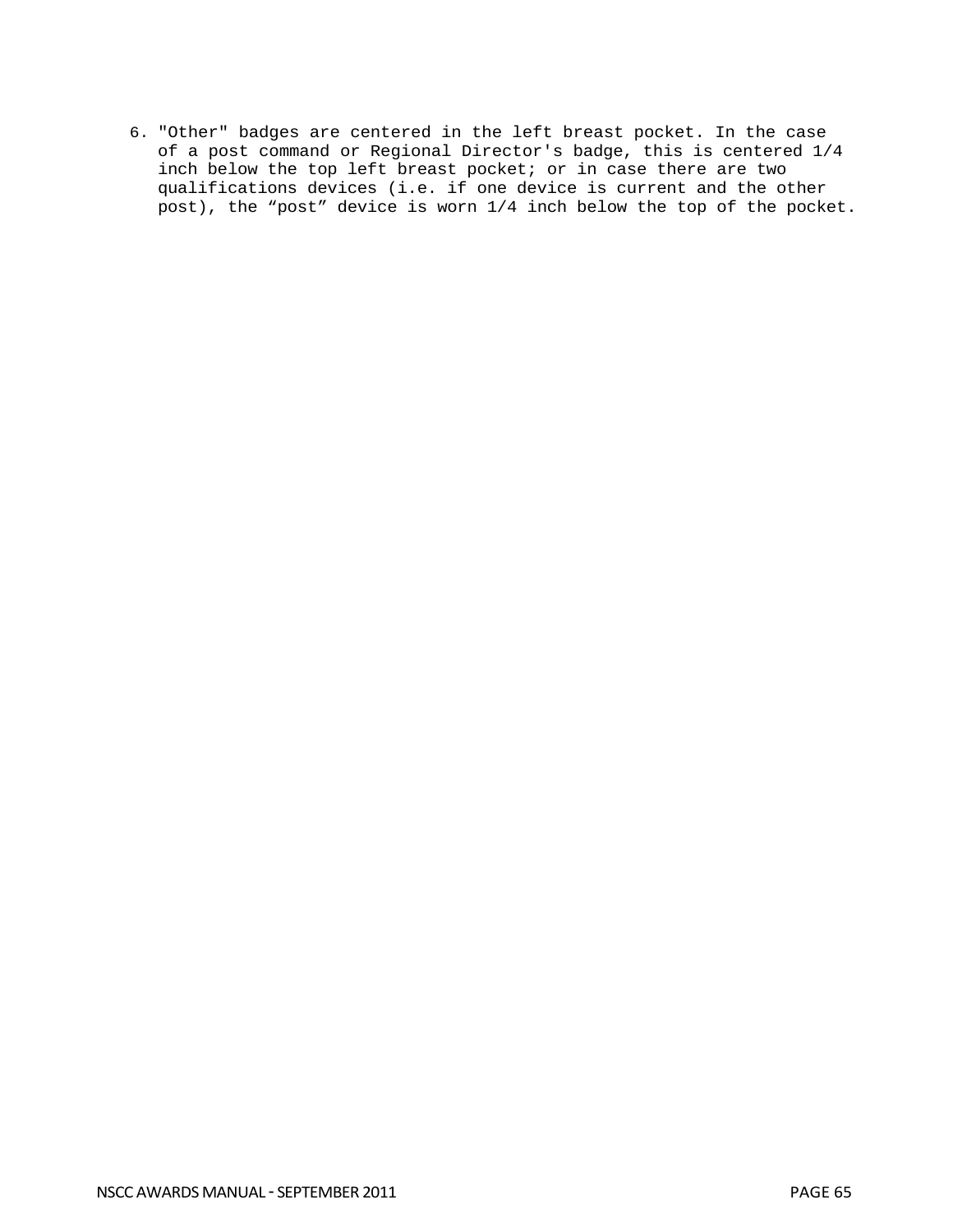6. "Other" badges are centered in the left breast pocket. In the case of a post command or Regional Director's badge, this is centered 1/4 inch below the top left breast pocket; or in case there are two qualifications devices (i.e. if one device is current and the other post), the “post” device is worn 1/4 inch below the top of the pocket.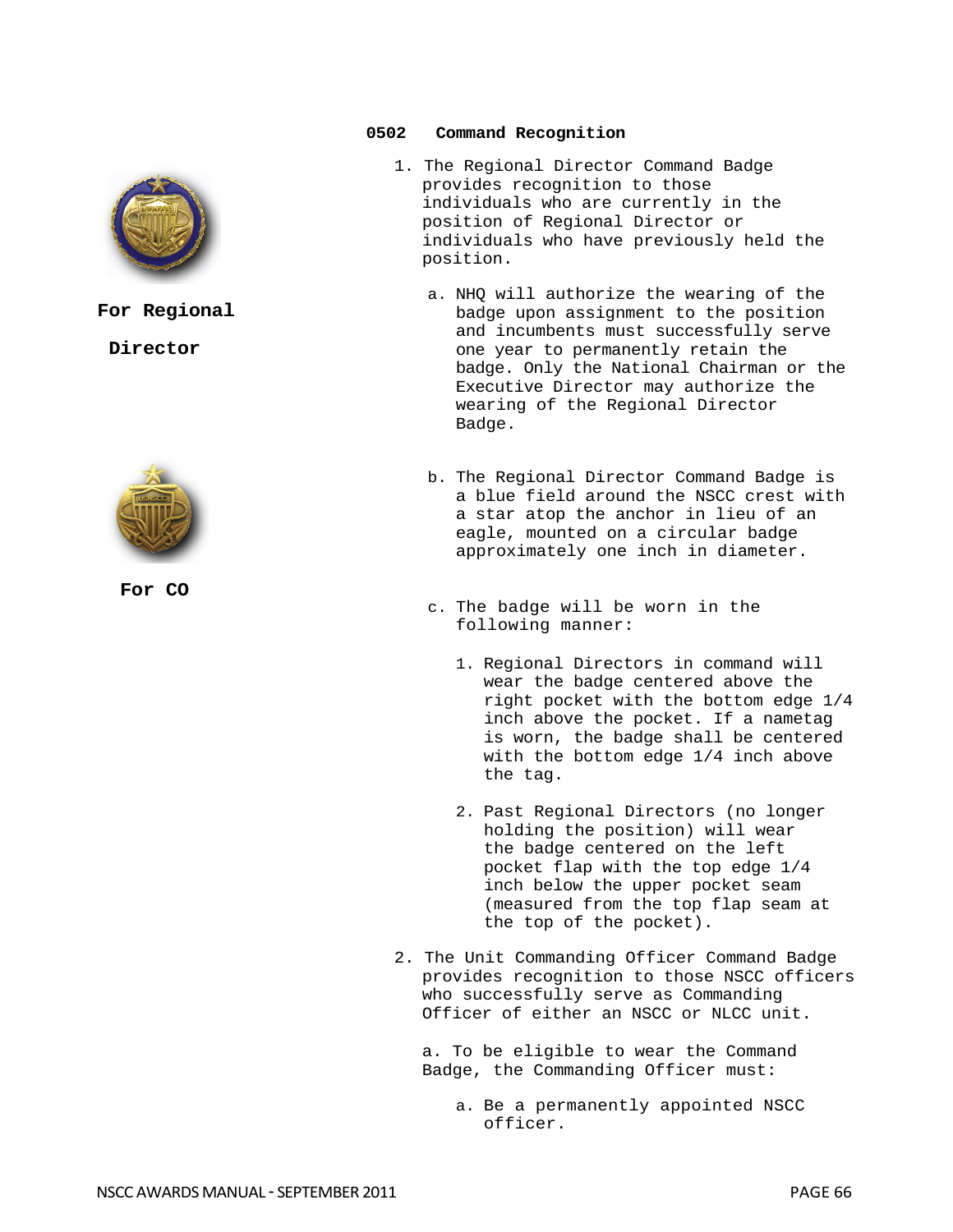## 0502 Command Recognition

For Regional Director

For CO

1. The Regional Director Command Badge provides recognition to those individuals who are currently in the position of Regional Director or individuals who have previously held the position.

   a. NHQ will authorize the wearing of the badge upon assignment to the position and incumbents must successfully serve one year to permanently retain the badge. Only the National Chairman or the Executive Director may authorize the wearing of the Regional Director Badge.

   b. The Regional Director Command Badge is a blue field around the NSCC crest with a star atop the anchor in lieu of an eagle, mounted on a circular badge approximately one inch in diameter.

   c. The badge will be worn in the following manner:

      1. Regional Directors in command will wear the badge centered above the right pocket with the bottom edge 1/4 inch above the pocket. If a nametag is worn, the badge shall be centered with the bottom edge 1/4 inch above the tag.

      2. Past Regional Directors (no longer holding the position) will wear the badge centered on the left pocket flap with the top edge 1/4 inch below the upper pocket seam (measured from the top flap seam at the top of the pocket).

2. The Unit Commanding Officer Command Badge provides recognition to those NSCC officers who successfully serve as Commanding Officer of either an NSCC or NLCC unit.

   a. To be eligible to wear the Command Badge, the Commanding Officer must:

      a. Be a permanently appointed NSCC officer.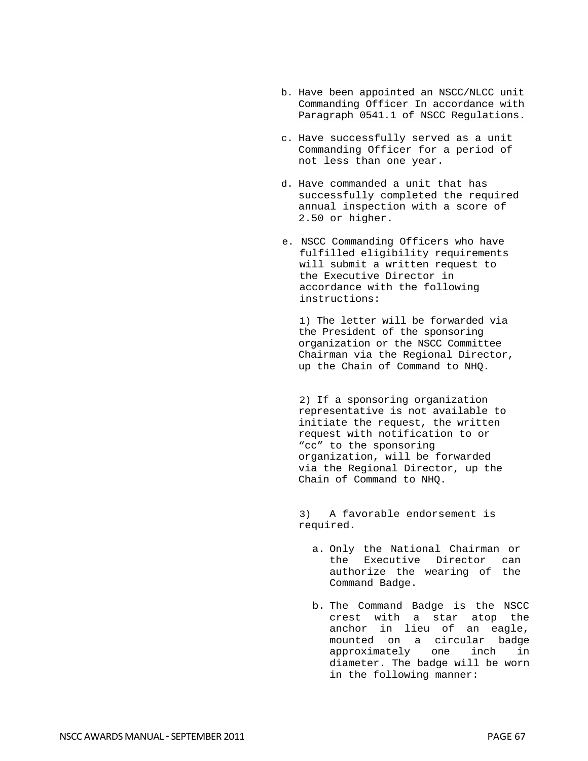b. Have been appointed an NSCC/NLCC unit Commanding Officer In accordance with <u>Paragraph 0541.1 of NSCC Regulations.</u>

c. Have successfully served as a unit Commanding Officer for a period of not less than one year.

d. Have commanded a unit that has successfully completed the required annual inspection with a score of 2.50 or higher.

e. NSCC Commanding Officers who have fulfilled eligibility requirements will submit a written request to the Executive Director in accordance with the following instructions:

1) The letter will be forwarded via the President of the sponsoring organization or the NSCC Committee Chairman via the Regional Director, up the Chain of Command to NHQ.

2) If a sponsoring organization representative is not available to initiate the request, the written request with notification to or “cc” to the sponsoring organization, will be forwarded via the Regional Director, up the Chain of Command to NHQ.

3) A favorable endorsement is required.

a. Only the National Chairman or the Executive Director can authorize the wearing of the Command Badge.

b. The Command Badge is the NSCC crest with a star atop the anchor in lieu of an eagle, mounted on a circular badge approximately one inch in diameter. The badge will be worn in the following manner: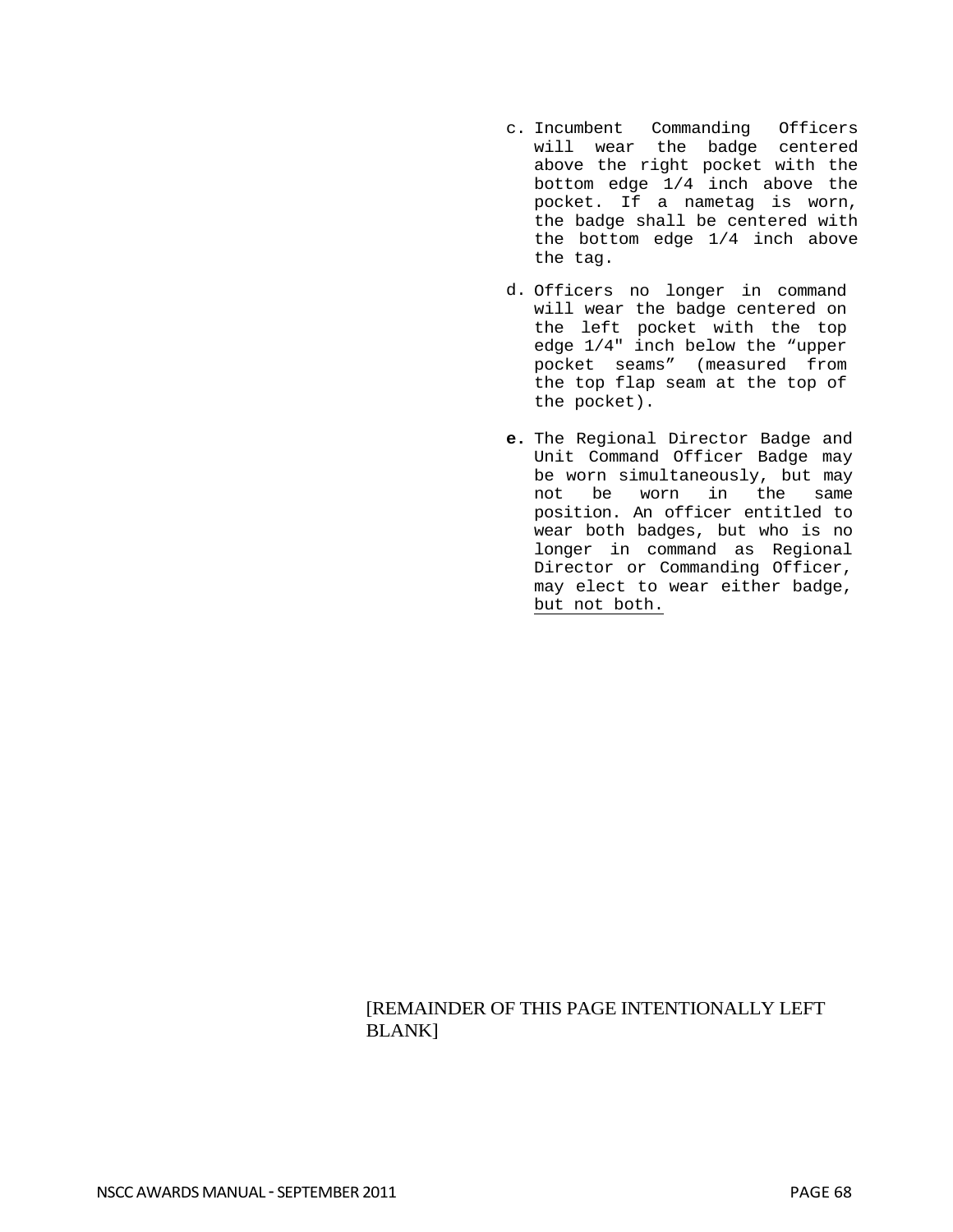c. Incumbent Commanding Officers will wear the badge centered above the right pocket with the bottom edge 1/4 inch above the pocket. If a nametag is worn, the badge shall be centered with the bottom edge 1/4 inch above the tag.

d. Officers no longer in command will wear the badge centered on the left pocket with the top edge 1/4" inch below the “upper pocket seams” (measured from the top flap seam at the top of the pocket).

**e.** The Regional Director Badge and Unit Command Officer Badge may be worn simultaneously, but may not be worn in the same position. An officer entitled to wear both badges, but who is no longer in command as Regional Director or Commanding Officer, may elect to wear either badge, <u>but not both.</u>

[REMAINDER OF THIS PAGE INTENTIONALLY LEFT BLANK]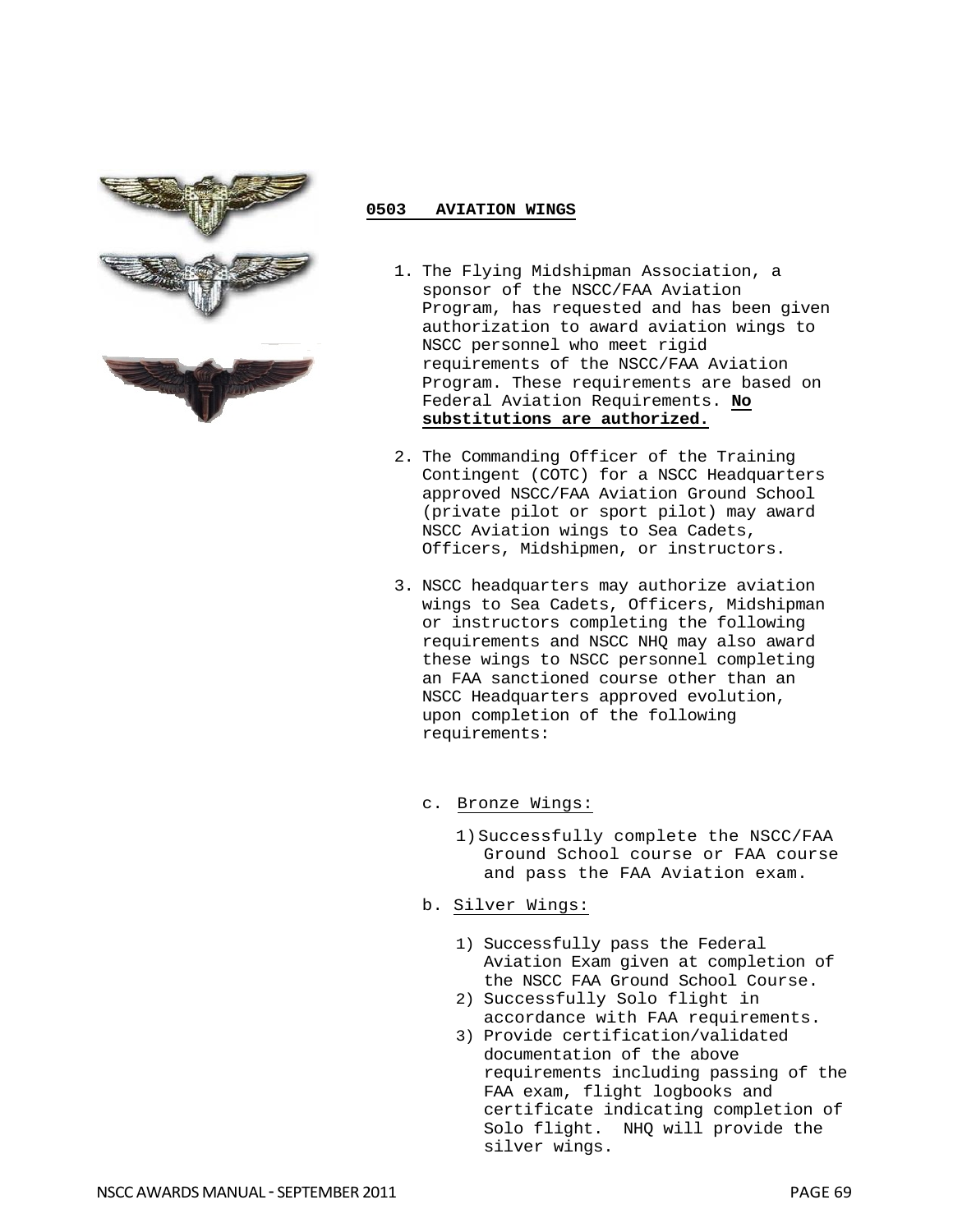## 0503 AVIATION WINGS

1. The Flying Midshipman Association, a sponsor of the NSCC/FAA Aviation Program, has requested and has been given authorization to award aviation wings to NSCC personnel who meet rigid requirements of the NSCC/FAA Aviation Program. These requirements are based on Federal Aviation Requirements. **No substitutions are authorized.**

2. The Commanding Officer of the Training Contingent (COTC) for a NSCC Headquarters approved NSCC/FAA Aviation Ground School (private pilot or sport pilot) may award NSCC Aviation wings to Sea Cadets, Officers, Midshipmen, or instructors.

3. NSCC headquarters may authorize aviation wings to Sea Cadets, Officers, Midshipman or instructors completing the following requirements and NSCC NHQ may also award these wings to NSCC personnel completing an FAA sanctioned course other than an NSCC Headquarters approved evolution, upon completion of the following requirements:

   c. Bronze Wings:

      1) Successfully complete the NSCC/FAA Ground School course or FAA course and pass the FAA Aviation exam.

   b. Silver Wings:

      1) Successfully pass the Federal Aviation Exam given at completion of the NSCC FAA Ground School Course.
      2) Successfully Solo flight in accordance with FAA requirements.
      3) Provide certification/validated documentation of the above requirements including passing of the FAA exam, flight logbooks and certificate indicating completion of Solo flight. NHQ will provide the silver wings.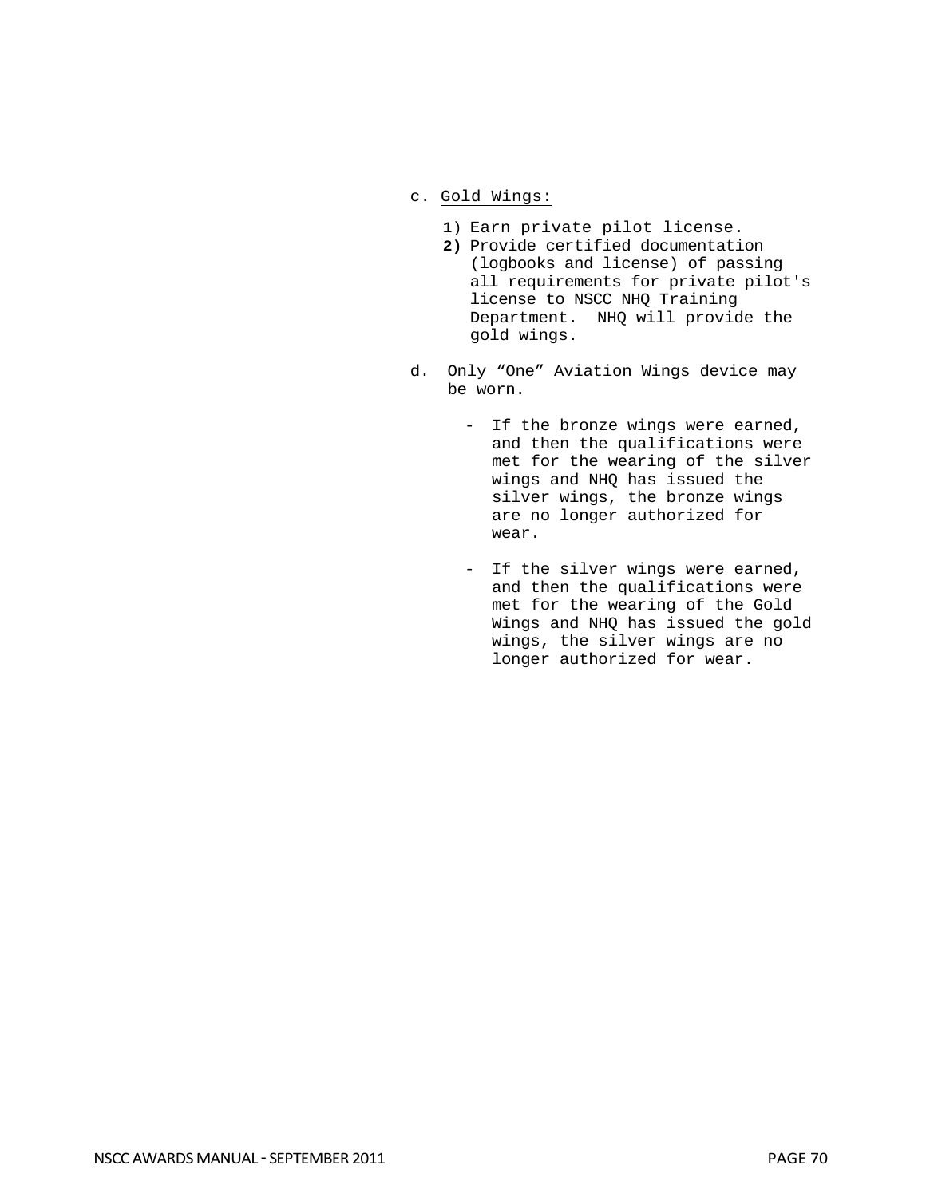c. <u>Gold Wings:</u>

1) Earn private pilot license.
2) Provide certified documentation (logbooks and license) of passing all requirements for private pilot's license to NSCC NHQ Training Department. NHQ will provide the gold wings.

d. Only "One" Aviation Wings device may be worn.

- If the bronze wings were earned, and then the qualifications were met for the wearing of the silver wings and NHQ has issued the silver wings, the bronze wings are no longer authorized for wear.

- If the silver wings were earned, and then the qualifications were met for the wearing of the Gold Wings and NHQ has issued the gold wings, the silver wings are no longer authorized for wear.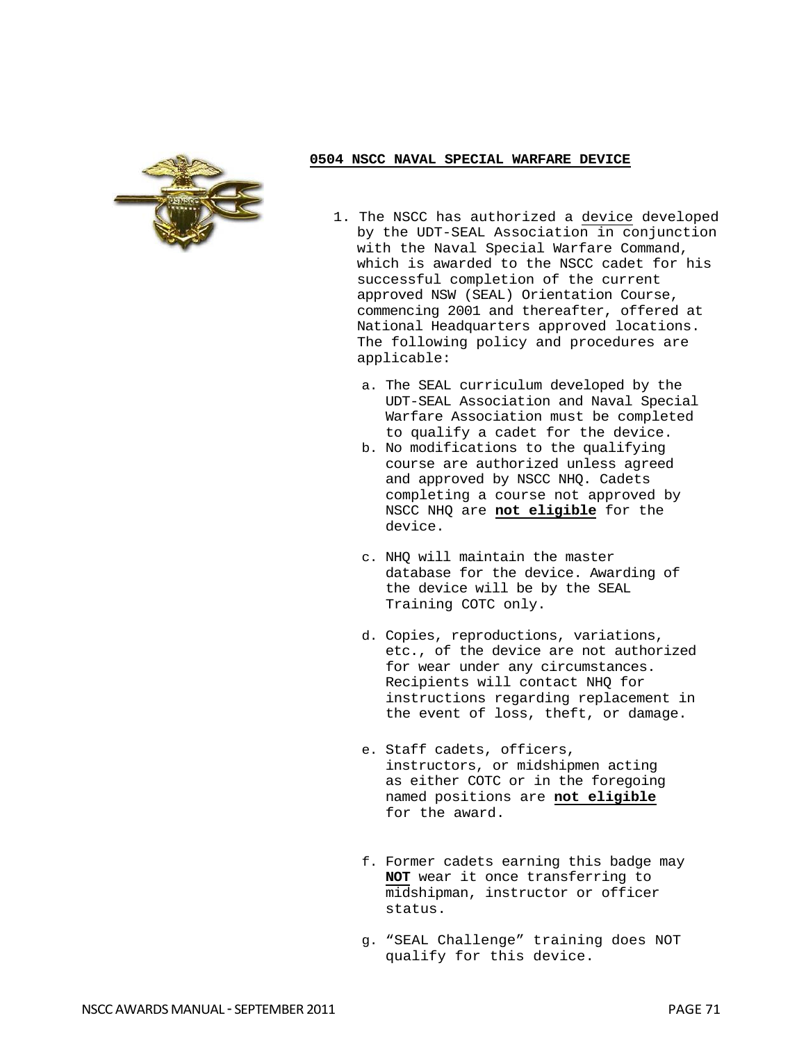## 0504 NSCC NAVAL SPECIAL WARFARE DEVICE

1. The NSCC has authorized a device developed by the UDT-SEAL Association in conjunction with the Naval Special Warfare Command, which is awarded to the NSCC cadet for his successful completion of the current approved NSW (SEAL) Orientation Course, commencing 2001 and thereafter, offered at National Headquarters approved locations. The following policy and procedures are applicable:

   a. The SEAL curriculum developed by the UDT-SEAL Association and Naval Special Warfare Association must be completed to qualify a cadet for the device.

   b. No modifications to the qualifying course are authorized unless agreed and approved by NSCC NHQ. Cadets completing a course not approved by NSCC NHQ are **not eligible** for the device.

   c. NHQ will maintain the master database for the device. Awarding of the device will be by the SEAL Training COTC only.

   d. Copies, reproductions, variations, etc., of the device are not authorized for wear under any circumstances. Recipients will contact NHQ for instructions regarding replacement in the event of loss, theft, or damage.

   e. Staff cadets, officers, instructors, or midshipmen acting as either COTC or in the foregoing named positions are **not eligible** for the award.

   f. Former cadets earning this badge may **NOT** wear it once transferring to midshipman, instructor or officer status.

   g. “SEAL Challenge” training does NOT qualify for this device.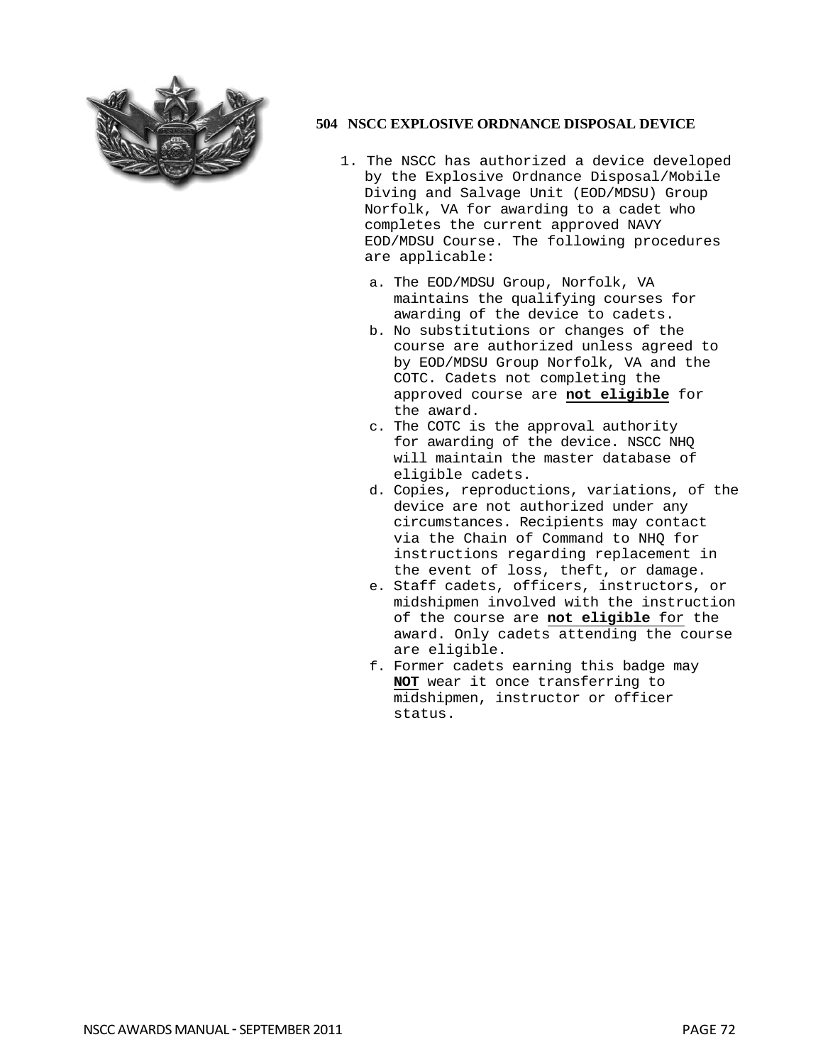### 504 NSCC EXPLOSIVE ORDNANCE DISPOSAL DEVICE

1. The NSCC has authorized a device developed by the Explosive Ordnance Disposal/Mobile Diving and Salvage Unit (EOD/MDSU) Group Norfolk, VA for awarding to a cadet who completes the current approved NAVY EOD/MDSU Course. The following procedures are applicable:

   a. The EOD/MDSU Group, Norfolk, VA maintains the qualifying courses for awarding of the device to cadets.

   b. No substitutions or changes of the course are authorized unless agreed to by EOD/MDSU Group Norfolk, VA and the COTC. Cadets not completing the approved course are **not eligible** for the award.

   c. The COTC is the approval authority for awarding of the device. NSCC NHQ will maintain the master database of eligible cadets.

   d. Copies, reproductions, variations, of the device are not authorized under any circumstances. Recipients may contact via the Chain of Command to NHQ for instructions regarding replacement in the event of loss, theft, or damage.

   e. Staff cadets, officers, instructors, or midshipmen involved with the instruction of the course are **not eligible** for the award. Only cadets attending the course are eligible.

   f. Former cadets earning this badge may **NOT** wear it once transferring to midshipmen, instructor or officer status.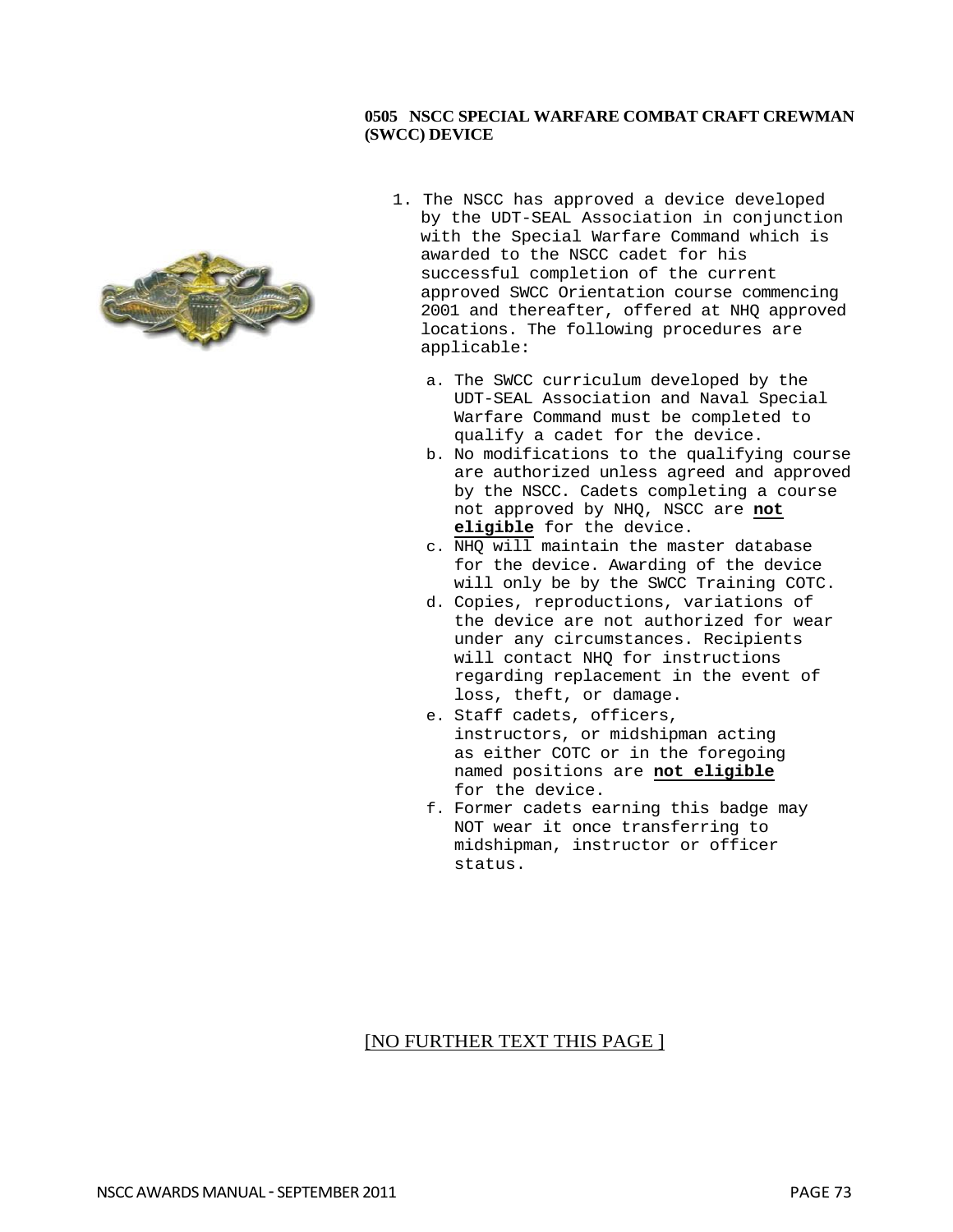**0505 NSCC SPECIAL WARFARE COMBAT CRAFT CREWMAN (SWCC) DEVICE**

1. The NSCC has approved a device developed by the UDT-SEAL Association in conjunction with the Special Warfare Command which is awarded to the NSCC cadet for his successful completion of the current approved SWCC Orientation course commencing 2001 and thereafter, offered at NHQ approved locations. The following procedures are applicable:

   a. The SWCC curriculum developed by the UDT-SEAL Association and Naval Special Warfare Command must be completed to qualify a cadet for the device.
   b. No modifications to the qualifying course are authorized unless agreed and approved by the NSCC. Cadets completing a course not approved by NHQ, NSCC are **not eligible** for the device.
   c. NHQ will maintain the master database for the device. Awarding of the device will only be by the SWCC Training COTC.
   d. Copies, reproductions, variations of the device are not authorized for wear under any circumstances. Recipients will contact NHQ for instructions regarding replacement in the event of loss, theft, or damage.
   e. Staff cadets, officers, instructors, or midshipman acting as either COTC or in the foregoing named positions are **not eligible** for the device.
   f. Former cadets earning this badge may NOT wear it once transferring to midshipman, instructor or officer status.

[NO FURTHER TEXT THIS PAGE ]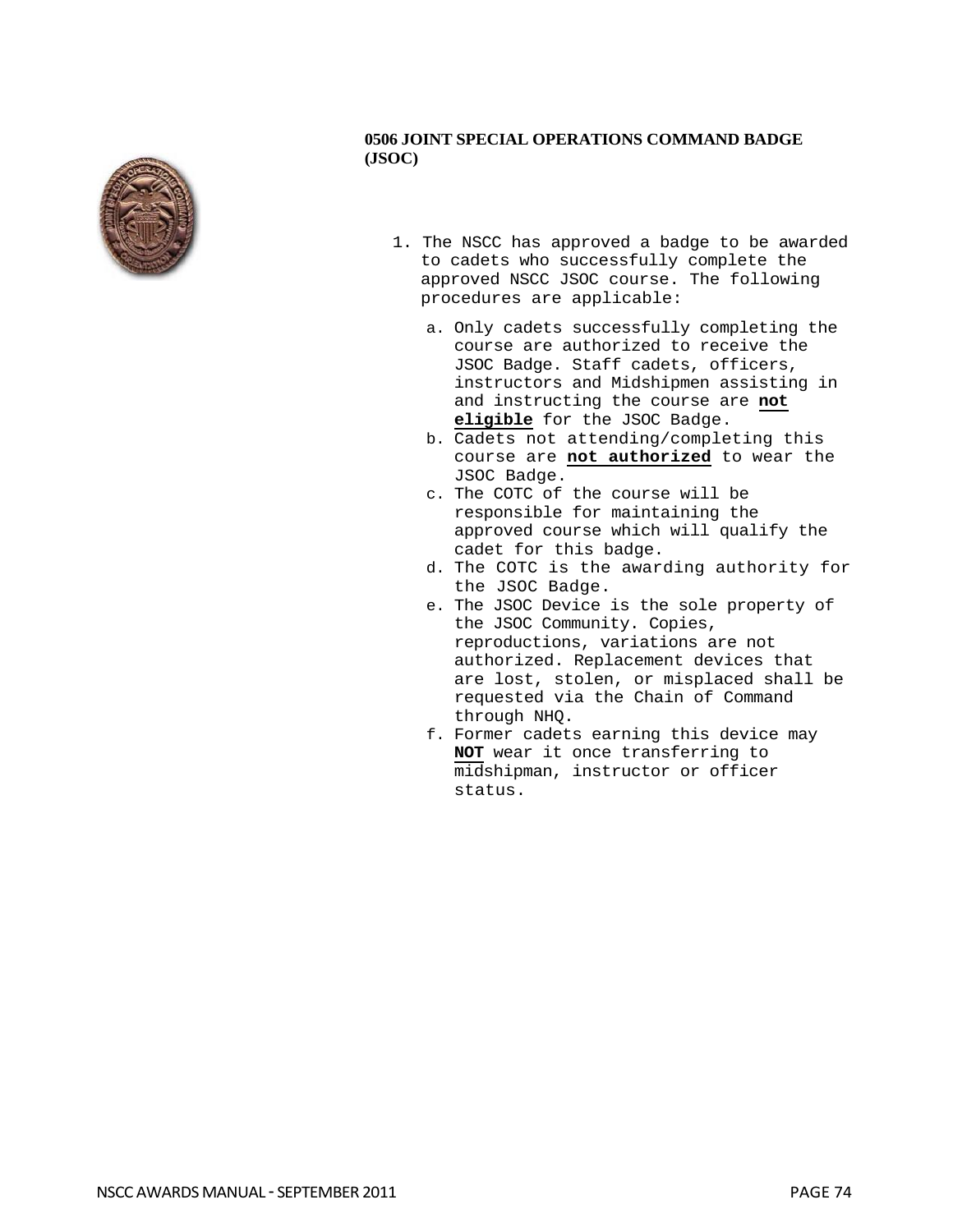### 0506 JOINT SPECIAL OPERATIONS COMMAND BADGE (JSOC)

1. The NSCC has approved a badge to be awarded to cadets who successfully complete the approved NSCC JSOC course. The following procedures are applicable:
   a. Only cadets successfully completing the course are authorized to receive the JSOC Badge. Staff cadets, officers, instructors and Midshipmen assisting in and instructing the course are **not eligible** for the JSOC Badge.
   b. Cadets not attending/completing this course are **not authorized** to wear the JSOC Badge.
   c. The COTC of the course will be responsible for maintaining the approved course which will qualify the cadet for this badge.
   d. The COTC is the awarding authority for the JSOC Badge.
   e. The JSOC Device is the sole property of the JSOC Community. Copies, reproductions, variations are not authorized. Replacement devices that are lost, stolen, or misplaced shall be requested via the Chain of Command through NHQ.
   f. Former cadets earning this device may **NOT** wear it once transferring to midshipman, instructor or officer status.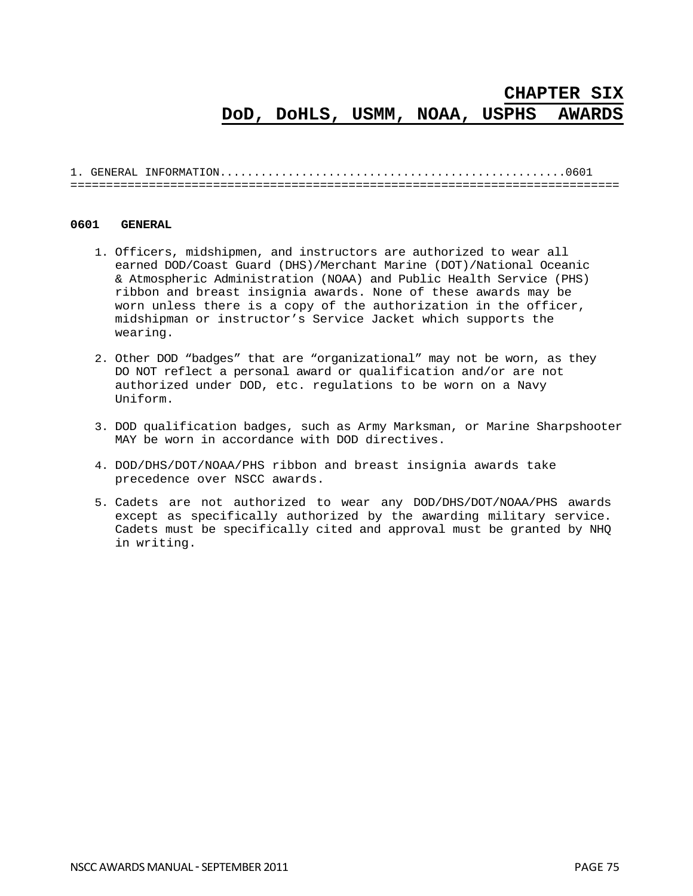# CHAPTER SIX
# DoD, DoHLS, USMM, NOAA, USPHS AWARDS

1. GENERAL INFORMATION..................................................0601

============================================================================

**0601 GENERAL**

1. Officers, midshipmen, and instructors are authorized to wear all earned DOD/Coast Guard (DHS)/Merchant Marine (DOT)/National Oceanic & Atmospheric Administration (NOAA) and Public Health Service (PHS) ribbon and breast insignia awards. None of these awards may be worn unless there is a copy of the authorization in the officer, midshipman or instructor's Service Jacket which supports the wearing.

2. Other DOD "badges" that are "organizational" may not be worn, as they DO NOT reflect a personal award or qualification and/or are not authorized under DOD, etc. regulations to be worn on a Navy Uniform.

3. DOD qualification badges, such as Army Marksman, or Marine Sharpshooter MAY be worn in accordance with DOD directives.

4. DOD/DHS/DOT/NOAA/PHS ribbon and breast insignia awards take precedence over NSCC awards.

5. Cadets are not authorized to wear any DOD/DHS/DOT/NOAA/PHS awards except as specifically authorized by the awarding military service. Cadets must be specifically cited and approval must be granted by NHQ in writing.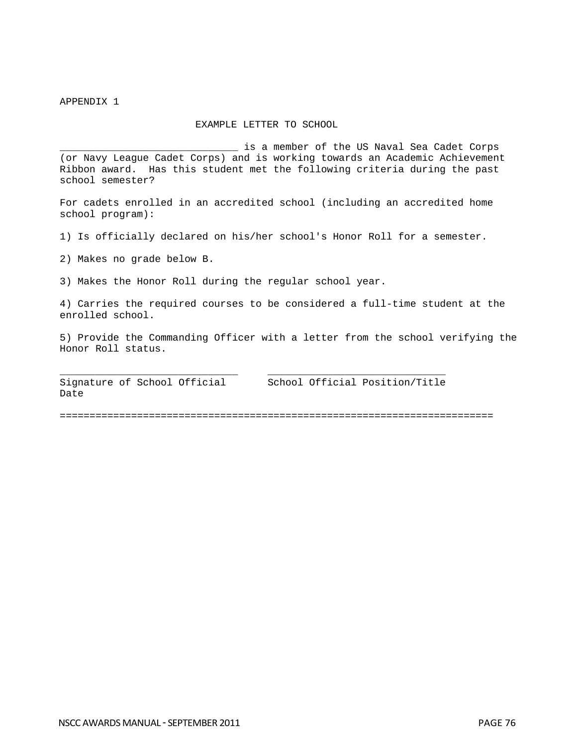APPENDIX 1

## EXAMPLE LETTER TO SCHOOL

_____________________________ is a member of the US Naval Sea Cadet Corps (or Navy League Cadet Corps) and is working towards an Academic Achievement Ribbon award. Has this student met the following criteria during the past school semester?

For cadets enrolled in an accredited school (including an accredited home school program):

1) Is officially declared on his/her school's Honor Roll for a semester.

2) Makes no grade below B.

3) Makes the Honor Roll during the regular school year.

4) Carries the required courses to be considered a full-time student at the enrolled school.

5) Provide the Commanding Officer with a letter from the school verifying the Honor Roll status.

_____________________________ &nbsp;&nbsp;&nbsp;&nbsp; _____________________________
Signature of School Official &nbsp;&nbsp;&nbsp;&nbsp; School Official Position/Title
Date

========================================================================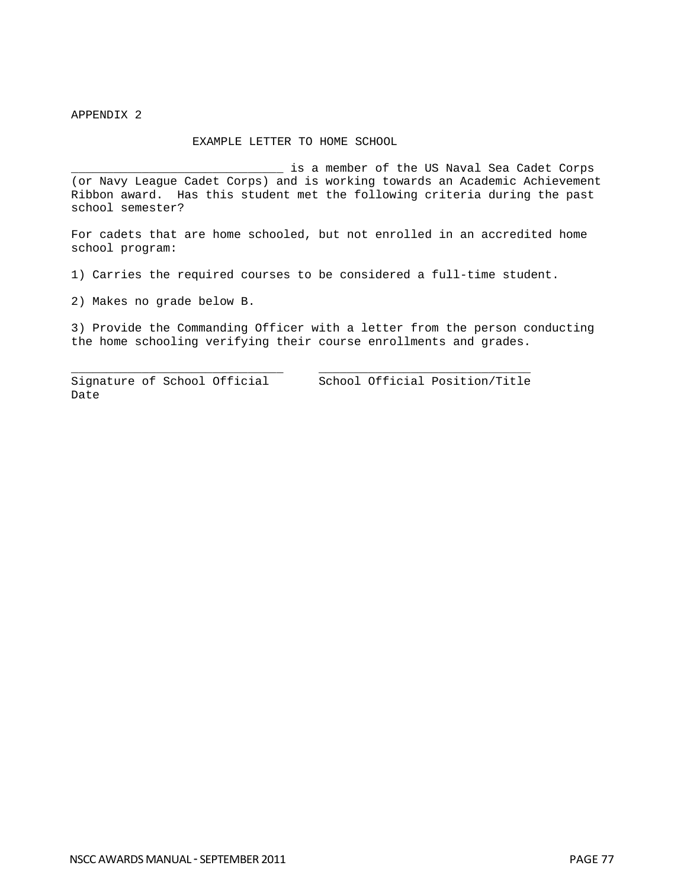APPENDIX 2

## EXAMPLE LETTER TO HOME SCHOOL

_____________________________ is a member of the US Naval Sea Cadet Corps (or Navy League Cadet Corps) and is working towards an Academic Achievement Ribbon award. Has this student met the following criteria during the past school semester?

For cadets that are home schooled, but not enrolled in an accredited home school program:

1) Carries the required courses to be considered a full-time student.

2) Makes no grade below B.

3) Provide the Commanding Officer with a letter from the person conducting the home schooling verifying their course enrollments and grades.

_____________________________ _____________________________
Signature of School Official School Official Position/Title
Date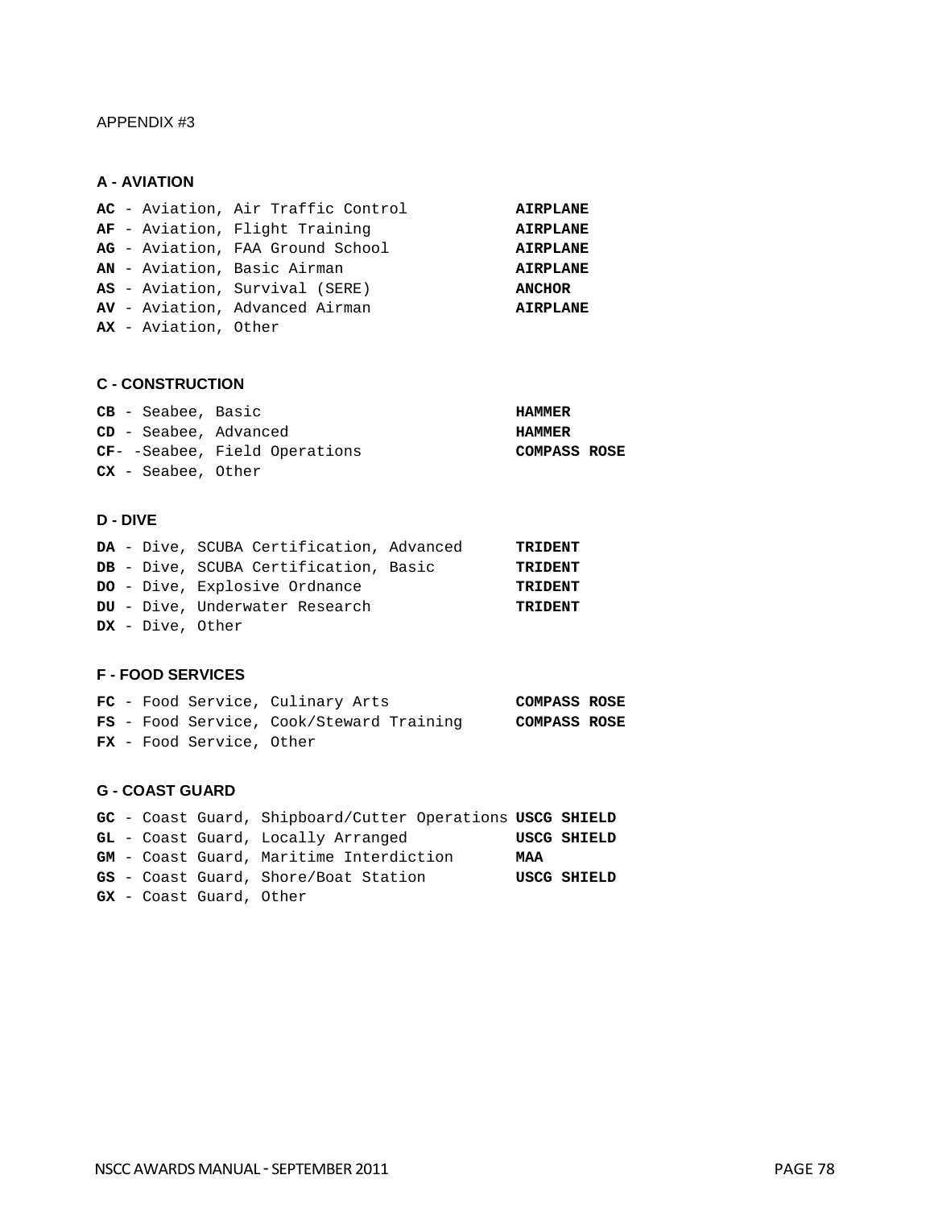APPENDIX #3

### A - AVIATION

| | |
|---|---|
| **AC** - Aviation, Air Traffic Control | **AIRPLANE** |
| **AF** - Aviation, Flight Training | **AIRPLANE** |
| **AG** - Aviation, FAA Ground School | **AIRPLANE** |
| **AN** - Aviation, Basic Airman | **AIRPLANE** |
| **AS** - Aviation, Survival (SERE) | **ANCHOR** |
| **AV** - Aviation, Advanced Airman | **AIRPLANE** |
| **AX** - Aviation, Other | |

### C - CONSTRUCTION

| | |
|---|---|
| **CB** - Seabee, Basic | **HAMMER** |
| **CD** - Seabee, Advanced | **HAMMER** |
| **CF**- -Seabee, Field Operations | **COMPASS ROSE** |
| **CX** - Seabee, Other | |

### D - DIVE

| | |
|---|---|
| **DA** - Dive, SCUBA Certification, Advanced | **TRIDENT** |
| **DB** - Dive, SCUBA Certification, Basic | **TRIDENT** |
| **DO** - Dive, Explosive Ordnance | **TRIDENT** |
| **DU** - Dive, Underwater Research | **TRIDENT** |
| **DX** - Dive, Other | |

### F - FOOD SERVICES

| | |
|---|---|
| **FC** - Food Service, Culinary Arts | **COMPASS ROSE** |
| **FS** - Food Service, Cook/Steward Training | **COMPASS ROSE** |
| **FX** - Food Service, Other | |

### G - COAST GUARD

| | |
|---|---|
| **GC** - Coast Guard, Shipboard/Cutter Operations | **USCG SHIELD** |
| **GL** - Coast Guard, Locally Arranged | **USCG SHIELD** |
| **GM** - Coast Guard, Maritime Interdiction | **MAA** |
| **GS** - Coast Guard, Shore/Boat Station | **USCG SHIELD** |
| **GX** - Coast Guard, Other | |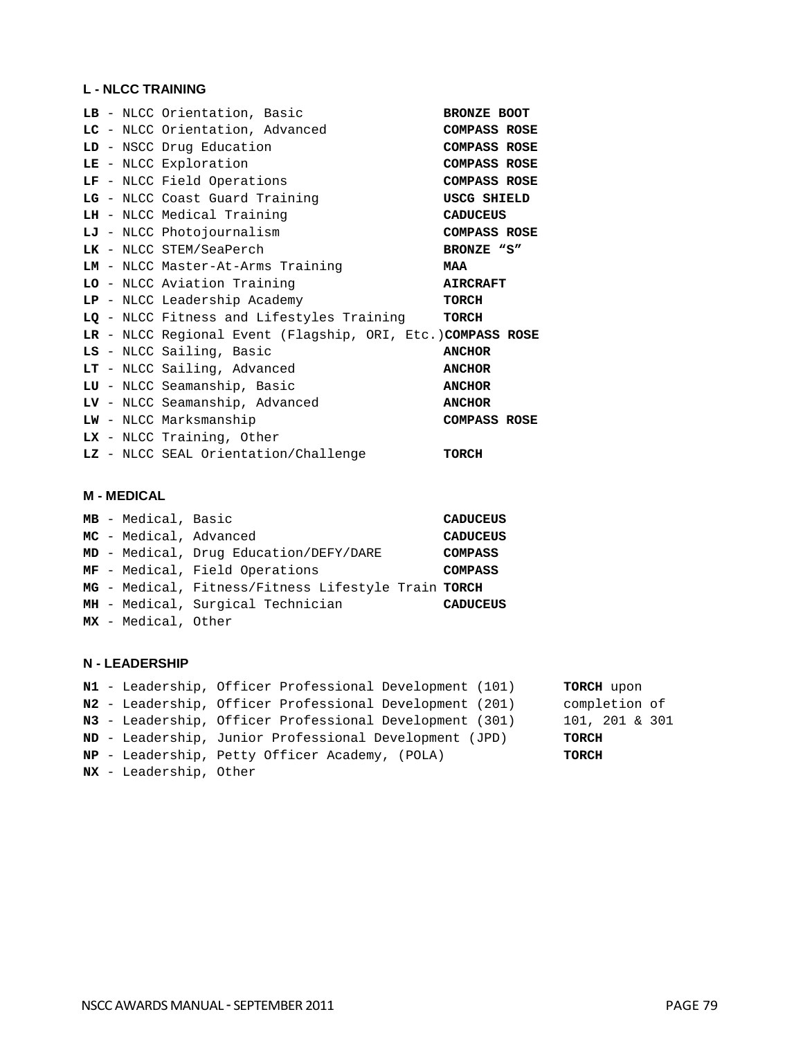**L - NLCC TRAINING**

| Code | Description | Device |
|---|---|---|
| **LB** | NLCC Orientation, Basic | **BRONZE BOOT** |
| **LC** | NLCC Orientation, Advanced | **COMPASS ROSE** |
| **LD** | NSCC Drug Education | **COMPASS ROSE** |
| **LE** | NLCC Exploration | **COMPASS ROSE** |
| **LF** | NLCC Field Operations | **COMPASS ROSE** |
| **LG** | NLCC Coast Guard Training | **USCG SHIELD** |
| **LH** | NLCC Medical Training | **CADUCEUS** |
| **LJ** | NLCC Photojournalism | **COMPASS ROSE** |
| **LK** | NLCC STEM/SeaPerch | **BRONZE "S"** |
| **LM** | NLCC Master-At-Arms Training | **MAA** |
| **LO** | NLCC Aviation Training | **AIRCRAFT** |
| **LP** | NLCC Leadership Academy | **TORCH** |
| **LQ** | NLCC Fitness and Lifestyles Training | **TORCH** |
| **LR** | NLCC Regional Event (Flagship, ORI, Etc.) | **COMPASS ROSE** |
| **LS** | NLCC Sailing, Basic | **ANCHOR** |
| **LT** | NLCC Sailing, Advanced | **ANCHOR** |
| **LU** | NLCC Seamanship, Basic | **ANCHOR** |
| **LV** | NLCC Seamanship, Advanced | **ANCHOR** |
| **LW** | NLCC Marksmanship | **COMPASS ROSE** |
| **LX** | NLCC Training, Other | |
| **LZ** | NLCC SEAL Orientation/Challenge | **TORCH** |

**M - MEDICAL**

| Code | Description | Device |
|---|---|---|
| **MB** | Medical, Basic | **CADUCEUS** |
| **MC** | Medical, Advanced | **CADUCEUS** |
| **MD** | Medical, Drug Education/DEFY/DARE | **COMPASS** |
| **MF** | Medical, Field Operations | **COMPASS** |
| **MG** | Medical, Fitness/Fitness Lifestyle Train | **TORCH** |
| **MH** | Medical, Surgical Technician | **CADUCEUS** |
| **MX** | Medical, Other | |

**N - LEADERSHIP**

| Code | Description | Device |
|---|---|---|
| **N1** | Leadership, Officer Professional Development (101) | **TORCH** upon completion of 101, 201 & 301 |
| **N2** | Leadership, Officer Professional Development (201) | |
| **N3** | Leadership, Officer Professional Development (301) | |
| **ND** | Leadership, Junior Professional Development (JPD) | **TORCH** |
| **NP** | Leadership, Petty Officer Academy, (POLA) | **TORCH** |
| **NX** | Leadership, Other | |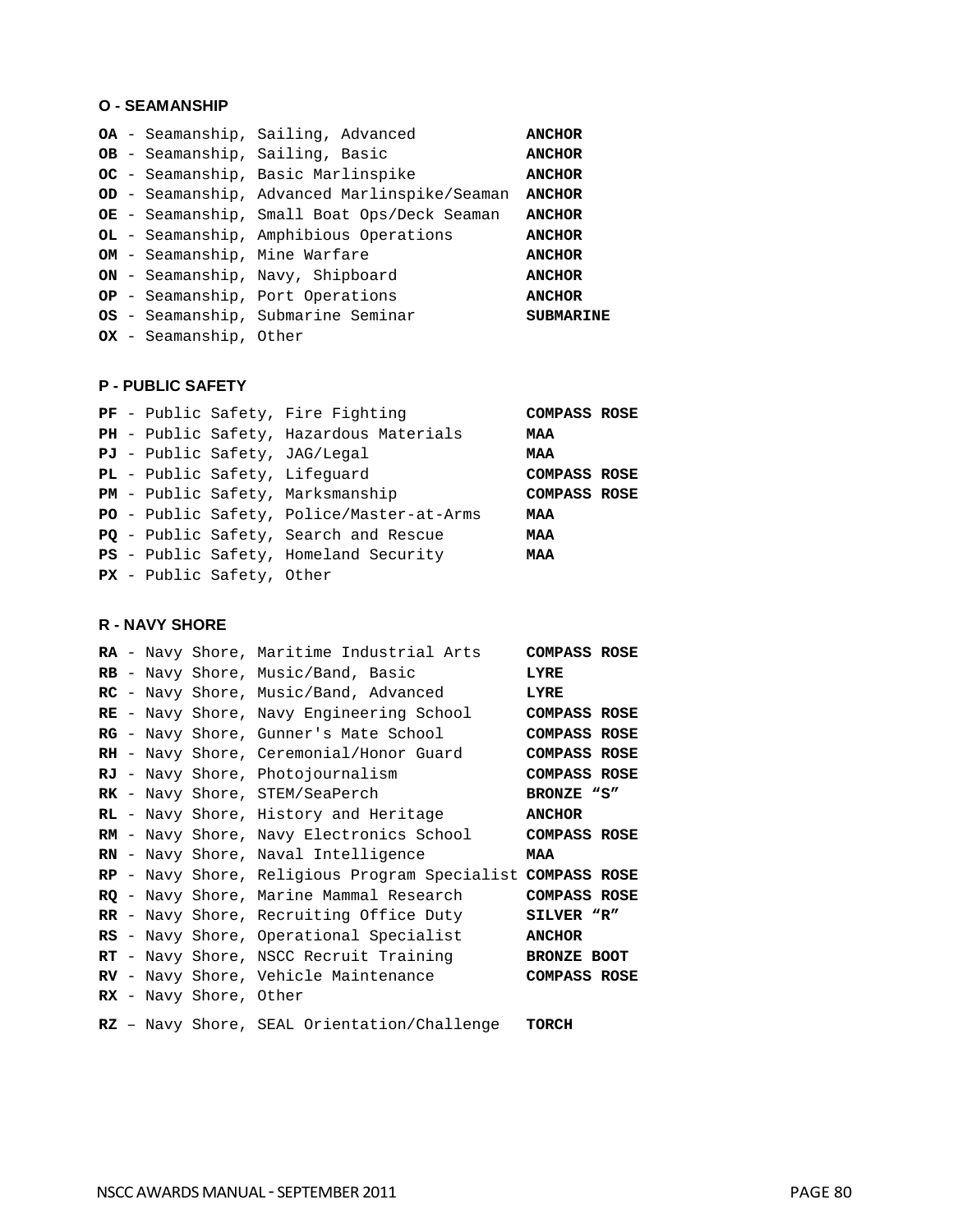**O - SEAMANSHIP**

**OA** - Seamanship, Sailing, Advanced **ANCHOR**
**OB** - Seamanship, Sailing, Basic **ANCHOR**
**OC** - Seamanship, Basic Marlinspike **ANCHOR**
**OD** - Seamanship, Advanced Marlinspike/Seaman **ANCHOR**
**OE** - Seamanship, Small Boat Ops/Deck Seaman **ANCHOR**
**OL** - Seamanship, Amphibious Operations **ANCHOR**
**OM** - Seamanship, Mine Warfare **ANCHOR**
**ON** - Seamanship, Navy, Shipboard **ANCHOR**
**OP** - Seamanship, Port Operations **ANCHOR**
**OS** - Seamanship, Submarine Seminar **SUBMARINE**
**OX** - Seamanship, Other

**P - PUBLIC SAFETY**

**PF** - Public Safety, Fire Fighting **COMPASS ROSE**
**PH** - Public Safety, Hazardous Materials **MAA**
**PJ** - Public Safety, JAG/Legal **MAA**
**PL** - Public Safety, Lifeguard **COMPASS ROSE**
**PM** - Public Safety, Marksmanship **COMPASS ROSE**
**PO** - Public Safety, Police/Master-at-Arms **MAA**
**PQ** - Public Safety, Search and Rescue **MAA**
**PS** - Public Safety, Homeland Security **MAA**
**PX** - Public Safety, Other

**R - NAVY SHORE**

**RA** - Navy Shore, Maritime Industrial Arts **COMPASS ROSE**
**RB** - Navy Shore, Music/Band, Basic **LYRE**
**RC** - Navy Shore, Music/Band, Advanced **LYRE**
**RE** - Navy Shore, Navy Engineering School **COMPASS ROSE**
**RG** - Navy Shore, Gunner's Mate School **COMPASS ROSE**
**RH** - Navy Shore, Ceremonial/Honor Guard **COMPASS ROSE**
**RJ** - Navy Shore, Photojournalism **COMPASS ROSE**
**RK** - Navy Shore, STEM/SeaPerch **BRONZE "S"**
**RL** - Navy Shore, History and Heritage **ANCHOR**
**RM** - Navy Shore, Navy Electronics School **COMPASS ROSE**
**RN** - Navy Shore, Naval Intelligence **MAA**
**RP** - Navy Shore, Religious Program Specialist **COMPASS ROSE**
**RQ** - Navy Shore, Marine Mammal Research **COMPASS ROSE**
**RR** - Navy Shore, Recruiting Office Duty **SILVER "R"**
**RS** - Navy Shore, Operational Specialist **ANCHOR**
**RT** - Navy Shore, NSCC Recruit Training **BRONZE BOOT**
**RV** - Navy Shore, Vehicle Maintenance **COMPASS ROSE**
**RX** - Navy Shore, Other

**RZ** – Navy Shore, SEAL Orientation/Challenge **TORCH**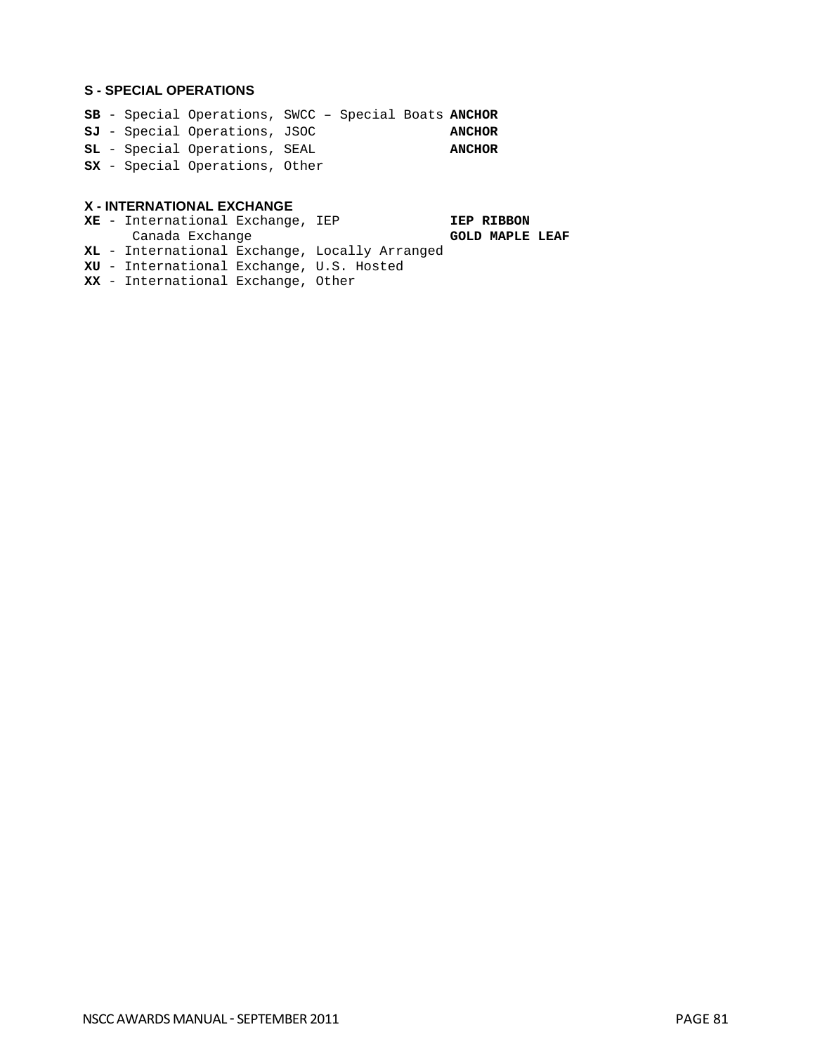### S - SPECIAL OPERATIONS

**SB** - Special Operations, SWCC – Special Boats **ANCHOR**
**SJ** - Special Operations, JSOC **ANCHOR**
**SL** - Special Operations, SEAL **ANCHOR**
**SX** - Special Operations, Other

### X - INTERNATIONAL EXCHANGE

**XE** - International Exchange, IEP **IEP RIBBON**
Canada Exchange **GOLD MAPLE LEAF**
**XL** - International Exchange, Locally Arranged
**XU** - International Exchange, U.S. Hosted
**XX** - International Exchange, Other